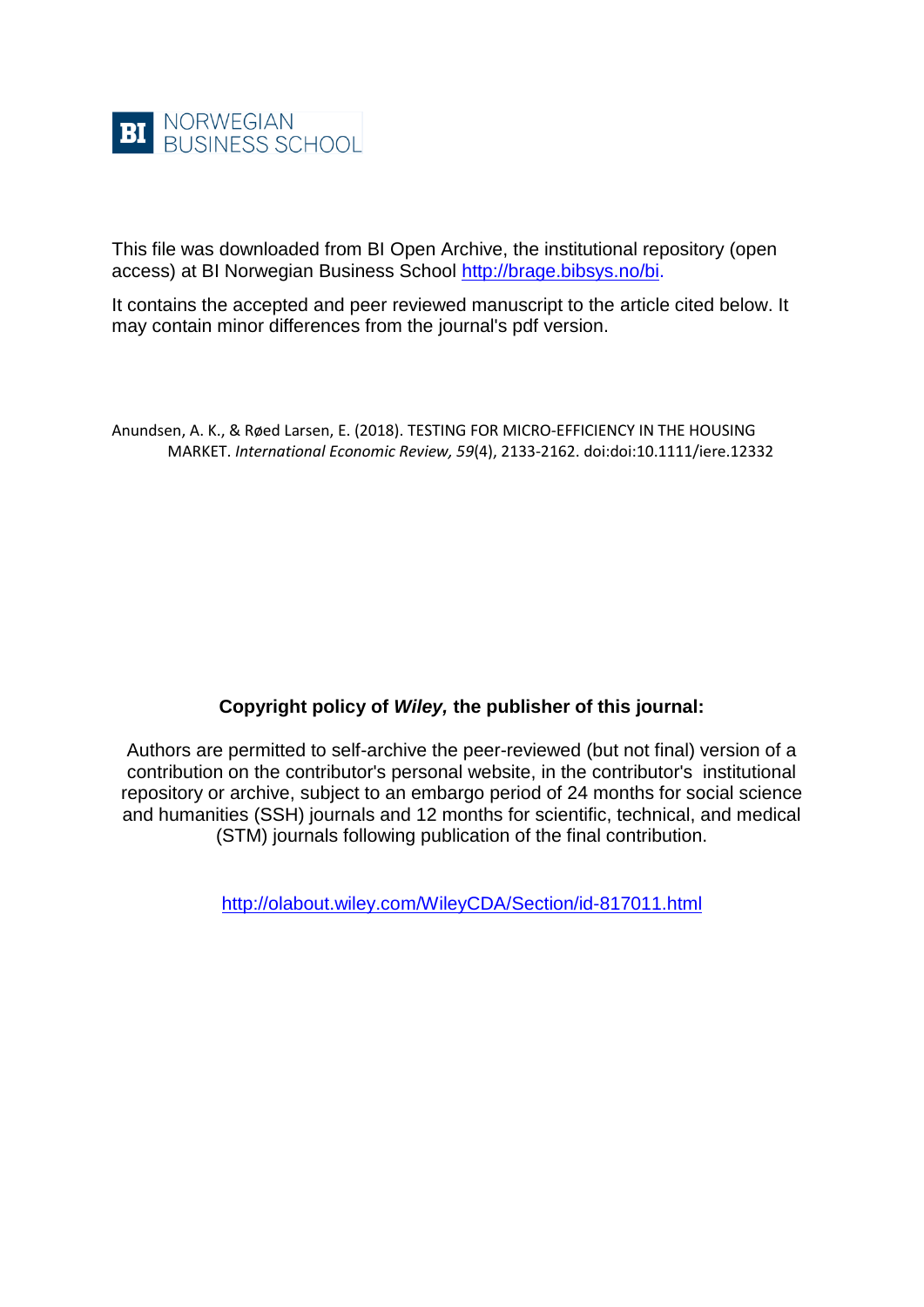NORWEGIAN BUSINESS SCHOOL

This file was downloaded from BI Open Archive, the institutional repository (open access) at BI Norwegian Business School http://brage.bibsys.no/bi.

It contains the accepted and peer reviewed manuscript to the article cited below. It may contain minor differences from the journal's pdf version.

Anundsen, A. K., & Røed Larsen, E. (2018). TESTING FOR MICRO-EFFICIENCY IN THE HOUSING MARKET. *International Economic Review, 59*(4), 2133-2162. doi:doi:10.1111/iere.12332

**Copyright policy of *Wiley,* the publisher of this journal:**

Authors are permitted to self-archive the peer-reviewed (but not final) version of a contribution on the contributor's personal website, in the contributor's institutional repository or archive, subject to an embargo period of 24 months for social science and humanities (SSH) journals and 12 months for scientific, technical, and medical (STM) journals following publication of the final contribution.

http://olabout.wiley.com/WileyCDA/Section/id-817011.html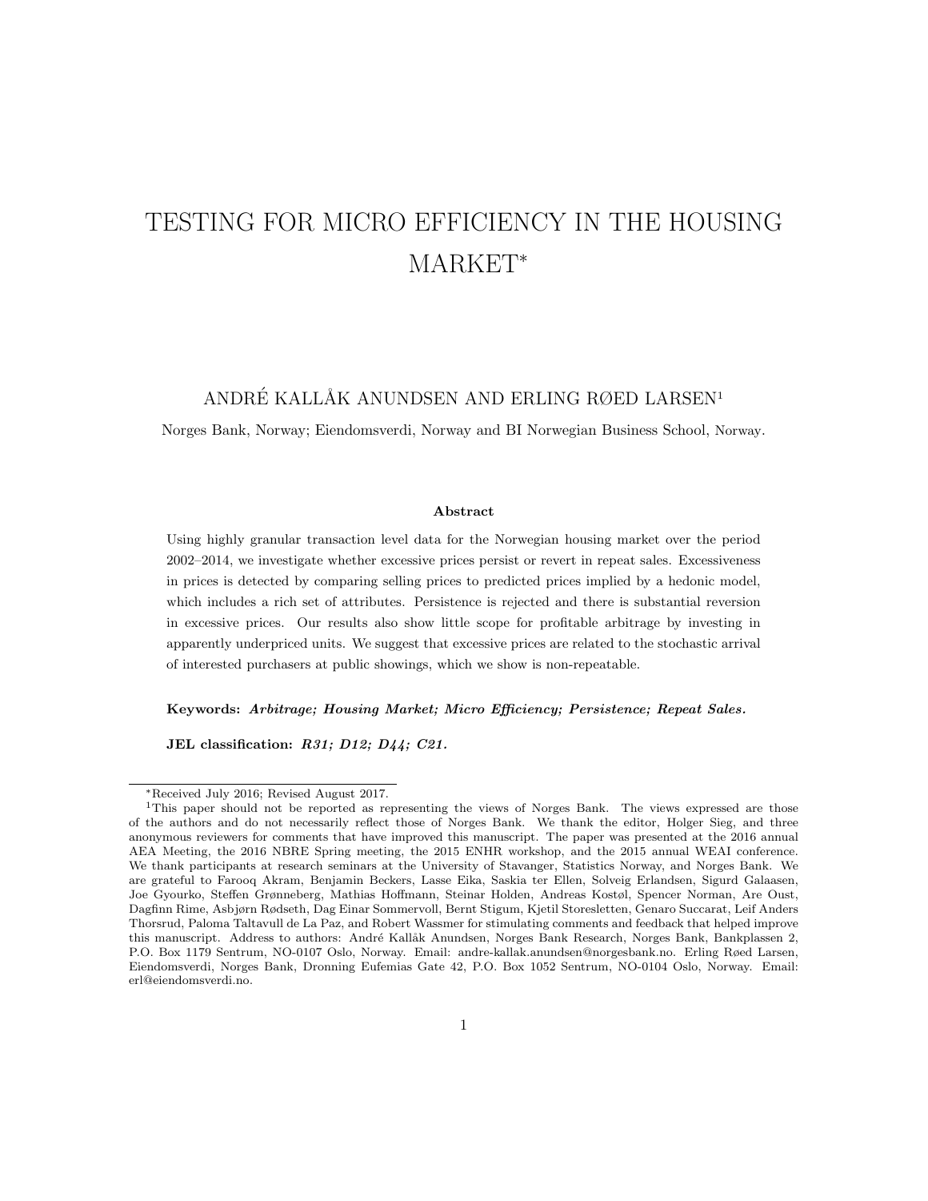# TESTING FOR MICRO EFFICIENCY IN THE HOUSING MARKET*

ANDRÉ KALLÅK ANUNDSEN AND ERLING RØED LARSEN[1]

Norges Bank, Norway; Eiendomsverdi, Norway and BI Norwegian Business School, Norway.

**Abstract**

Using highly granular transaction level data for the Norwegian housing market over the period 2002–2014, we investigate whether excessive prices persist or revert in repeat sales. Excessiveness in prices is detected by comparing selling prices to predicted prices implied by a hedonic model, which includes a rich set of attributes. Persistence is rejected and there is substantial reversion in excessive prices. Our results also show little scope for profitable arbitrage by investing in apparently underpriced units. We suggest that excessive prices are related to the stochastic arrival of interested purchasers at public showings, which we show is non-repeatable.

**Keywords:** ***Arbitrage; Housing Market; Micro Efficiency; Persistence; Repeat Sales.***

**JEL classification:** ***R31; D12; D44; C21.***

*Received July 2016; Revised August 2017.

[1]This paper should not be reported as representing the views of Norges Bank. The views expressed are those of the authors and do not necessarily reflect those of Norges Bank. We thank the editor, Holger Sieg, and three anonymous reviewers for comments that have improved this manuscript. The paper was presented at the 2016 annual AEA Meeting, the 2016 NBRE Spring meeting, the 2015 ENHR workshop, and the 2015 annual WEAI conference. We thank participants at research seminars at the University of Stavanger, Statistics Norway, and Norges Bank. We are grateful to Farooq Akram, Benjamin Beckers, Lasse Eika, Saskia ter Ellen, Solveig Erlandsen, Sigurd Galaasen, Joe Gyourko, Steffen Grønneberg, Mathias Hoffmann, Steinar Holden, Andreas Kostøl, Spencer Norman, Are Oust, Dagfinn Rime, Asbjørn Rødseth, Dag Einar Sommervoll, Bernt Stigum, Kjetil Storesletten, Genaro Succarat, Leif Anders Thorsrud, Paloma Taltavull de La Paz, and Robert Wassmer for stimulating comments and feedback that helped improve this manuscript. Address to authors: André Kallåk Anundsen, Norges Bank Research, Norges Bank, Bankplassen 2, P.O. Box 1179 Sentrum, NO-0107 Oslo, Norway. Email: andre-kallak.anundsen@norgesbank.no. Erling Røed Larsen, Eiendomsverdi, Norges Bank, Dronning Eufemias Gate 42, P.O. Box 1052 Sentrum, NO-0104 Oslo, Norway. Email: erl@eiendomsverdi.no.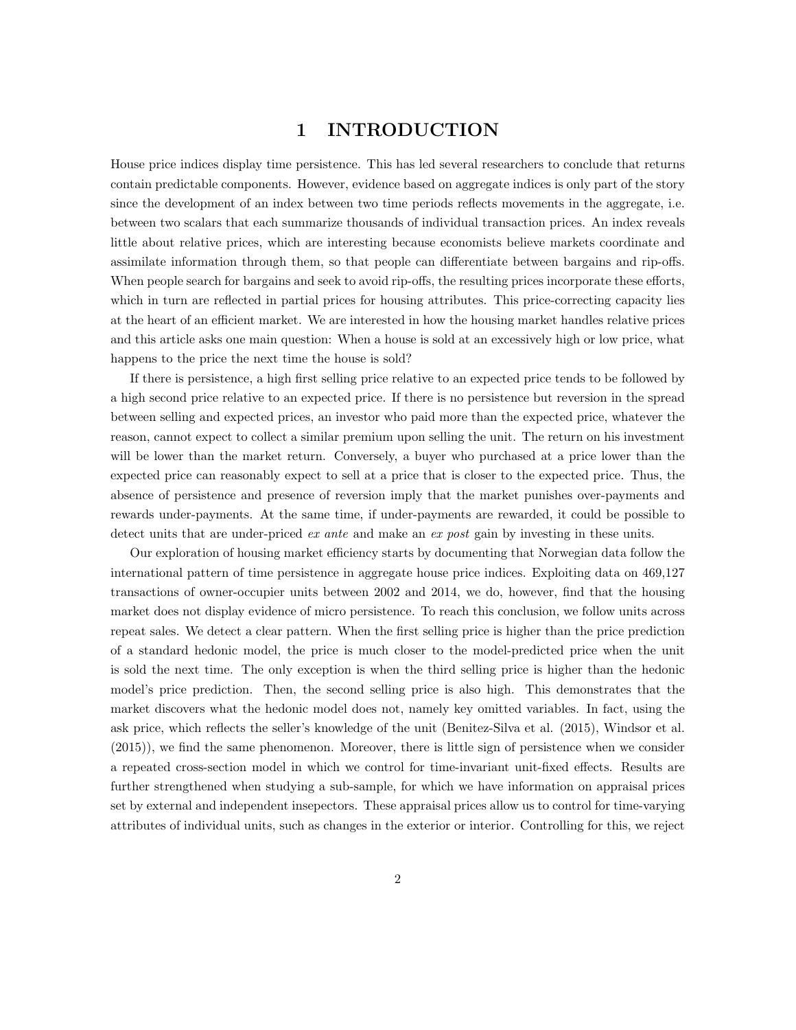# 1 INTRODUCTION

House price indices display time persistence. This has led several researchers to conclude that returns contain predictable components. However, evidence based on aggregate indices is only part of the story since the development of an index between two time periods reflects movements in the aggregate, i.e. between two scalars that each summarize thousands of individual transaction prices. An index reveals little about relative prices, which are interesting because economists believe markets coordinate and assimilate information through them, so that people can differentiate between bargains and rip-offs. When people search for bargains and seek to avoid rip-offs, the resulting prices incorporate these efforts, which in turn are reflected in partial prices for housing attributes. This price-correcting capacity lies at the heart of an efficient market. We are interested in how the housing market handles relative prices and this article asks one main question: When a house is sold at an excessively high or low price, what happens to the price the next time the house is sold?

If there is persistence, a high first selling price relative to an expected price tends to be followed by a high second price relative to an expected price. If there is no persistence but reversion in the spread between selling and expected prices, an investor who paid more than the expected price, whatever the reason, cannot expect to collect a similar premium upon selling the unit. The return on his investment will be lower than the market return. Conversely, a buyer who purchased at a price lower than the expected price can reasonably expect to sell at a price that is closer to the expected price. Thus, the absence of persistence and presence of reversion imply that the market punishes over-payments and rewards under-payments. At the same time, if under-payments are rewarded, it could be possible to detect units that are under-priced *ex ante* and make an *ex post* gain by investing in these units.

Our exploration of housing market efficiency starts by documenting that Norwegian data follow the international pattern of time persistence in aggregate house price indices. Exploiting data on 469,127 transactions of owner-occupier units between 2002 and 2014, we do, however, find that the housing market does not display evidence of micro persistence. To reach this conclusion, we follow units across repeat sales. We detect a clear pattern. When the first selling price is higher than the price prediction of a standard hedonic model, the price is much closer to the model-predicted price when the unit is sold the next time. The only exception is when the third selling price is higher than the hedonic model's price prediction. Then, the second selling price is also high. This demonstrates that the market discovers what the hedonic model does not, namely key omitted variables. In fact, using the ask price, which reflects the seller's knowledge of the unit (Benitez-Silva et al. (2015), Windsor et al. (2015)), we find the same phenomenon. Moreover, there is little sign of persistence when we consider a repeated cross-section model in which we control for time-invariant unit-fixed effects. Results are further strengthened when studying a sub-sample, for which we have information on appraisal prices set by external and independent insepectors. These appraisal prices allow us to control for time-varying attributes of individual units, such as changes in the exterior or interior. Controlling for this, we reject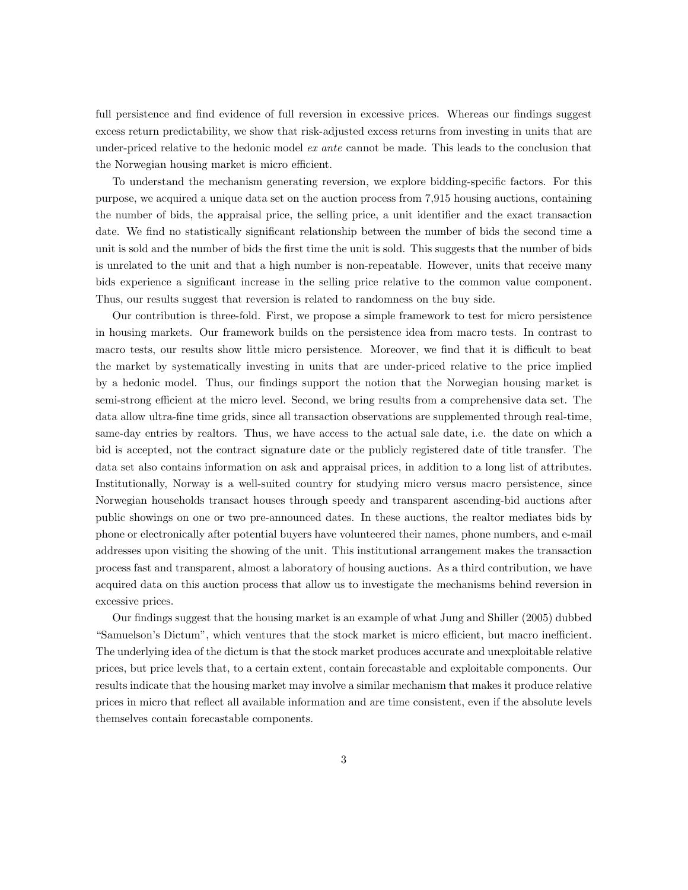full persistence and find evidence of full reversion in excessive prices. Whereas our findings suggest excess return predictability, we show that risk-adjusted excess returns from investing in units that are under-priced relative to the hedonic model *ex ante* cannot be made. This leads to the conclusion that the Norwegian housing market is micro efficient.

To understand the mechanism generating reversion, we explore bidding-specific factors. For this purpose, we acquired a unique data set on the auction process from 7,915 housing auctions, containing the number of bids, the appraisal price, the selling price, a unit identifier and the exact transaction date. We find no statistically significant relationship between the number of bids the second time a unit is sold and the number of bids the first time the unit is sold. This suggests that the number of bids is unrelated to the unit and that a high number is non-repeatable. However, units that receive many bids experience a significant increase in the selling price relative to the common value component. Thus, our results suggest that reversion is related to randomness on the buy side.

Our contribution is three-fold. First, we propose a simple framework to test for micro persistence in housing markets. Our framework builds on the persistence idea from macro tests. In contrast to macro tests, our results show little micro persistence. Moreover, we find that it is difficult to beat the market by systematically investing in units that are under-priced relative to the price implied by a hedonic model. Thus, our findings support the notion that the Norwegian housing market is semi-strong efficient at the micro level. Second, we bring results from a comprehensive data set. The data allow ultra-fine time grids, since all transaction observations are supplemented through real-time, same-day entries by realtors. Thus, we have access to the actual sale date, i.e. the date on which a bid is accepted, not the contract signature date or the publicly registered date of title transfer. The data set also contains information on ask and appraisal prices, in addition to a long list of attributes. Institutionally, Norway is a well-suited country for studying micro versus macro persistence, since Norwegian households transact houses through speedy and transparent ascending-bid auctions after public showings on one or two pre-announced dates. In these auctions, the realtor mediates bids by phone or electronically after potential buyers have volunteered their names, phone numbers, and e-mail addresses upon visiting the showing of the unit. This institutional arrangement makes the transaction process fast and transparent, almost a laboratory of housing auctions. As a third contribution, we have acquired data on this auction process that allow us to investigate the mechanisms behind reversion in excessive prices.

Our findings suggest that the housing market is an example of what Jung and Shiller (2005) dubbed "Samuelson's Dictum", which ventures that the stock market is micro efficient, but macro inefficient. The underlying idea of the dictum is that the stock market produces accurate and unexploitable relative prices, but price levels that, to a certain extent, contain forecastable and exploitable components. Our results indicate that the housing market may involve a similar mechanism that makes it produce relative prices in micro that reflect all available information and are time consistent, even if the absolute levels themselves contain forecastable components.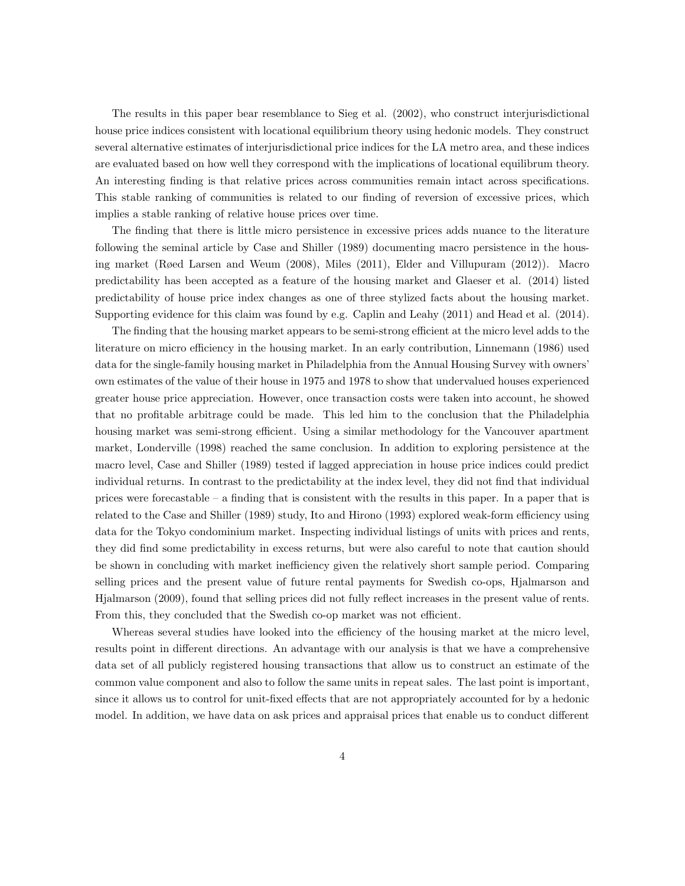The results in this paper bear resemblance to Sieg et al. (2002), who construct interjurisdictional house price indices consistent with locational equilibrium theory using hedonic models. They construct several alternative estimates of interjurisdictional price indices for the LA metro area, and these indices are evaluated based on how well they correspond with the implications of locational equilibrum theory. An interesting finding is that relative prices across communities remain intact across specifications. This stable ranking of communities is related to our finding of reversion of excessive prices, which implies a stable ranking of relative house prices over time.

The finding that there is little micro persistence in excessive prices adds nuance to the literature following the seminal article by Case and Shiller (1989) documenting macro persistence in the housing market (Røed Larsen and Weum (2008), Miles (2011), Elder and Villupuram (2012)). Macro predictability has been accepted as a feature of the housing market and Glaeser et al. (2014) listed predictability of house price index changes as one of three stylized facts about the housing market. Supporting evidence for this claim was found by e.g. Caplin and Leahy (2011) and Head et al. (2014).

The finding that the housing market appears to be semi-strong efficient at the micro level adds to the literature on micro efficiency in the housing market. In an early contribution, Linnemann (1986) used data for the single-family housing market in Philadelphia from the Annual Housing Survey with owners' own estimates of the value of their house in 1975 and 1978 to show that undervalued houses experienced greater house price appreciation. However, once transaction costs were taken into account, he showed that no profitable arbitrage could be made. This led him to the conclusion that the Philadelphia housing market was semi-strong efficient. Using a similar methodology for the Vancouver apartment market, Londerville (1998) reached the same conclusion. In addition to exploring persistence at the macro level, Case and Shiller (1989) tested if lagged appreciation in house price indices could predict individual returns. In contrast to the predictability at the index level, they did not find that individual prices were forecastable – a finding that is consistent with the results in this paper. In a paper that is related to the Case and Shiller (1989) study, Ito and Hirono (1993) explored weak-form efficiency using data for the Tokyo condominium market. Inspecting individual listings of units with prices and rents, they did find some predictability in excess returns, but were also careful to note that caution should be shown in concluding with market inefficiency given the relatively short sample period. Comparing selling prices and the present value of future rental payments for Swedish co-ops, Hjalmarson and Hjalmarson (2009), found that selling prices did not fully reflect increases in the present value of rents. From this, they concluded that the Swedish co-op market was not efficient.

Whereas several studies have looked into the efficiency of the housing market at the micro level, results point in different directions. An advantage with our analysis is that we have a comprehensive data set of all publicly registered housing transactions that allow us to construct an estimate of the common value component and also to follow the same units in repeat sales. The last point is important, since it allows us to control for unit-fixed effects that are not appropriately accounted for by a hedonic model. In addition, we have data on ask prices and appraisal prices that enable us to conduct different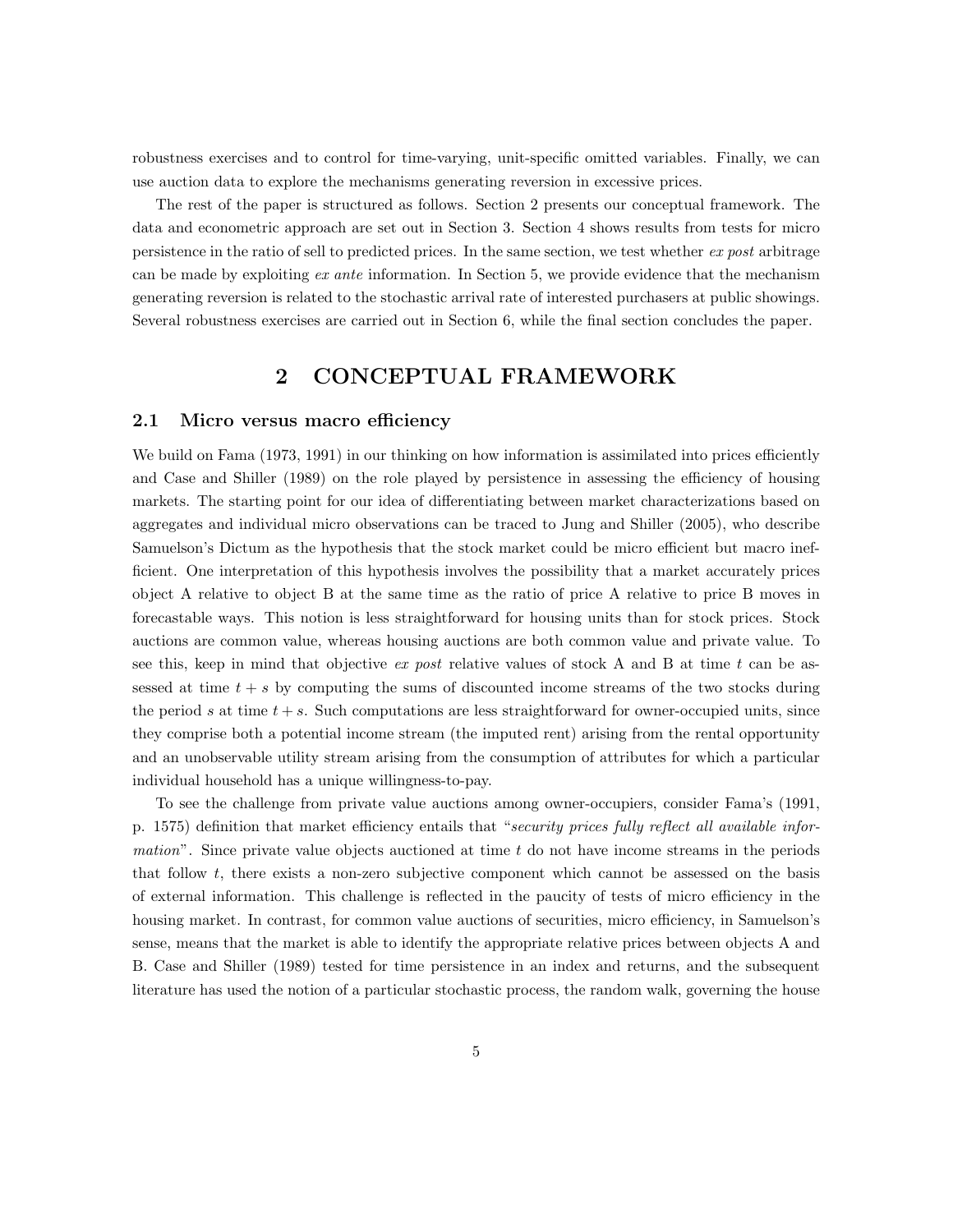robustness exercises and to control for time-varying, unit-specific omitted variables. Finally, we can use auction data to explore the mechanisms generating reversion in excessive prices.

The rest of the paper is structured as follows. Section 2 presents our conceptual framework. The data and econometric approach are set out in Section 3. Section 4 shows results from tests for micro persistence in the ratio of sell to predicted prices. In the same section, we test whether *ex post* arbitrage can be made by exploiting *ex ante* information. In Section 5, we provide evidence that the mechanism generating reversion is related to the stochastic arrival rate of interested purchasers at public showings. Several robustness exercises are carried out in Section 6, while the final section concludes the paper.

# 2 CONCEPTUAL FRAMEWORK

## 2.1 Micro versus macro efficiency

We build on Fama (1973, 1991) in our thinking on how information is assimilated into prices efficiently and Case and Shiller (1989) on the role played by persistence in assessing the efficiency of housing markets. The starting point for our idea of differentiating between market characterizations based on aggregates and individual micro observations can be traced to Jung and Shiller (2005), who describe Samuelson's Dictum as the hypothesis that the stock market could be micro efficient but macro inefficient. One interpretation of this hypothesis involves the possibility that a market accurately prices object A relative to object B at the same time as the ratio of price A relative to price B moves in forecastable ways. This notion is less straightforward for housing units than for stock prices. Stock auctions are common value, whereas housing auctions are both common value and private value. To see this, keep in mind that objective *ex post* relative values of stock A and B at time $t$ can be assessed at time $t + s$ by computing the sums of discounted income streams of the two stocks during the period $s$ at time $t + s$. Such computations are less straightforward for owner-occupied units, since they comprise both a potential income stream (the imputed rent) arising from the rental opportunity and an unobservable utility stream arising from the consumption of attributes for which a particular individual household has a unique willingness-to-pay.

To see the challenge from private value auctions among owner-occupiers, consider Fama's (1991, p. 1575) definition that market efficiency entails that "*security prices fully reflect all available information*". Since private value objects auctioned at time $t$ do not have income streams in the periods that follow $t$, there exists a non-zero subjective component which cannot be assessed on the basis of external information. This challenge is reflected in the paucity of tests of micro efficiency in the housing market. In contrast, for common value auctions of securities, micro efficiency, in Samuelson's sense, means that the market is able to identify the appropriate relative prices between objects A and B. Case and Shiller (1989) tested for time persistence in an index and returns, and the subsequent literature has used the notion of a particular stochastic process, the random walk, governing the house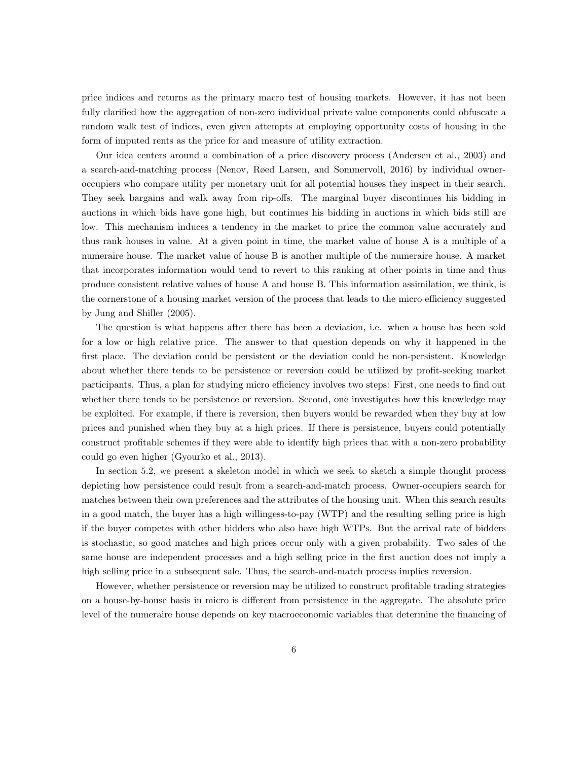price indices and returns as the primary macro test of housing markets. However, it has not been fully clarified how the aggregation of non-zero individual private value components could obfuscate a random walk test of indices, even given attempts at employing opportunity costs of housing in the form of imputed rents as the price for and measure of utility extraction.

Our idea centers around a combination of a price discovery process (Andersen et al., 2003) and a search-and-matching process (Nenov, Røed Larsen, and Sommervoll, 2016) by individual owner-occupiers who compare utility per monetary unit for all potential houses they inspect in their search. They seek bargains and walk away from rip-offs. The marginal buyer discontinues his bidding in auctions in which bids have gone high, but continues his bidding in auctions in which bids still are low. This mechanism induces a tendency in the market to price the common value accurately and thus rank houses in value. At a given point in time, the market value of house A is a multiple of a numeraire house. The market value of house B is another multiple of the numeraire house. A market that incorporates information would tend to revert to this ranking at other points in time and thus produce consistent relative values of house A and house B. This information assimilation, we think, is the cornerstone of a housing market version of the process that leads to the micro efficiency suggested by Jung and Shiller (2005).

The question is what happens after there has been a deviation, i.e. when a house has been sold for a low or high relative price. The answer to that question depends on why it happened in the first place. The deviation could be persistent or the deviation could be non-persistent. Knowledge about whether there tends to be persistence or reversion could be utilized by profit-seeking market participants. Thus, a plan for studying micro efficiency involves two steps: First, one needs to find out whether there tends to be persistence or reversion. Second, one investigates how this knowledge may be exploited. For example, if there is reversion, then buyers would be rewarded when they buy at low prices and punished when they buy at a high prices. If there is persistence, buyers could potentially construct profitable schemes if they were able to identify high prices that with a non-zero probability could go even higher (Gyourko et al., 2013).

In section 5.2, we present a skeleton model in which we seek to sketch a simple thought process depicting how persistence could result from a search-and-match process. Owner-occupiers search for matches between their own preferences and the attributes of the housing unit. When this search results in a good match, the buyer has a high willingess-to-pay (WTP) and the resulting selling price is high if the buyer competes with other bidders who also have high WTPs. But the arrival rate of bidders is stochastic, so good matches and high prices occur only with a given probability. Two sales of the same house are independent processes and a high selling price in the first auction does not imply a high selling price in a subsequent sale. Thus, the search-and-match process implies reversion.

However, whether persistence or reversion may be utilized to construct profitable trading strategies on a house-by-house basis in micro is different from persistence in the aggregate. The absolute price level of the numeraire house depends on key macroeconomic variables that determine the financing of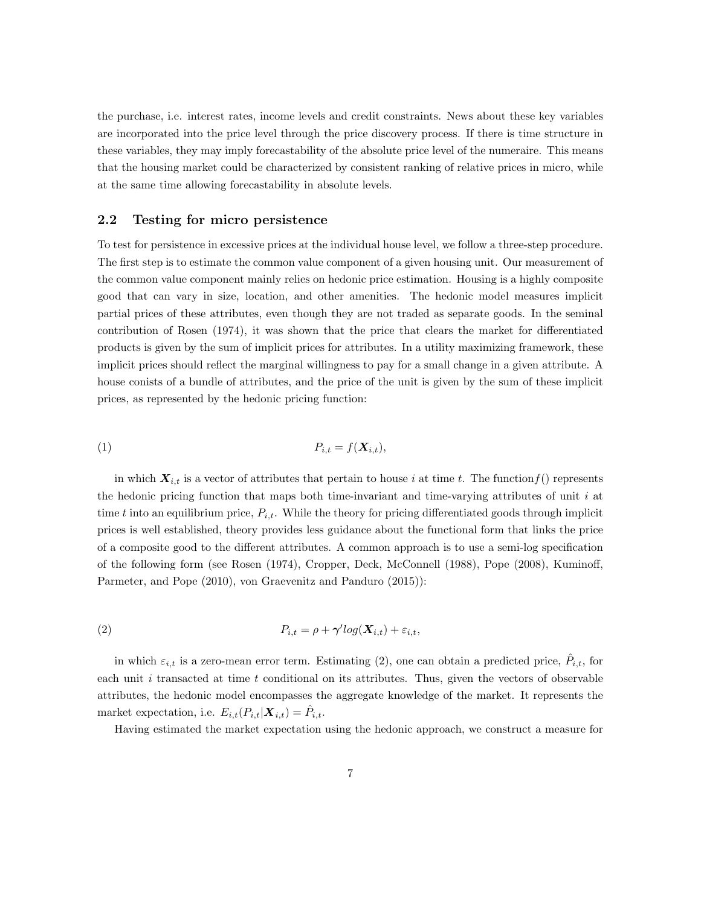the purchase, i.e. interest rates, income levels and credit constraints. News about these key variables are incorporated into the price level through the price discovery process. If there is time structure in these variables, they may imply forecastability of the absolute price level of the numeraire. This means that the housing market could be characterized by consistent ranking of relative prices in micro, while at the same time allowing forecastability in absolute levels.

## 2.2 Testing for micro persistence

To test for persistence in excessive prices at the individual house level, we follow a three-step procedure. The first step is to estimate the common value component of a given housing unit. Our measurement of the common value component mainly relies on hedonic price estimation. Housing is a highly composite good that can vary in size, location, and other amenities. The hedonic model measures implicit partial prices of these attributes, even though they are not traded as separate goods. In the seminal contribution of Rosen (1974), it was shown that the price that clears the market for differentiated products is given by the sum of implicit prices for attributes. In a utility maximizing framework, these implicit prices should reflect the marginal willingness to pay for a small change in a given attribute. A house conists of a bundle of attributes, and the price of the unit is given by the sum of these implicit prices, as represented by the hedonic pricing function:

$$P_{i,t} = f(\boldsymbol{X}_{i,t}), \tag{1}$$

in which $\boldsymbol{X}_{i,t}$ is a vector of attributes that pertain to house $i$ at time $t$. The function$f()$ represents the hedonic pricing function that maps both time-invariant and time-varying attributes of unit $i$ at time $t$ into an equilibrium price, $P_{i,t}$. While the theory for pricing differentiated goods through implicit prices is well established, theory provides less guidance about the functional form that links the price of a composite good to the different attributes. A common approach is to use a semi-log specification of the following form (see Rosen (1974), Cropper, Deck, McConnell (1988), Pope (2008), Kuminoff, Parmeter, and Pope (2010), von Graevenitz and Panduro (2015)):

$$P_{i,t} = \rho + \boldsymbol{\gamma}' log(\boldsymbol{X}_{i,t}) + \varepsilon_{i,t}, \tag{2}$$

in which $\varepsilon_{i,t}$ is a zero-mean error term. Estimating (2), one can obtain a predicted price, $\hat{P}_{i,t}$, for each unit $i$ transacted at time $t$ conditional on its attributes. Thus, given the vectors of observable attributes, the hedonic model encompasses the aggregate knowledge of the market. It represents the market expectation, i.e. $E_{i,t}(P_{i,t}|\boldsymbol{X}_{i,t}) = \hat{P}_{i,t}$.

Having estimated the market expectation using the hedonic approach, we construct a measure for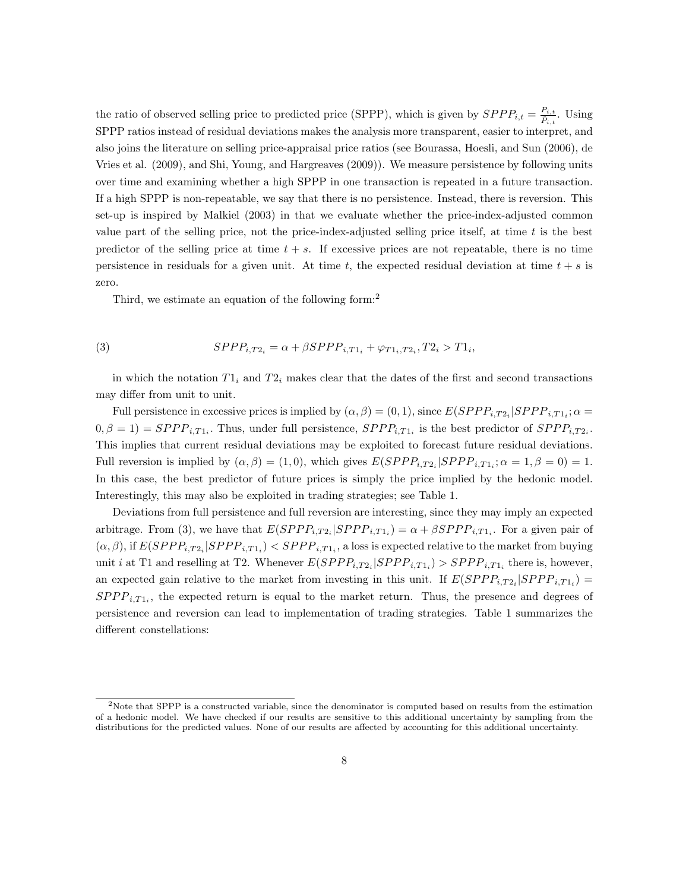the ratio of observed selling price to predicted price (SPPP), which is given by $SPPP_{i,t} = \frac{P_{i,t}}{\hat{P}_{i,t}}$. Using SPPP ratios instead of residual deviations makes the analysis more transparent, easier to interpret, and also joins the literature on selling price-appraisal price ratios (see Bourassa, Hoesli, and Sun (2006), de Vries et al. (2009), and Shi, Young, and Hargreaves (2009)). We measure persistence by following units over time and examining whether a high SPPP in one transaction is repeated in a future transaction. If a high SPPP is non-repeatable, we say that there is no persistence. Instead, there is reversion. This set-up is inspired by Malkiel (2003) in that we evaluate whether the price-index-adjusted common value part of the selling price, not the price-index-adjusted selling price itself, at time $t$ is the best predictor of the selling price at time $t+s$. If excessive prices are not repeatable, there is no time persistence in residuals for a given unit. At time $t$, the expected residual deviation at time $t+s$ is zero.

Third, we estimate an equation of the following form:[2]

$$SPPP_{i,T2_i} = \alpha + \beta SPPP_{i,T1_i} + \varphi_{T1_i,T2_i}, T2_i > T1_i, \tag{3}$$

in which the notation $T1_i$ and $T2_i$ makes clear that the dates of the first and second transactions may differ from unit to unit.

Full persistence in excessive prices is implied by $(\alpha, \beta) = (0, 1)$, since $E(SPPP_{i,T2_i}|SPPP_{i,T1_i}; \alpha = 0, \beta = 1) = SPPP_{i,T1_i}$. Thus, under full persistence, $SPPP_{i,T1_i}$ is the best predictor of $SPPP_{i,T2_i}$. This implies that current residual deviations may be exploited to forecast future residual deviations. Full reversion is implied by $(\alpha, \beta) = (1, 0)$, which gives $E(SPPP_{i,T2_i}|SPPP_{i,T1_i}; \alpha = 1, \beta = 0) = 1$. In this case, the best predictor of future prices is simply the price implied by the hedonic model. Interestingly, this may also be exploited in trading strategies; see Table 1.

Deviations from full persistence and full reversion are interesting, since they may imply an expected arbitrage. From (3), we have that $E(SPPP_{i,T2_i}|SPPP_{i,T1_i}) = \alpha + \beta SPPP_{i,T1_i}$. For a given pair of $(\alpha, \beta)$, if $E(SPPP_{i,T2_i}|SPPP_{i,T1_i}) < SPPP_{i,T1_i}$, a loss is expected relative to the market from buying unit $i$ at T1 and reselling at T2. Whenever $E(SPPP_{i,T2_i}|SPPP_{i,T1_i}) > SPPP_{i,T1_i}$ there is, however, an expected gain relative to the market from investing in this unit. If $E(SPPP_{i,T2_i}|SPPP_{i,T1_i}) = SPPP_{i,T1_i}$, the expected return is equal to the market return. Thus, the presence and degrees of persistence and reversion can lead to implementation of trading strategies. Table 1 summarizes the different constellations:

[2]Note that SPPP is a constructed variable, since the denominator is computed based on results from the estimation of a hedonic model. We have checked if our results are sensitive to this additional uncertainty by sampling from the distributions for the predicted values. None of our results are affected by accounting for this additional uncertainty.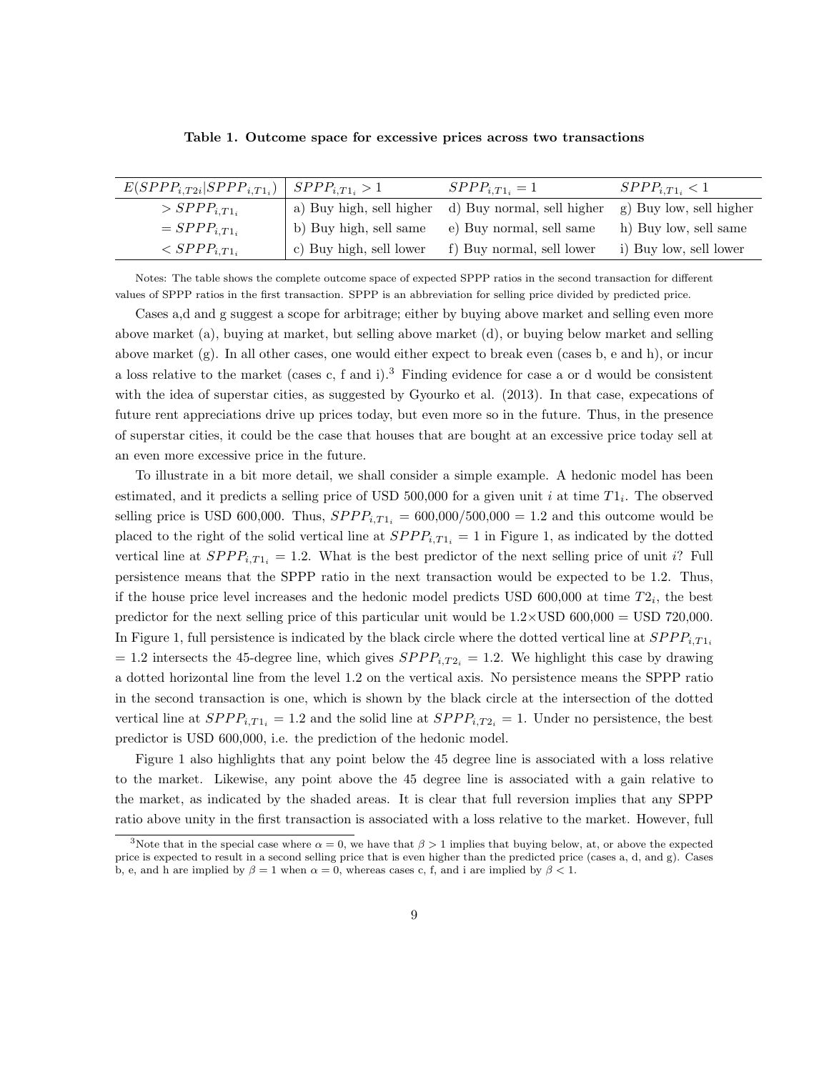**Table 1. Outcome space for excessive prices across two transactions**

| $E(SPPP_{i,T2i} \| SPPP_{i,T1_i})$ | $SPPP_{i,T1_i} > 1$ | $SPPP_{i,T1_i} = 1$ | $SPPP_{i,T1_i} < 1$ |
|---|---|---|---|
| $> SPPP_{i,T1_i}$ | a) Buy high, sell higher | d) Buy normal, sell higher | g) Buy low, sell higher |
| $= SPPP_{i,T1_i}$ | b) Buy high, sell same | e) Buy normal, sell same | h) Buy low, sell same |
| $< SPPP_{i,T1_i}$ | c) Buy high, sell lower | f) Buy normal, sell lower | i) Buy low, sell lower |

Notes: The table shows the complete outcome space of expected SPPP ratios in the second transaction for different values of SPPP ratios in the first transaction. SPPP is an abbreviation for selling price divided by predicted price.

Cases a,d and g suggest a scope for arbitrage; either by buying above market and selling even more above market (a), buying at market, but selling above market (d), or buying below market and selling above market (g). In all other cases, one would either expect to break even (cases b, e and h), or incur a loss relative to the market (cases c, f and i).[3] Finding evidence for case a or d would be consistent with the idea of superstar cities, as suggested by Gyourko et al. (2013). In that case, expecations of future rent appreciations drive up prices today, but even more so in the future. Thus, in the presence of superstar cities, it could be the case that houses that are bought at an excessive price today sell at an even more excessive price in the future.

To illustrate in a bit more detail, we shall consider a simple example. A hedonic model has been estimated, and it predicts a selling price of USD 500,000 for a given unit $i$ at time $T1_i$. The observed selling price is USD 600,000. Thus, $SPPP_{i,T1_i} = 600{,}000/500{,}000 = 1.2$ and this outcome would be placed to the right of the solid vertical line at $SPPP_{i,T1_i} = 1$ in Figure 1, as indicated by the dotted vertical line at $SPPP_{i,T1_i} = 1.2$. What is the best predictor of the next selling price of unit $i$? Full persistence means that the SPPP ratio in the next transaction would be expected to be 1.2. Thus, if the house price level increases and the hedonic model predicts USD 600,000 at time $T2_i$, the best predictor for the next selling price of this particular unit would be $1.2\times$USD 600,000 = USD 720,000. In Figure 1, full persistence is indicated by the black circle where the dotted vertical line at $SPPP_{i,T1_i}$ = 1.2 intersects the 45-degree line, which gives $SPPP_{i,T2_i} = 1.2$. We highlight this case by drawing a dotted horizontal line from the level 1.2 on the vertical axis. No persistence means the SPPP ratio in the second transaction is one, which is shown by the black circle at the intersection of the dotted vertical line at $SPPP_{i,T1_i} = 1.2$ and the solid line at $SPPP_{i,T2_i} = 1$. Under no persistence, the best predictor is USD 600,000, i.e. the prediction of the hedonic model.

Figure 1 also highlights that any point below the 45 degree line is associated with a loss relative to the market. Likewise, any point above the 45 degree line is associated with a gain relative to the market, as indicated by the shaded areas. It is clear that full reversion implies that any SPPP ratio above unity in the first transaction is associated with a loss relative to the market. However, full

[3] Note that in the special case where $\alpha = 0$, we have that $\beta > 1$ implies that buying below, at, or above the expected price is expected to result in a second selling price that is even higher than the predicted price (cases a, d, and g). Cases b, e, and h are implied by $\beta = 1$ when $\alpha = 0$, whereas cases c, f, and i are implied by $\beta < 1$.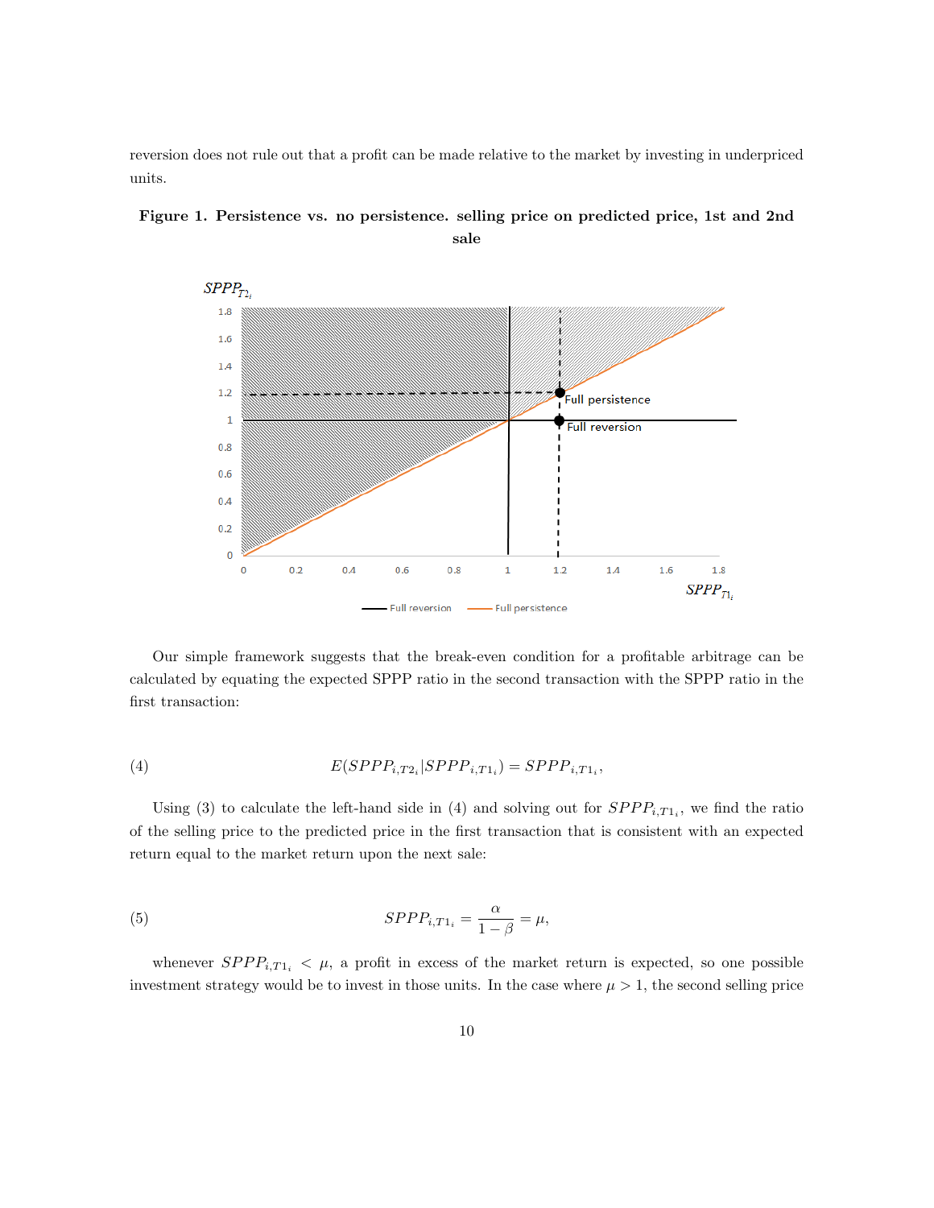reversion does not rule out that a profit can be made relative to the market by investing in underpriced units.

**Figure 1. Persistence vs. no persistence. selling price on predicted price, 1st and 2nd sale**

$SPPP_{T2_i}$

1.8
1.6
1.4
1.2
1
0.8
0.6
0.4
0.2
0

0 0.2 0.4 0.6 0.8 1 1.2 1.4 1.6 1.8

$SPPP_{T1_i}$

Full persistence

Full reversion

Full reversion — Full persistence

Our simple framework suggests that the break-even condition for a profitable arbitrage can be calculated by equating the expected SPPP ratio in the second transaction with the SPPP ratio in the first transaction:

$$E(SPPP_{i,T2_i}|SPPP_{i,T1_i}) = SPPP_{i,T1_i}, \tag{4}$$

Using (3) to calculate the left-hand side in (4) and solving out for $SPPP_{i,T1_i}$, we find the ratio of the selling price to the predicted price in the first transaction that is consistent with an expected return equal to the market return upon the next sale:

$$SPPP_{i,T1_i} = \frac{\alpha}{1-\beta} = \mu, \tag{5}$$

whenever $SPPP_{i,T1_i} < \mu$, a profit in excess of the market return is expected, so one possible investment strategy would be to invest in those units. In the case where $\mu > 1$, the second selling price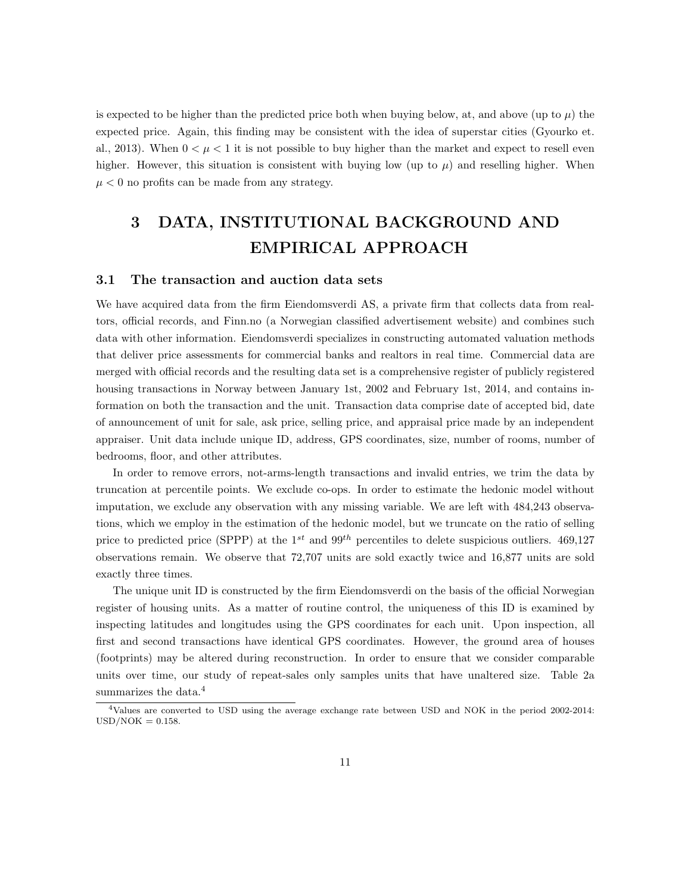is expected to be higher than the predicted price both when buying below, at, and above (up to $\mu$) the expected price. Again, this finding may be consistent with the idea of superstar cities (Gyourko et. al., 2013). When $0 < \mu < 1$ it is not possible to buy higher than the market and expect to resell even higher. However, this situation is consistent with buying low (up to $\mu$) and reselling higher. When $\mu < 0$ no profits can be made from any strategy.

# 3 DATA, INSTITUTIONAL BACKGROUND AND EMPIRICAL APPROACH

## 3.1 The transaction and auction data sets

We have acquired data from the firm Eiendomsverdi AS, a private firm that collects data from realtors, official records, and Finn.no (a Norwegian classified advertisement website) and combines such data with other information. Eiendomsverdi specializes in constructing automated valuation methods that deliver price assessments for commercial banks and realtors in real time. Commercial data are merged with official records and the resulting data set is a comprehensive register of publicly registered housing transactions in Norway between January 1st, 2002 and February 1st, 2014, and contains information on both the transaction and the unit. Transaction data comprise date of accepted bid, date of announcement of unit for sale, ask price, selling price, and appraisal price made by an independent appraiser. Unit data include unique ID, address, GPS coordinates, size, number of rooms, number of bedrooms, floor, and other attributes.

In order to remove errors, not-arms-length transactions and invalid entries, we trim the data by truncation at percentile points. We exclude co-ops. In order to estimate the hedonic model without imputation, we exclude any observation with any missing variable. We are left with 484,243 observations, which we employ in the estimation of the hedonic model, but we truncate on the ratio of selling price to predicted price (SPPP) at the $1^{st}$ and $99^{th}$ percentiles to delete suspicious outliers. 469,127 observations remain. We observe that 72,707 units are sold exactly twice and 16,877 units are sold exactly three times.

The unique unit ID is constructed by the firm Eiendomsverdi on the basis of the official Norwegian register of housing units. As a matter of routine control, the uniqueness of this ID is examined by inspecting latitudes and longitudes using the GPS coordinates for each unit. Upon inspection, all first and second transactions have identical GPS coordinates. However, the ground area of houses (footprints) may be altered during reconstruction. In order to ensure that we consider comparable units over time, our study of repeat-sales only samples units that have unaltered size. Table 2a summarizes the data.[4]

[4] Values are converted to USD using the average exchange rate between USD and NOK in the period 2002-2014: USD/NOK = 0.158.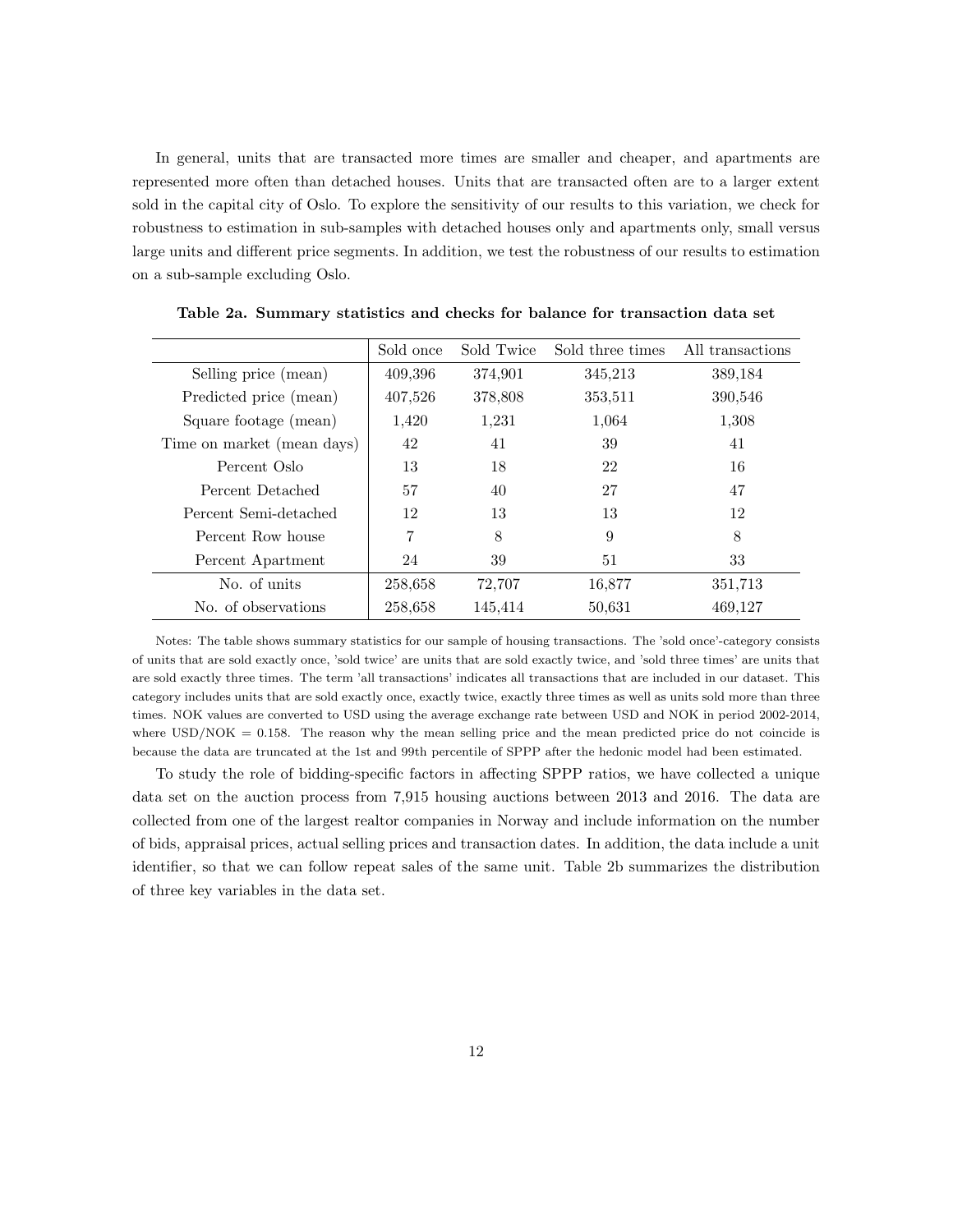In general, units that are transacted more times are smaller and cheaper, and apartments are represented more often than detached houses. Units that are transacted often are to a larger extent sold in the capital city of Oslo. To explore the sensitivity of our results to this variation, we check for robustness to estimation in sub-samples with detached houses only and apartments only, small versus large units and different price segments. In addition, we test the robustness of our results to estimation on a sub-sample excluding Oslo.

**Table 2a. Summary statistics and checks for balance for transaction data set**

| | Sold once | Sold Twice | Sold three times | All transactions |
|---|---|---|---|---|
| Selling price (mean) | 409,396 | 374,901 | 345,213 | 389,184 |
| Predicted price (mean) | 407,526 | 378,808 | 353,511 | 390,546 |
| Square footage (mean) | 1,420 | 1,231 | 1,064 | 1,308 |
| Time on market (mean days) | 42 | 41 | 39 | 41 |
| Percent Oslo | 13 | 18 | 22 | 16 |
| Percent Detached | 57 | 40 | 27 | 47 |
| Percent Semi-detached | 12 | 13 | 13 | 12 |
| Percent Row house | 7 | 8 | 9 | 8 |
| Percent Apartment | 24 | 39 | 51 | 33 |
| No. of units | 258,658 | 72,707 | 16,877 | 351,713 |
| No. of observations | 258,658 | 145,414 | 50,631 | 469,127 |

Notes: The table shows summary statistics for our sample of housing transactions. The 'sold once'-category consists of units that are sold exactly once, 'sold twice' are units that are sold exactly twice, and 'sold three times' are units that are sold exactly three times. The term 'all transactions' indicates all transactions that are included in our dataset. This category includes units that are sold exactly once, exactly twice, exactly three times as well as units sold more than three times. NOK values are converted to USD using the average exchange rate between USD and NOK in period 2002-2014, where USD/NOK = 0.158. The reason why the mean selling price and the mean predicted price do not coincide is because the data are truncated at the 1st and 99th percentile of SPPP after the hedonic model had been estimated.

To study the role of bidding-specific factors in affecting SPPP ratios, we have collected a unique data set on the auction process from 7,915 housing auctions between 2013 and 2016. The data are collected from one of the largest realtor companies in Norway and include information on the number of bids, appraisal prices, actual selling prices and transaction dates. In addition, the data include a unit identifier, so that we can follow repeat sales of the same unit. Table 2b summarizes the distribution of three key variables in the data set.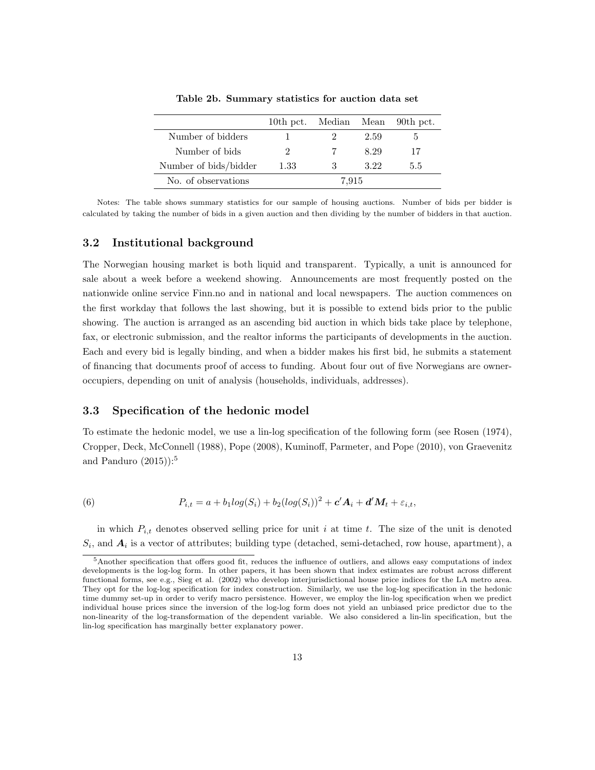**Table 2b. Summary statistics for auction data set**

| | 10th pct. | Median | Mean | 90th pct. |
|---|---|---|---|---|
| Number of bidders | 1 | 2 | 2.59 | 5 |
| Number of bids | 2 | 7 | 8.29 | 17 |
| Number of bids/bidder | 1.33 | 3 | 3.22 | 5.5 |
| No. of observations | | 7,915 | | |

Notes: The table shows summary statistics for our sample of housing auctions. Number of bids per bidder is calculated by taking the number of bids in a given auction and then dividing by the number of bidders in that auction.

### 3.2 Institutional background

The Norwegian housing market is both liquid and transparent. Typically, a unit is announced for sale about a week before a weekend showing. Announcements are most frequently posted on the nationwide online service Finn.no and in national and local newspapers. The auction commences on the first workday that follows the last showing, but it is possible to extend bids prior to the public showing. The auction is arranged as an ascending bid auction in which bids take place by telephone, fax, or electronic submission, and the realtor informs the participants of developments in the auction. Each and every bid is legally binding, and when a bidder makes his first bid, he submits a statement of financing that documents proof of access to funding. About four out of five Norwegians are owner-occupiers, depending on unit of analysis (households, individuals, addresses).

### 3.3 Specification of the hedonic model

To estimate the hedonic model, we use a lin-log specification of the following form (see Rosen (1974), Cropper, Deck, McConnell (1988), Pope (2008), Kuminoff, Parmeter, and Pope (2010), von Graevenitz and Panduro (2015)):[5]

$$P_{i,t} = a + b_1 log(S_i) + b_2(log(S_i))^2 + \boldsymbol{c}'\boldsymbol{A}_i + \boldsymbol{d}'\boldsymbol{M}_t + \varepsilon_{i,t}, \tag{6}$$

in which $P_{i,t}$ denotes observed selling price for unit $i$ at time $t$. The size of the unit is denoted $S_i$, and $\boldsymbol{A}_i$ is a vector of attributes; building type (detached, semi-detached, row house, apartment), a

[5] Another specification that offers good fit, reduces the influence of outliers, and allows easy computations of index developments is the log-log form. In other papers, it has been shown that index estimates are robust across different functional forms, see e.g., Sieg et al. (2002) who develop interjurisdictional house price indices for the LA metro area. They opt for the log-log specification for index construction. Similarly, we use the log-log specification in the hedonic time dummy set-up in order to verify macro persistence. However, we employ the lin-log specification when we predict individual house prices since the inversion of the log-log form does not yield an unbiased price predictor due to the non-linearity of the log-transformation of the dependent variable. We also considered a lin-lin specification, but the lin-log specification has marginally better explanatory power.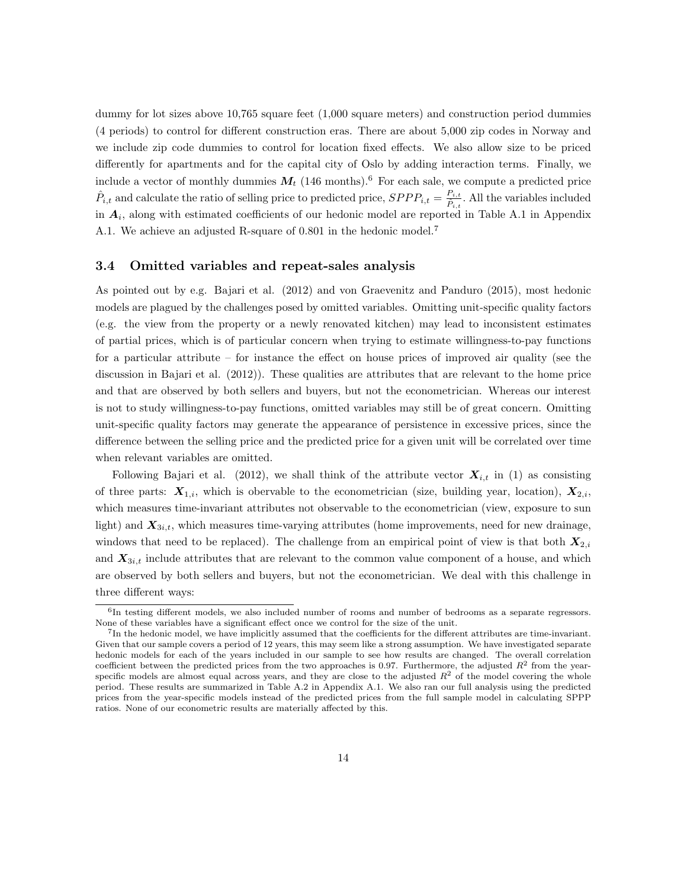dummy for lot sizes above 10,765 square feet (1,000 square meters) and construction period dummies (4 periods) to control for different construction eras. There are about 5,000 zip codes in Norway and we include zip code dummies to control for location fixed effects. We also allow size to be priced differently for apartments and for the capital city of Oslo by adding interaction terms. Finally, we include a vector of monthly dummies $\boldsymbol{M}_t$ (146 months).[6] For each sale, we compute a predicted price $\hat{P}_{i,t}$ and calculate the ratio of selling price to predicted price, $SPPP_{i,t} = \frac{P_{i,t}}{\hat{P}_{i,t}}$. All the variables included in $\boldsymbol{A}_i$, along with estimated coefficients of our hedonic model are reported in Table A.1 in Appendix A.1. We achieve an adjusted R-square of 0.801 in the hedonic model.[7]

### 3.4 Omitted variables and repeat-sales analysis

As pointed out by e.g. Bajari et al. (2012) and von Graevenitz and Panduro (2015), most hedonic models are plagued by the challenges posed by omitted variables. Omitting unit-specific quality factors (e.g. the view from the property or a newly renovated kitchen) may lead to inconsistent estimates of partial prices, which is of particular concern when trying to estimate willingness-to-pay functions for a particular attribute – for instance the effect on house prices of improved air quality (see the discussion in Bajari et al. (2012)). These qualities are attributes that are relevant to the home price and that are observed by both sellers and buyers, but not the econometrician. Whereas our interest is not to study willingness-to-pay functions, omitted variables may still be of great concern. Omitting unit-specific quality factors may generate the appearance of persistence in excessive prices, since the difference between the selling price and the predicted price for a given unit will be correlated over time when relevant variables are omitted.

Following Bajari et al. (2012), we shall think of the attribute vector $\boldsymbol{X}_{i,t}$ in (1) as consisting of three parts: $\boldsymbol{X}_{1,i}$, which is obervable to the econometrician (size, building year, location), $\boldsymbol{X}_{2,i}$, which measures time-invariant attributes not observable to the econometrician (view, exposure to sun light) and $\boldsymbol{X}_{3i,t}$, which measures time-varying attributes (home improvements, need for new drainage, windows that need to be replaced). The challenge from an empirical point of view is that both $\boldsymbol{X}_{2,i}$ and $\boldsymbol{X}_{3i,t}$ include attributes that are relevant to the common value component of a house, and which are observed by both sellers and buyers, but not the econometrician. We deal with this challenge in three different ways:

---

[6] In testing different models, we also included number of rooms and number of bedrooms as a separate regressors. None of these variables have a significant effect once we control for the size of the unit.

[7] In the hedonic model, we have implicitly assumed that the coefficients for the different attributes are time-invariant. Given that our sample covers a period of 12 years, this may seem like a strong assumption. We have investigated separate hedonic models for each of the years included in our sample to see how results are changed. The overall correlation coefficient between the predicted prices from the two approaches is 0.97. Furthermore, the adjusted $R^2$ from the year-specific models are almost equal across years, and they are close to the adjusted $R^2$ of the model covering the whole period. These results are summarized in Table A.2 in Appendix A.1. We also ran our full analysis using the predicted prices from the year-specific models instead of the predicted prices from the full sample model in calculating SPPP ratios. None of our econometric results are materially affected by this.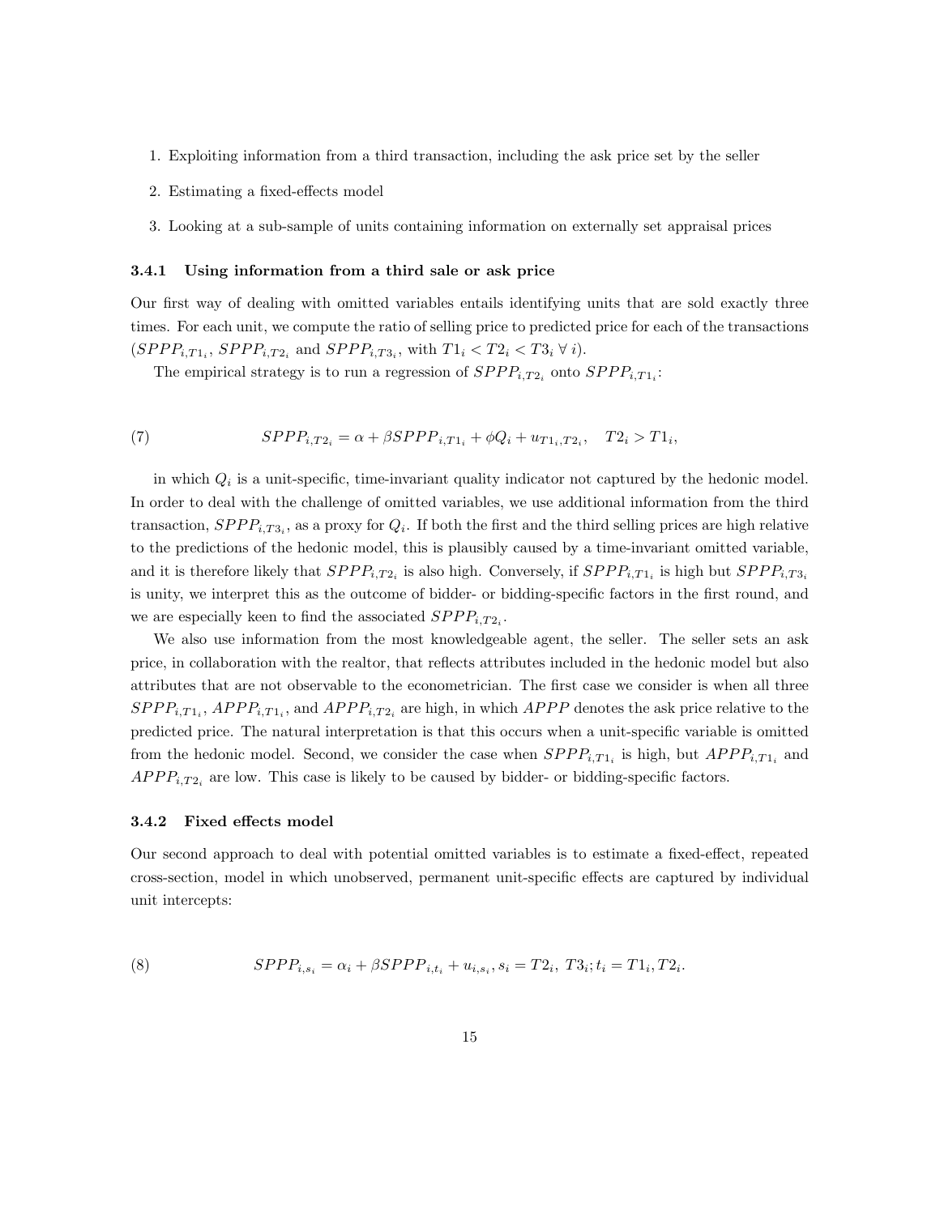1. Exploiting information from a third transaction, including the ask price set by the seller
2. Estimating a fixed-effects model
3. Looking at a sub-sample of units containing information on externally set appraisal prices

### 3.4.1 Using information from a third sale or ask price

Our first way of dealing with omitted variables entails identifying units that are sold exactly three times. For each unit, we compute the ratio of selling price to predicted price for each of the transactions ($SPPP_{i,T1_i}$, $SPPP_{i,T2_i}$ and $SPPP_{i,T3_i}$, with $T1_i < T2_i < T3_i \; \forall \; i$).

The empirical strategy is to run a regression of $SPPP_{i,T2_i}$ onto $SPPP_{i,T1_i}$:

$$SPPP_{i,T2_i} = \alpha + \beta SPPP_{i,T1_i} + \phi Q_i + u_{T1_i,T2_i}, \quad T2_i > T1_i, \tag{7}$$

in which $Q_i$ is a unit-specific, time-invariant quality indicator not captured by the hedonic model. In order to deal with the challenge of omitted variables, we use additional information from the third transaction, $SPPP_{i,T3_i}$, as a proxy for $Q_i$. If both the first and the third selling prices are high relative to the predictions of the hedonic model, this is plausibly caused by a time-invariant omitted variable, and it is therefore likely that $SPPP_{i,T2_i}$ is also high. Conversely, if $SPPP_{i,T1_i}$ is high but $SPPP_{i,T3_i}$ is unity, we interpret this as the outcome of bidder- or bidding-specific factors in the first round, and we are especially keen to find the associated $SPPP_{i,T2_i}$.

We also use information from the most knowledgeable agent, the seller. The seller sets an ask price, in collaboration with the realtor, that reflects attributes included in the hedonic model but also attributes that are not observable to the econometrician. The first case we consider is when all three $SPPP_{i,T1_i}$, $APPP_{i,T1_i}$, and $APPP_{i,T2_i}$ are high, in which $APPP$ denotes the ask price relative to the predicted price. The natural interpretation is that this occurs when a unit-specific variable is omitted from the hedonic model. Second, we consider the case when $SPPP_{i,T1_i}$ is high, but $APPP_{i,T1_i}$ and $APPP_{i,T2_i}$ are low. This case is likely to be caused by bidder- or bidding-specific factors.

### 3.4.2 Fixed effects model

Our second approach to deal with potential omitted variables is to estimate a fixed-effect, repeated cross-section, model in which unobserved, permanent unit-specific effects are captured by individual unit intercepts:

$$SPPP_{i,s_i} = \alpha_i + \beta SPPP_{i,t_i} + u_{i,s_i}, s_i = T2_i, \; T3_i; t_i = T1_i, T2_i. \tag{8}$$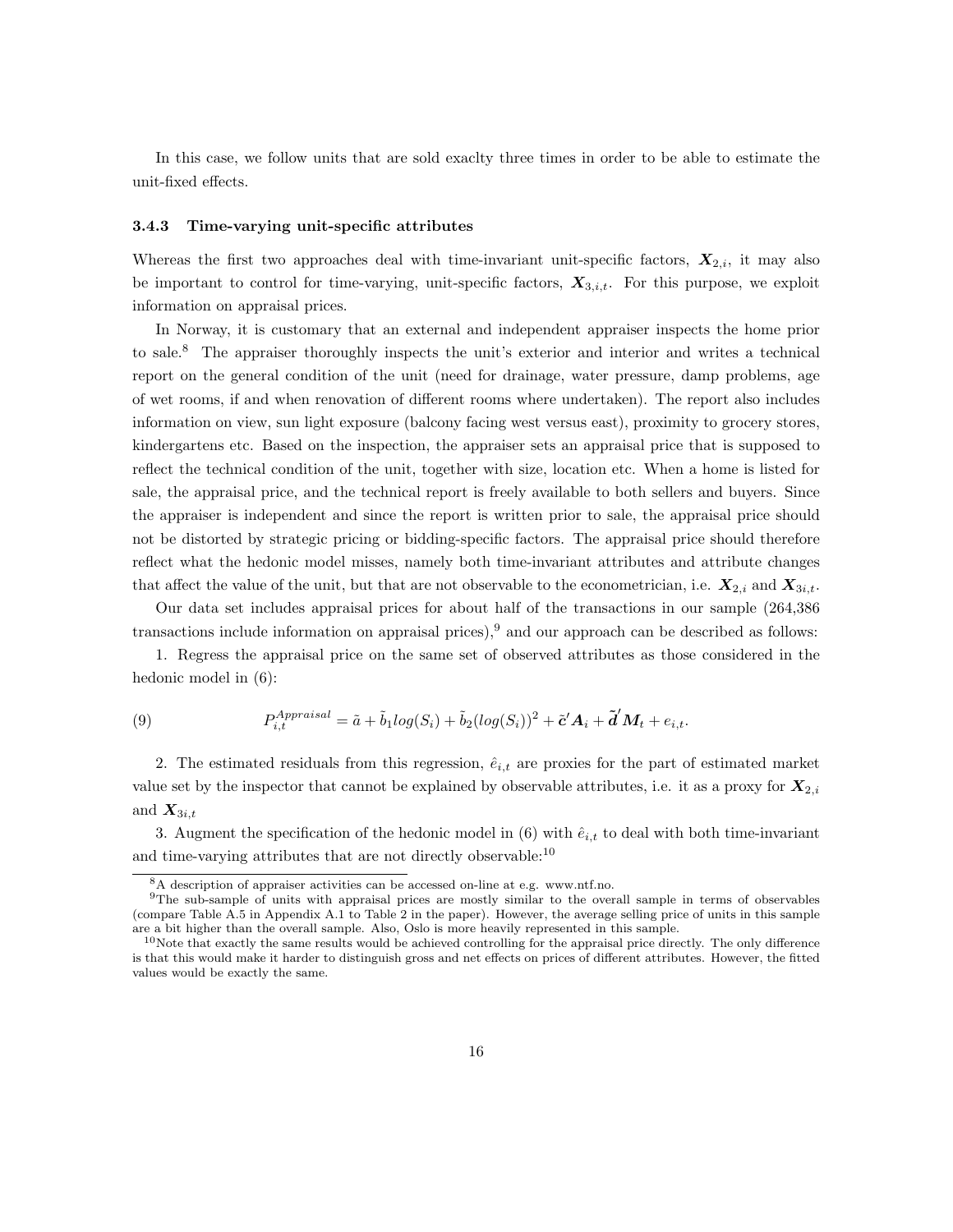In this case, we follow units that are sold exaclty three times in order to be able to estimate the unit-fixed effects.

### 3.4.3 Time-varying unit-specific attributes

Whereas the first two approaches deal with time-invariant unit-specific factors, $\boldsymbol{X}_{2,i}$, it may also be important to control for time-varying, unit-specific factors, $\boldsymbol{X}_{3,i,t}$. For this purpose, we exploit information on appraisal prices.

In Norway, it is customary that an external and independent appraiser inspects the home prior to sale.[8] The appraiser thoroughly inspects the unit's exterior and interior and writes a technical report on the general condition of the unit (need for drainage, water pressure, damp problems, age of wet rooms, if and when renovation of different rooms where undertaken). The report also includes information on view, sun light exposure (balcony facing west versus east), proximity to grocery stores, kindergartens etc. Based on the inspection, the appraiser sets an appraisal price that is supposed to reflect the technical condition of the unit, together with size, location etc. When a home is listed for sale, the appraisal price, and the technical report is freely available to both sellers and buyers. Since the appraiser is independent and since the report is written prior to sale, the appraisal price should not be distorted by strategic pricing or bidding-specific factors. The appraisal price should therefore reflect what the hedonic model misses, namely both time-invariant attributes and attribute changes that affect the value of the unit, but that are not observable to the econometrician, i.e. $\boldsymbol{X}_{2,i}$ and $\boldsymbol{X}_{3i,t}$.

Our data set includes appraisal prices for about half of the transactions in our sample (264,386 transactions include information on appraisal prices),[9] and our approach can be described as follows:

1. Regress the appraisal price on the same set of observed attributes as those considered in the hedonic model in (6):

$$
P_{i,t}^{Appraisal} = \tilde{a} + \tilde{b}_1 log(S_i) + \tilde{b}_2 (log(S_i))^2 + \tilde{\boldsymbol{c}}' \boldsymbol{A}_i + \tilde{\boldsymbol{d}}' \boldsymbol{M}_t + e_{i,t}. \tag{9}
$$

2. The estimated residuals from this regression, $\hat{e}_{i,t}$ are proxies for the part of estimated market value set by the inspector that cannot be explained by observable attributes, i.e. it as a proxy for $\boldsymbol{X}_{2,i}$ and $\boldsymbol{X}_{3i,t}$

3. Augment the specification of the hedonic model in (6) with $\hat{e}_{i,t}$ to deal with both time-invariant and time-varying attributes that are not directly observable:[10]

---

[8] A description of appraiser activities can be accessed on-line at e.g. www.ntf.no.

[9] The sub-sample of units with appraisal prices are mostly similar to the overall sample in terms of observables (compare Table A.5 in Appendix A.1 to Table 2 in the paper). However, the average selling price of units in this sample are a bit higher than the overall sample. Also, Oslo is more heavily represented in this sample.

[10] Note that exactly the same results would be achieved controlling for the appraisal price directly. The only difference is that this would make it harder to distinguish gross and net effects on prices of different attributes. However, the fitted values would be exactly the same.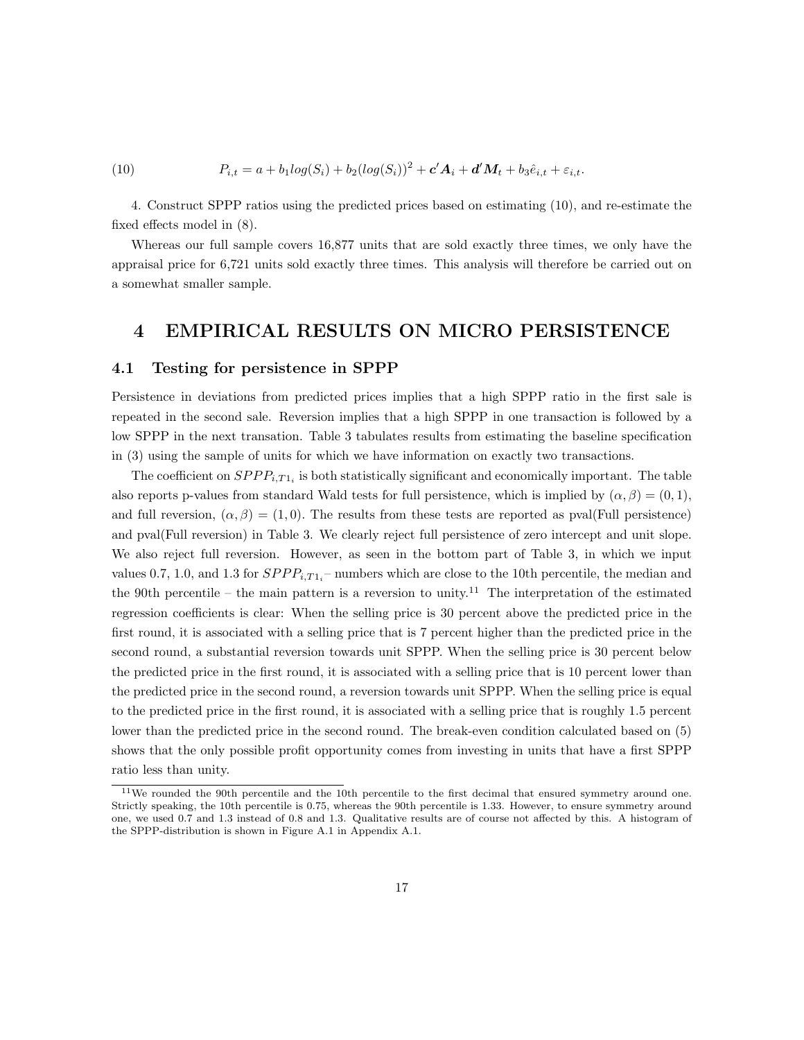$$P_{i,t} = a + b_1 log(S_i) + b_2(log(S_i))^2 + \boldsymbol{c}'\boldsymbol{A}_i + \boldsymbol{d}'\boldsymbol{M}_t + b_3\hat{e}_{i,t} + \varepsilon_{i,t}. \tag{10}$$

4. Construct SPPP ratios using the predicted prices based on estimating (10), and re-estimate the fixed effects model in (8).

Whereas our full sample covers 16,877 units that are sold exactly three times, we only have the appraisal price for 6,721 units sold exactly three times. This analysis will therefore be carried out on a somewhat smaller sample.

# 4 EMPIRICAL RESULTS ON MICRO PERSISTENCE

## 4.1 Testing for persistence in SPPP

Persistence in deviations from predicted prices implies that a high SPPP ratio in the first sale is repeated in the second sale. Reversion implies that a high SPPP in one transaction is followed by a low SPPP in the next transation. Table 3 tabulates results from estimating the baseline specification in (3) using the sample of units for which we have information on exactly two transactions.

The coefficient on $SPPP_{i,T1_i}$ is both statistically significant and economically important. The table also reports p-values from standard Wald tests for full persistence, which is implied by $(\alpha, \beta) = (0, 1)$, and full reversion, $(\alpha, \beta) = (1, 0)$. The results from these tests are reported as pval(Full persistence) and pval(Full reversion) in Table 3. We clearly reject full persistence of zero intercept and unit slope. We also reject full reversion. However, as seen in the bottom part of Table 3, in which we input values 0.7, 1.0, and 1.3 for $SPPP_{i,T1_i}$– numbers which are close to the 10th percentile, the median and the 90th percentile – the main pattern is a reversion to unity.[11] The interpretation of the estimated regression coefficients is clear: When the selling price is 30 percent above the predicted price in the first round, it is associated with a selling price that is 7 percent higher than the predicted price in the second round, a substantial reversion towards unit SPPP. When the selling price is 30 percent below the predicted price in the first round, it is associated with a selling price that is 10 percent lower than the predicted price in the second round, a reversion towards unit SPPP. When the selling price is equal to the predicted price in the first round, it is associated with a selling price that is roughly 1.5 percent lower than the predicted price in the second round. The break-even condition calculated based on (5) shows that the only possible profit opportunity comes from investing in units that have a first SPPP ratio less than unity.

[11] We rounded the 90th percentile and the 10th percentile to the first decimal that ensured symmetry around one. Strictly speaking, the 10th percentile is 0.75, whereas the 90th percentile is 1.33. However, to ensure symmetry around one, we used 0.7 and 1.3 instead of 0.8 and 1.3. Qualitative results are of course not affected by this. A histogram of the SPPP-distribution is shown in Figure A.1 in Appendix A.1.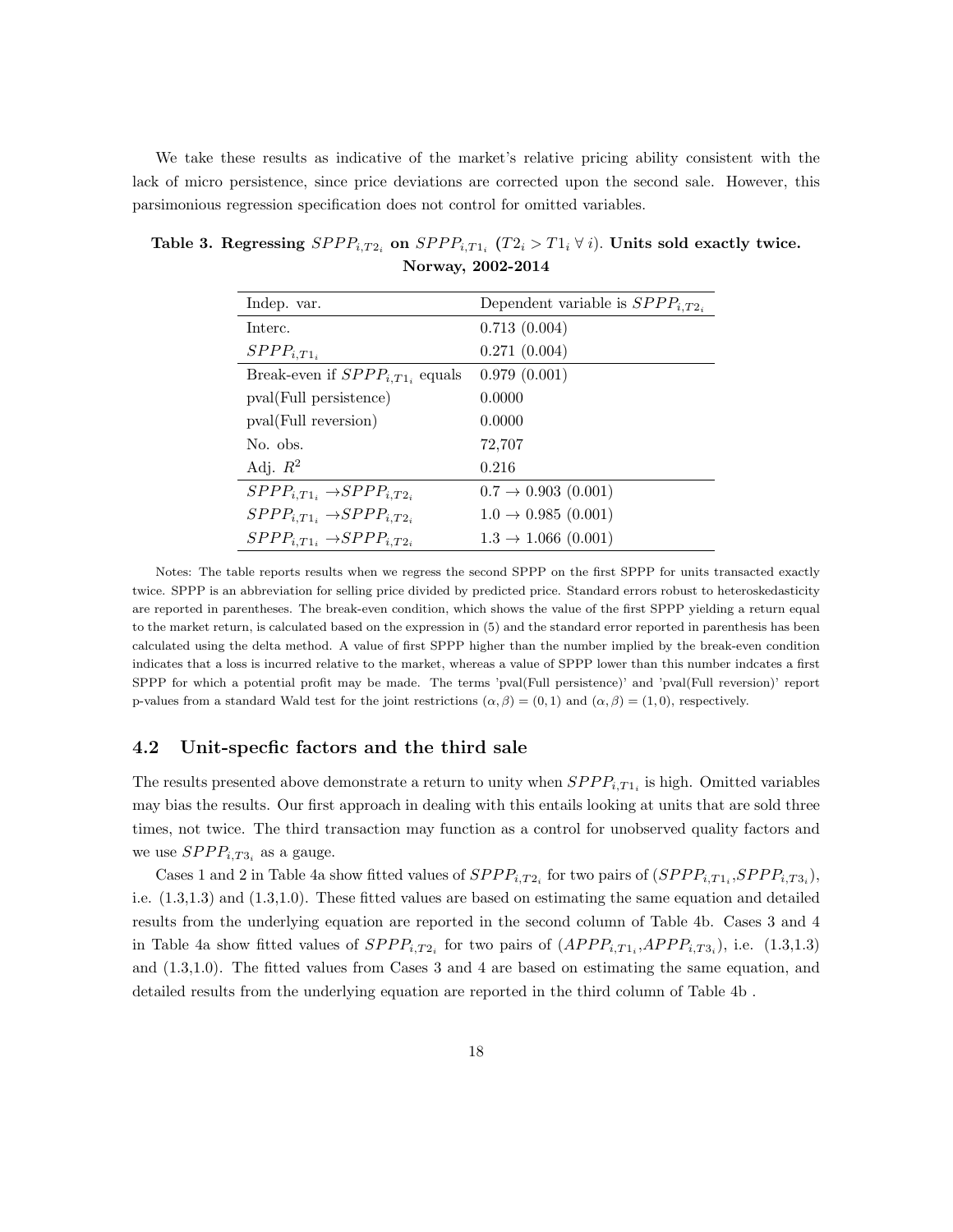We take these results as indicative of the market's relative pricing ability consistent with the lack of micro persistence, since price deviations are corrected upon the second sale. However, this parsimonious regression specification does not control for omitted variables.

**Table 3. Regressing $SPPP_{i,T2_i}$ on $SPPP_{i,T1_i}$ ($T2_i > T1_i \; \forall \; i$). Units sold exactly twice. Norway, 2002-2014**

| Indep. var. | Dependent variable is $SPPP_{i,T2_i}$ |
|---|---|
| Interc. | 0.713 (0.004) |
| $SPPP_{i,T1_i}$ | 0.271 (0.004) |
| Break-even if $SPPP_{i,T1_i}$ equals | 0.979 (0.001) |
| pval(Full persistence) | 0.0000 |
| pval(Full reversion) | 0.0000 |
| No. obs. | 72,707 |
| Adj. $R^2$ | 0.216 |
| $SPPP_{i,T1_i} \rightarrow SPPP_{i,T2_i}$ | $0.7 \rightarrow 0.903$ (0.001) |
| $SPPP_{i,T1_i} \rightarrow SPPP_{i,T2_i}$ | $1.0 \rightarrow 0.985$ (0.001) |
| $SPPP_{i,T1_i} \rightarrow SPPP_{i,T2_i}$ | $1.3 \rightarrow 1.066$ (0.001) |

Notes: The table reports results when we regress the second SPPP on the first SPPP for units transacted exactly twice. SPPP is an abbreviation for selling price divided by predicted price. Standard errors robust to heteroskedasticity are reported in parentheses. The break-even condition, which shows the value of the first SPPP yielding a return equal to the market return, is calculated based on the expression in (5) and the standard error reported in parenthesis has been calculated using the delta method. A value of first SPPP higher than the number implied by the break-even condition indicates that a loss is incurred relative to the market, whereas a value of SPPP lower than this number indcates a first SPPP for which a potential profit may be made. The terms 'pval(Full persistence)' and 'pval(Full reversion)' report p-values from a standard Wald test for the joint restrictions $(\alpha, \beta) = (0, 1)$ and $(\alpha, \beta) = (1, 0)$, respectively.

## 4.2 Unit-specfic factors and the third sale

The results presented above demonstrate a return to unity when $SPPP_{i,T1_i}$ is high. Omitted variables may bias the results. Our first approach in dealing with this entails looking at units that are sold three times, not twice. The third transaction may function as a control for unobserved quality factors and we use $SPPP_{i,T3_i}$ as a gauge.

Cases 1 and 2 in Table 4a show fitted values of $SPPP_{i,T2_i}$ for two pairs of ($SPPP_{i,T1_i}$,$SPPP_{i,T3_i}$), i.e. (1.3,1.3) and (1.3,1.0). These fitted values are based on estimating the same equation and detailed results from the underlying equation are reported in the second column of Table 4b. Cases 3 and 4 in Table 4a show fitted values of $SPPP_{i,T2_i}$ for two pairs of ($APPP_{i,T1_i}$,$APPP_{i,T3_i}$), i.e. (1.3,1.3) and (1.3,1.0). The fitted values from Cases 3 and 4 are based on estimating the same equation, and detailed results from the underlying equation are reported in the third column of Table 4b .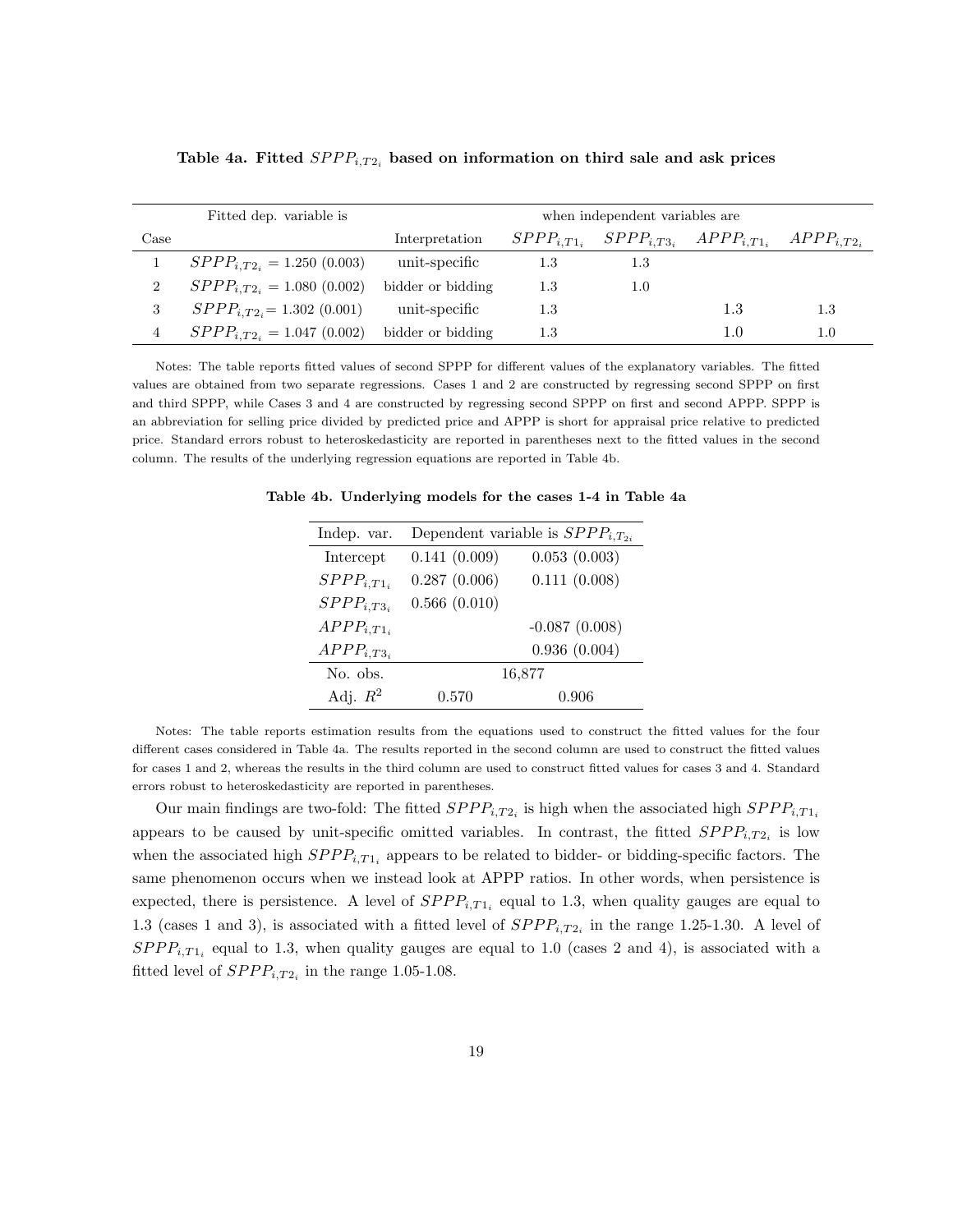**Table 4a. Fitted $SPPP_{i,T2_i}$ based on information on third sale and ask prices**

| | Fitted dep. variable is | | when independent variables are | | | |
|---|---|---|---|---|---|---|
| Case | | Interpretation | $SPPP_{i,T1_i}$ | $SPPP_{i,T3_i}$ | $APPP_{i,T1_i}$ | $APPP_{i,T2_i}$ |
| 1 | $SPPP_{i,T2_i}$ = 1.250 (0.003) | unit-specific | 1.3 | 1.3 | | |
| 2 | $SPPP_{i,T2_i}$ = 1.080 (0.002) | bidder or bidding | 1.3 | 1.0 | | |
| 3 | $SPPP_{i,T2_i}$ = 1.302 (0.001) | unit-specific | 1.3 | | 1.3 | 1.3 |
| 4 | $SPPP_{i,T2_i}$ = 1.047 (0.002) | bidder or bidding | 1.3 | | 1.0 | 1.0 |

Notes: The table reports fitted values of second SPPP for different values of the explanatory variables. The fitted values are obtained from two separate regressions. Cases 1 and 2 are constructed by regressing second SPPP on first and third SPPP, while Cases 3 and 4 are constructed by regressing second SPPP on first and second APPP. SPPP is an abbreviation for selling price divided by predicted price and APPP is short for appraisal price relative to predicted price. Standard errors robust to heteroskedasticity are reported in parentheses next to the fitted values in the second column. The results of the underlying regression equations are reported in Table 4b.

**Table 4b. Underlying models for the cases 1-4 in Table 4a**

| Indep. var. | Dependent variable is $SPPP_{i,T2_i}$ | |
|---|---|---|
| Intercept | 0.141 (0.009) | 0.053 (0.003) |
| $SPPP_{i,T1_i}$ | 0.287 (0.006) | 0.111 (0.008) |
| $SPPP_{i,T3_i}$ | 0.566 (0.010) | |
| $APPP_{i,T1_i}$ | | -0.087 (0.008) |
| $APPP_{i,T3_i}$ | | 0.936 (0.004) |
| No. obs. | 16,877 | |
| Adj. $R^2$ | 0.570 | 0.906 |

Notes: The table reports estimation results from the equations used to construct the fitted values for the four different cases considered in Table 4a. The results reported in the second column are used to construct the fitted values for cases 1 and 2, whereas the results in the third column are used to construct fitted values for cases 3 and 4. Standard errors robust to heteroskedasticity are reported in parentheses.

Our main findings are two-fold: The fitted $SPPP_{i,T2_i}$ is high when the associated high $SPPP_{i,T1_i}$ appears to be caused by unit-specific omitted variables. In contrast, the fitted $SPPP_{i,T2_i}$ is low when the associated high $SPPP_{i,T1_i}$ appears to be related to bidder- or bidding-specific factors. The same phenomenon occurs when we instead look at APPP ratios. In other words, when persistence is expected, there is persistence. A level of $SPPP_{i,T1_i}$ equal to 1.3, when quality gauges are equal to 1.3 (cases 1 and 3), is associated with a fitted level of $SPPP_{i,T2_i}$ in the range 1.25-1.30. A level of $SPPP_{i,T1_i}$ equal to 1.3, when quality gauges are equal to 1.0 (cases 2 and 4), is associated with a fitted level of $SPPP_{i,T2_i}$ in the range 1.05-1.08.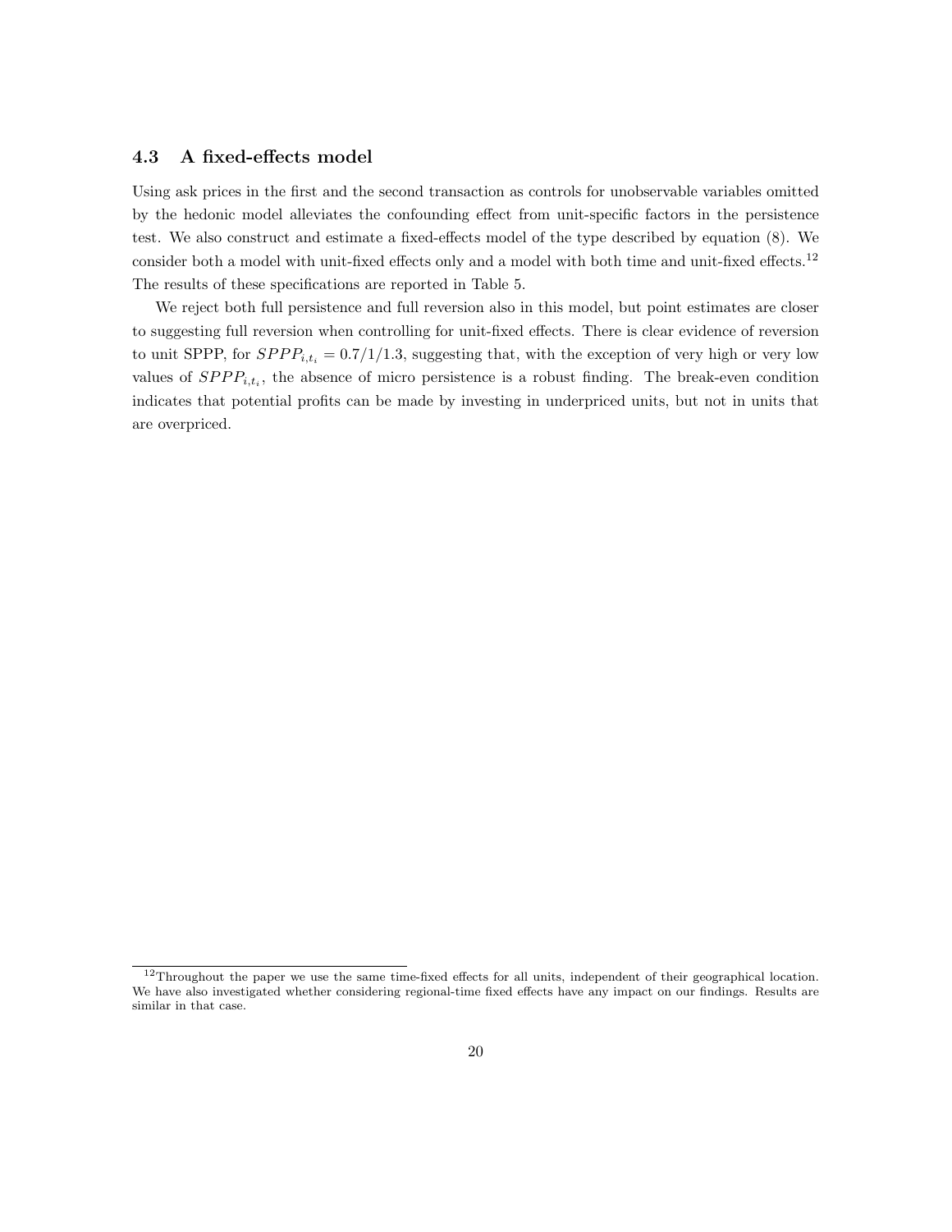### 4.3 A fixed-effects model

Using ask prices in the first and the second transaction as controls for unobservable variables omitted by the hedonic model alleviates the confounding effect from unit-specific factors in the persistence test. We also construct and estimate a fixed-effects model of the type described by equation (8). We consider both a model with unit-fixed effects only and a model with both time and unit-fixed effects.[12] The results of these specifications are reported in Table 5.

We reject both full persistence and full reversion also in this model, but point estimates are closer to suggesting full reversion when controlling for unit-fixed effects. There is clear evidence of reversion to unit SPPP, for $SPPP_{i,t_i} = 0.7/1/1.3$, suggesting that, with the exception of very high or very low values of $SPPP_{i,t_i}$, the absence of micro persistence is a robust finding. The break-even condition indicates that potential profits can be made by investing in underpriced units, but not in units that are overpriced.

[12] Throughout the paper we use the same time-fixed effects for all units, independent of their geographical location. We have also investigated whether considering regional-time fixed effects have any impact on our findings. Results are similar in that case.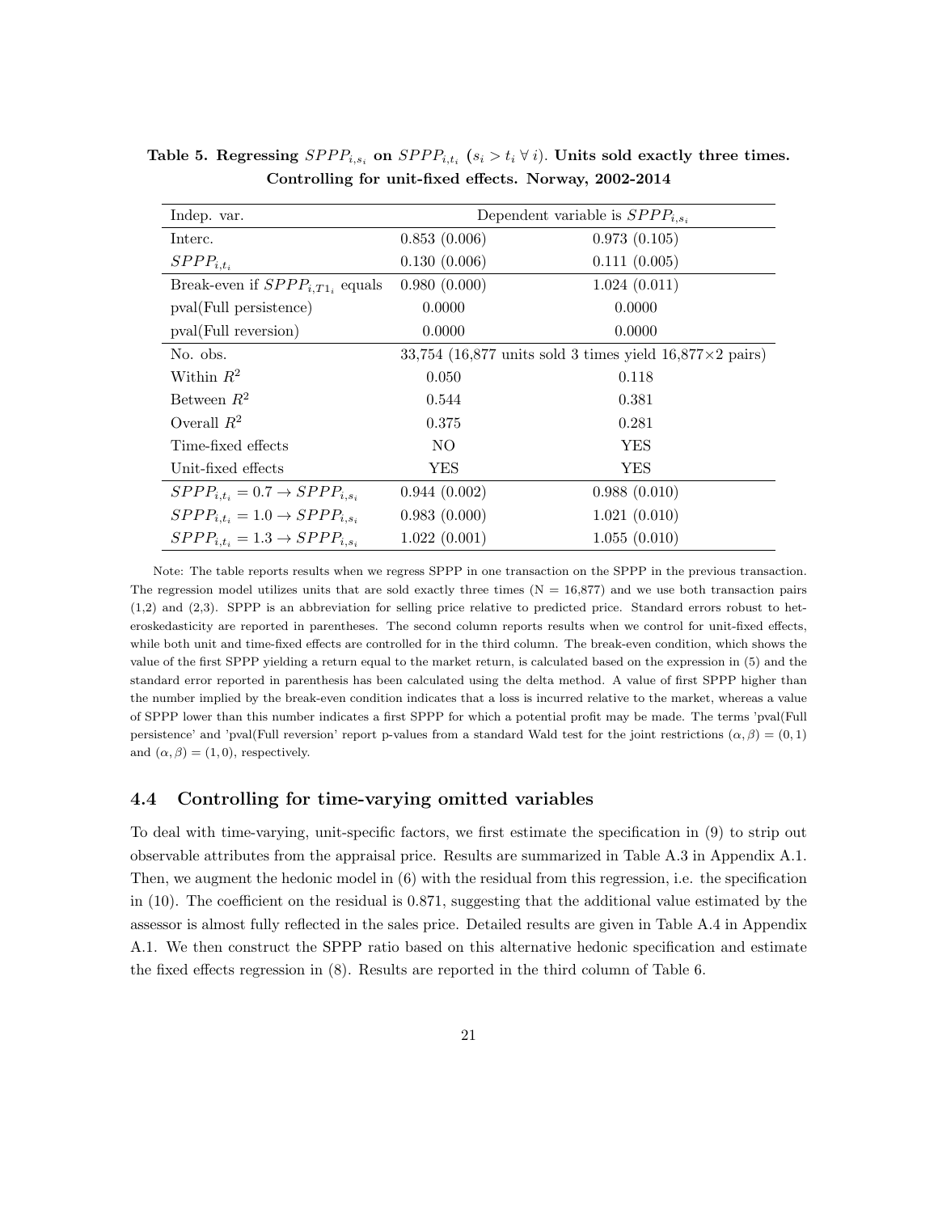**Table 5. Regressing $SPPP_{i,s_i}$ on $SPPP_{i,t_i}$ ($s_i > t_i \; \forall \, i$). Units sold exactly three times. Controlling for unit-fixed effects. Norway, 2002-2014**

| Indep. var. | Dependent variable is $SPPP_{i,s_i}$ | |
|---|---|---|
| Interc. | 0.853 (0.006) | 0.973 (0.105) |
| $SPPP_{i,t_i}$ | 0.130 (0.006) | 0.111 (0.005) |
| Break-even if $SPPP_{i,T1_i}$ equals | 0.980 (0.000) | 1.024 (0.011) |
| pval(Full persistence) | 0.0000 | 0.0000 |
| pval(Full reversion) | 0.0000 | 0.0000 |
| No. obs. | 33,754 (16,877 units sold 3 times yield 16,877×2 pairs) | |
| Within $R^2$ | 0.050 | 0.118 |
| Between $R^2$ | 0.544 | 0.381 |
| Overall $R^2$ | 0.375 | 0.281 |
| Time-fixed effects | NO | YES |
| Unit-fixed effects | YES | YES |
| $SPPP_{i,t_i} = 0.7 \rightarrow SPPP_{i,s_i}$ | 0.944 (0.002) | 0.988 (0.010) |
| $SPPP_{i,t_i} = 1.0 \rightarrow SPPP_{i,s_i}$ | 0.983 (0.000) | 1.021 (0.010) |
| $SPPP_{i,t_i} = 1.3 \rightarrow SPPP_{i,s_i}$ | 1.022 (0.001) | 1.055 (0.010) |

Note: The table reports results when we regress SPPP in one transaction on the SPPP in the previous transaction. The regression model utilizes units that are sold exactly three times (N = 16,877) and we use both transaction pairs (1,2) and (2,3). SPPP is an abbreviation for selling price relative to predicted price. Standard errors robust to heteroskedasticity are reported in parentheses. The second column reports results when we control for unit-fixed effects, while both unit and time-fixed effects are controlled for in the third column. The break-even condition, which shows the value of the first SPPP yielding a return equal to the market return, is calculated based on the expression in (5) and the standard error reported in parenthesis has been calculated using the delta method. A value of first SPPP higher than the number implied by the break-even condition indicates that a loss is incurred relative to the market, whereas a value of SPPP lower than this number indicates a first SPPP for which a potential profit may be made. The terms 'pval(Full persistence' and 'pval(Full reversion' report p-values from a standard Wald test for the joint restrictions $(\alpha, \beta) = (0, 1)$ and $(\alpha, \beta) = (1, 0)$, respectively.

## 4.4 Controlling for time-varying omitted variables

To deal with time-varying, unit-specific factors, we first estimate the specification in (9) to strip out observable attributes from the appraisal price. Results are summarized in Table A.3 in Appendix A.1. Then, we augment the hedonic model in (6) with the residual from this regression, i.e. the specification in (10). The coefficient on the residual is 0.871, suggesting that the additional value estimated by the assessor is almost fully reflected in the sales price. Detailed results are given in Table A.4 in Appendix A.1. We then construct the SPPP ratio based on this alternative hedonic specification and estimate the fixed effects regression in (8). Results are reported in the third column of Table 6.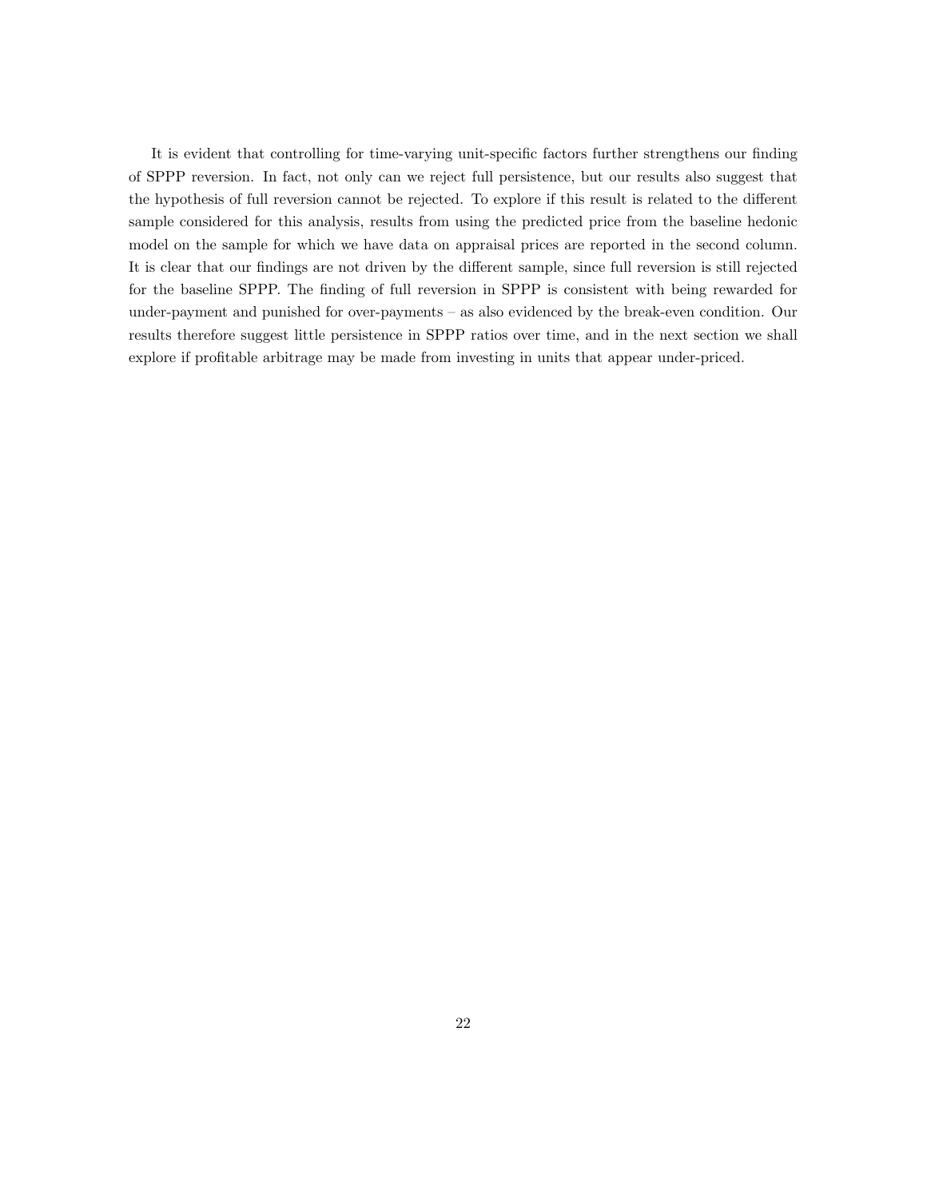It is evident that controlling for time-varying unit-specific factors further strengthens our finding of SPPP reversion. In fact, not only can we reject full persistence, but our results also suggest that the hypothesis of full reversion cannot be rejected. To explore if this result is related to the different sample considered for this analysis, results from using the predicted price from the baseline hedonic model on the sample for which we have data on appraisal prices are reported in the second column. It is clear that our findings are not driven by the different sample, since full reversion is still rejected for the baseline SPPP. The finding of full reversion in SPPP is consistent with being rewarded for under-payment and punished for over-payments – as also evidenced by the break-even condition. Our results therefore suggest little persistence in SPPP ratios over time, and in the next section we shall explore if profitable arbitrage may be made from investing in units that appear under-priced.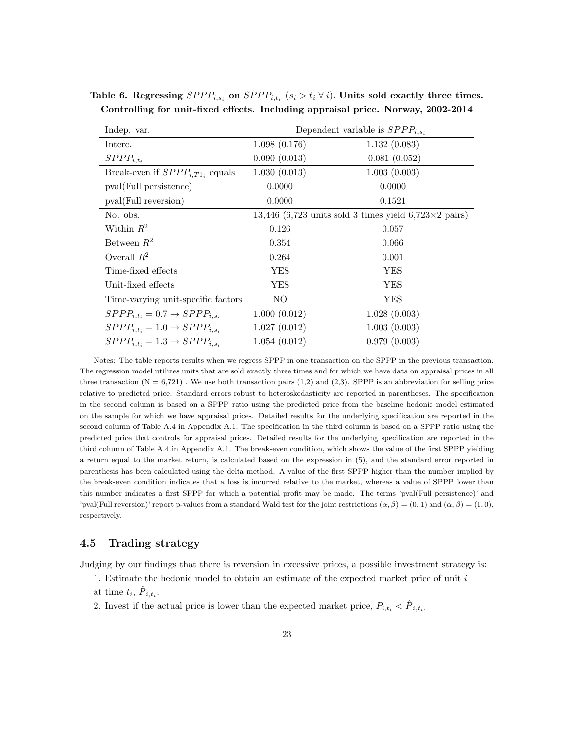**Table 6. Regressing $SPPP_{i,s_i}$ on $SPPP_{i,t_i}$ ($s_i > t_i \; \forall \, i$). Units sold exactly three times. Controlling for unit-fixed effects. Including appraisal price. Norway, 2002-2014**

| Indep. var. | Dependent variable is $SPPP_{i,s_i}$ | |
|---|---|---|
| Interc. | 1.098 (0.176) | 1.132 (0.083) |
| $SPPP_{i,t_i}$ | 0.090 (0.013) | -0.081 (0.052) |
| Break-even if $SPPP_{i,T1_i}$ equals | 1.030 (0.013) | 1.003 (0.003) |
| pval(Full persistence) | 0.0000 | 0.0000 |
| pval(Full reversion) | 0.0000 | 0.1521 |
| No. obs. | 13,446 (6,723 units sold 3 times yield 6,723×2 pairs) | |
| Within $R^2$ | 0.126 | 0.057 |
| Between $R^2$ | 0.354 | 0.066 |
| Overall $R^2$ | 0.264 | 0.001 |
| Time-fixed effects | YES | YES |
| Unit-fixed effects | YES | YES |
| Time-varying unit-specific factors | NO | YES |
| $SPPP_{i,t_i} = 0.7 \rightarrow SPPP_{i,s_i}$ | 1.000 (0.012) | 1.028 (0.003) |
| $SPPP_{i,t_i} = 1.0 \rightarrow SPPP_{i,s_i}$ | 1.027 (0.012) | 1.003 (0.003) |
| $SPPP_{i,t_i} = 1.3 \rightarrow SPPP_{i,s_i}$ | 1.054 (0.012) | 0.979 (0.003) |

Notes: The table reports results when we regress SPPP in one transaction on the SPPP in the previous transaction. The regression model utilizes units that are sold exactly three times and for which we have data on appraisal prices in all three transaction (N = 6,721) . We use both transaction pairs (1,2) and (2,3). SPPP is an abbreviation for selling price relative to predicted price. Standard errors robust to heteroskedasticity are reported in parentheses. The specification in the second column is based on a SPPP ratio using the predicted price from the baseline hedonic model estimated on the sample for which we have appraisal prices. Detailed results for the underlying specification are reported in the second column of Table A.4 in Appendix A.1. The specification in the third column is based on a SPPP ratio using the predicted price that controls for appraisal prices. Detailed results for the underlying specification are reported in the third column of Table A.4 in Appendix A.1. The break-even condition, which shows the value of the first SPPP yielding a return equal to the market return, is calculated based on the expression in (5), and the standard error reported in parenthesis has been calculated using the delta method. A value of the first SPPP higher than the number implied by the break-even condition indicates that a loss is incurred relative to the market, whereas a value of SPPP lower than this number indicates a first SPPP for which a potential profit may be made. The terms 'pval(Full persistence)' and 'pval(Full reversion)' report p-values from a standard Wald test for the joint restrictions $(\alpha, \beta) = (0, 1)$ and $(\alpha, \beta) = (1, 0)$, respectively.

### 4.5 Trading strategy

Judging by our findings that there is reversion in excessive prices, a possible investment strategy is:

1. Estimate the hedonic model to obtain an estimate of the expected market price of unit $i$ at time $t_i$, $\hat{P}_{i,t_i}$.
2. Invest if the actual price is lower than the expected market price, $P_{i,t_i} < \hat{P}_{i,t_i}$.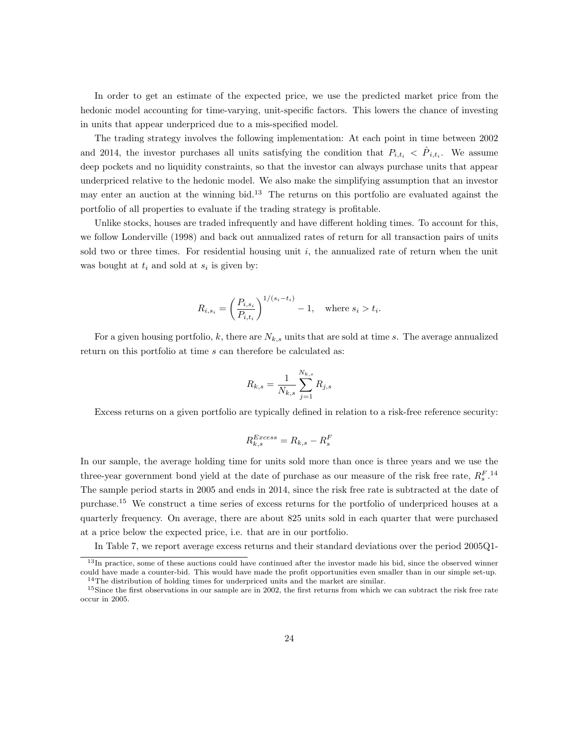In order to get an estimate of the expected price, we use the predicted market price from the hedonic model accounting for time-varying, unit-specific factors. This lowers the chance of investing in units that appear underpriced due to a mis-specified model.

The trading strategy involves the following implementation: At each point in time between 2002 and 2014, the investor purchases all units satisfying the condition that $P_{i,t_i} < \hat{P}_{i,t_i}$. We assume deep pockets and no liquidity constraints, so that the investor can always purchase units that appear underpriced relative to the hedonic model. We also make the simplifying assumption that an investor may enter an auction at the winning bid.[13] The returns on this portfolio are evaluated against the portfolio of all properties to evaluate if the trading strategy is profitable.

Unlike stocks, houses are traded infrequently and have different holding times. To account for this, we follow Londerville (1998) and back out annualized rates of return for all transaction pairs of units sold two or three times. For residential housing unit $i$, the annualized rate of return when the unit was bought at $t_i$ and sold at $s_i$ is given by:

$$R_{i,s_i} = \left(\frac{P_{i,s_i}}{P_{i,t_i}}\right)^{1/(s_i - t_i)} - 1, \quad \text{where } s_i > t_i.$$

For a given housing portfolio, $k$, there are $N_{k,s}$ units that are sold at time $s$. The average annualized return on this portfolio at time $s$ can therefore be calculated as:

$$R_{k,s} = \frac{1}{N_{k,s}} \sum_{j=1}^{N_{k,s}} R_{j,s}$$

Excess returns on a given portfolio are typically defined in relation to a risk-free reference security:

$$R_{k,s}^{Excess} = R_{k,s} - R_s^F$$

In our sample, the average holding time for units sold more than once is three years and we use the three-year government bond yield at the date of purchase as our measure of the risk free rate, $R_s^F$.[14] The sample period starts in 2005 and ends in 2014, since the risk free rate is subtracted at the date of purchase.[15] We construct a time series of excess returns for the portfolio of underpriced houses at a quarterly frequency. On average, there are about 825 units sold in each quarter that were purchased at a price below the expected price, i.e. that are in our portfolio.

In Table 7, we report average excess returns and their standard deviations over the period 2005Q1-

---

[13] In practice, some of these auctions could have continued after the investor made his bid, since the observed winner could have made a counter-bid. This would have made the profit opportunities even smaller than in our simple set-up.

[14] The distribution of holding times for underpriced units and the market are similar.

[15] Since the first observations in our sample are in 2002, the first returns from which we can subtract the risk free rate occur in 2005.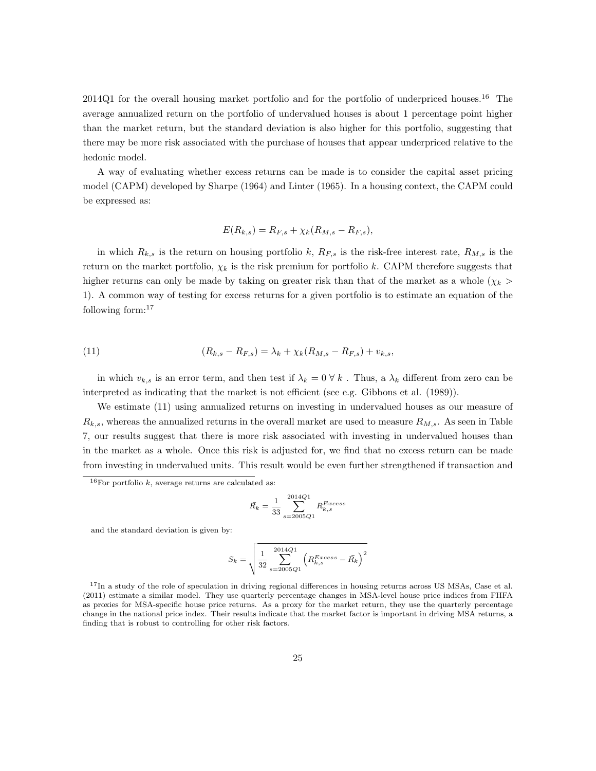2014Q1 for the overall housing market portfolio and for the portfolio of underpriced houses.[16] The average annualized return on the portfolio of undervalued houses is about 1 percentage point higher than the market return, but the standard deviation is also higher for this portfolio, suggesting that there may be more risk associated with the purchase of houses that appear underpriced relative to the hedonic model.

A way of evaluating whether excess returns can be made is to consider the capital asset pricing model (CAPM) developed by Sharpe (1964) and Linter (1965). In a housing context, the CAPM could be expressed as:

$$E(R_{k,s}) = R_{F,s} + \chi_k(R_{M,s} - R_{F,s}),$$

in which $R_{k,s}$ is the return on housing portfolio $k$, $R_{F,s}$ is the risk-free interest rate, $R_{M,s}$ is the return on the market portfolio, $\chi_k$ is the risk premium for portfolio $k$. CAPM therefore suggests that higher returns can only be made by taking on greater risk than that of the market as a whole ($\chi_k > 1$). A common way of testing for excess returns for a given portfolio is to estimate an equation of the following form:[17]

$$(R_{k,s} - R_{F,s}) = \lambda_k + \chi_k(R_{M,s} - R_{F,s}) + v_{k,s}, \tag{11}$$

in which $v_{k,s}$ is an error term, and then test if $\lambda_k = 0 \; \forall \; k$ . Thus, a $\lambda_k$ different from zero can be interpreted as indicating that the market is not efficient (see e.g. Gibbons et al. (1989)).

We estimate (11) using annualized returns on investing in undervalued houses as our measure of $R_{k,s}$, whereas the annualized returns in the overall market are used to measure $R_{M,s}$. As seen in Table 7, our results suggest that there is more risk associated with investing in undervalued houses than in the market as a whole. Once this risk is adjusted for, we find that no excess return can be made from investing in undervalued units. This result would be even further strengthened if transaction and

---

[16] For portfolio $k$, average returns are calculated as:

$$\bar{R_k} = \frac{1}{33} \sum_{s=2005Q1}^{2014Q1} R_{k,s}^{Excess}$$

and the standard deviation is given by:

$$S_k = \sqrt{\frac{1}{32} \sum_{s=2005Q1}^{2014Q1} \left(R_{k,s}^{Excess} - \bar{R_k}\right)^2}$$

[17] In a study of the role of speculation in driving regional differences in housing returns across US MSAs, Case et al. (2011) estimate a similar model. They use quarterly percentage changes in MSA-level house price indices from FHFA as proxies for MSA-specific house price returns. As a proxy for the market return, they use the quarterly percentage change in the national price index. Their results indicate that the market factor is important in driving MSA returns, a finding that is robust to controlling for other risk factors.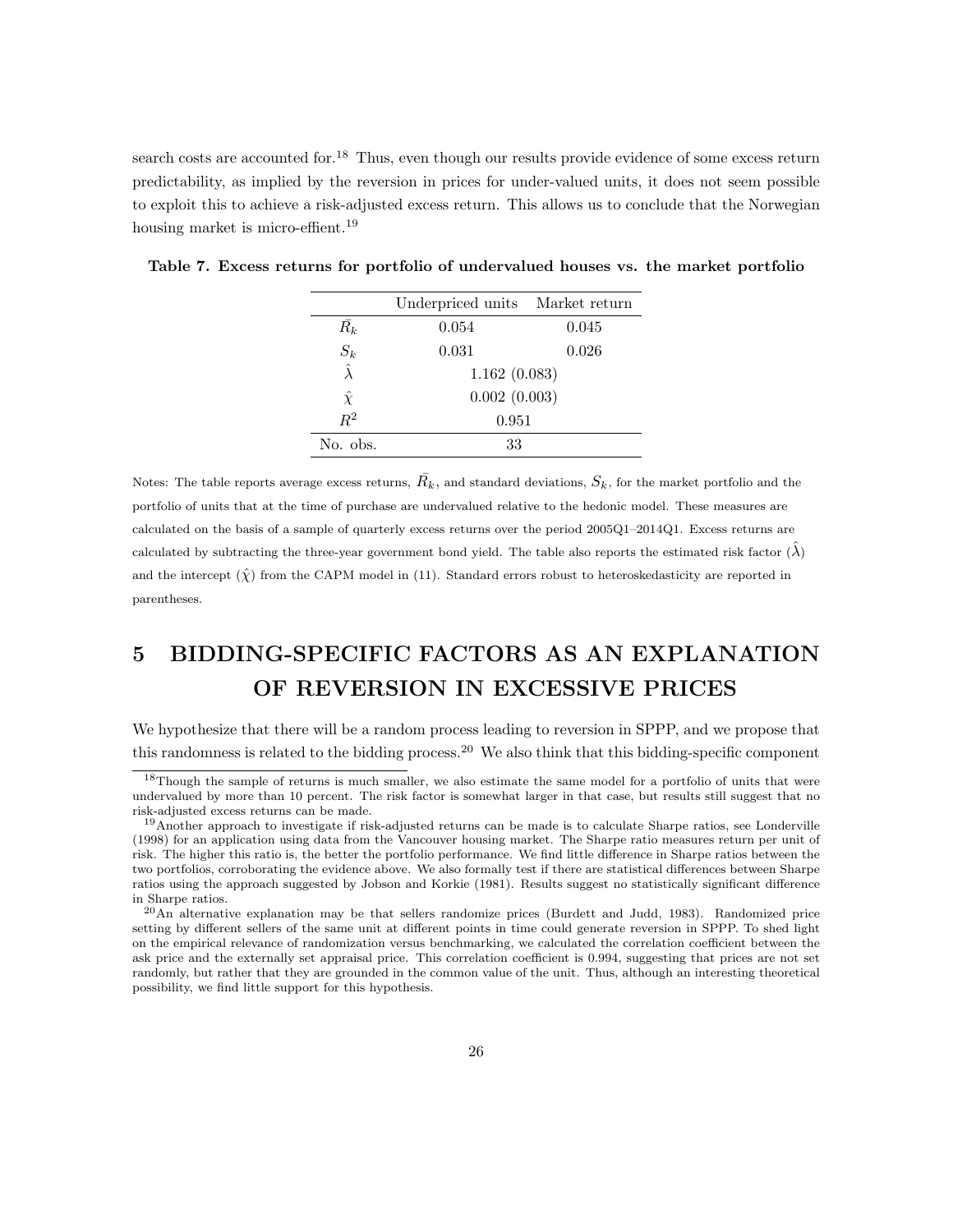search costs are accounted for.[18] Thus, even though our results provide evidence of some excess return predictability, as implied by the reversion in prices for under-valued units, it does not seem possible to exploit this to achieve a risk-adjusted excess return. This allows us to conclude that the Norwegian housing market is micro-effient.[19]

**Table 7. Excess returns for portfolio of undervalued houses vs. the market portfolio**

| | Underpriced units | Market return |
|---|---|---|
| $\bar{R}_k$ | 0.054 | 0.045 |
| $S_k$ | 0.031 | 0.026 |
| $\hat{\lambda}$ | 1.162 (0.083) | |
| $\hat{\chi}$ | 0.002 (0.003) | |
| $R^2$ | 0.951 | |
| No. obs. | 33 | |

Notes: The table reports average excess returns, $\bar{R}_k$, and standard deviations, $S_k$, for the market portfolio and the portfolio of units that at the time of purchase are undervalued relative to the hedonic model. These measures are calculated on the basis of a sample of quarterly excess returns over the period 2005Q1–2014Q1. Excess returns are calculated by subtracting the three-year government bond yield. The table also reports the estimated risk factor ($\hat{\lambda}$) and the intercept ($\hat{\chi}$) from the CAPM model in (11). Standard errors robust to heteroskedasticity are reported in parentheses.

# 5 BIDDING-SPECIFIC FACTORS AS AN EXPLANATION OF REVERSION IN EXCESSIVE PRICES

We hypothesize that there will be a random process leading to reversion in SPPP, and we propose that this randomness is related to the bidding process.[20] We also think that this bidding-specific component

[18] Though the sample of returns is much smaller, we also estimate the same model for a portfolio of units that were undervalued by more than 10 percent. The risk factor is somewhat larger in that case, but results still suggest that no risk-adjusted excess returns can be made.

[19] Another approach to investigate if risk-adjusted returns can be made is to calculate Sharpe ratios, see Londerville (1998) for an application using data from the Vancouver housing market. The Sharpe ratio measures return per unit of risk. The higher this ratio is, the better the portfolio performance. We find little difference in Sharpe ratios between the two portfolios, corroborating the evidence above. We also formally test if there are statistical differences between Sharpe ratios using the approach suggested by Jobson and Korkie (1981). Results suggest no statistically significant difference in Sharpe ratios.

[20] An alternative explanation may be that sellers randomize prices (Burdett and Judd, 1983). Randomized price setting by different sellers of the same unit at different points in time could generate reversion in SPPP. To shed light on the empirical relevance of randomization versus benchmarking, we calculated the correlation coefficient between the ask price and the externally set appraisal price. This correlation coefficient is 0.994, suggesting that prices are not set randomly, but rather that they are grounded in the common value of the unit. Thus, although an interesting theoretical possibility, we find little support for this hypothesis.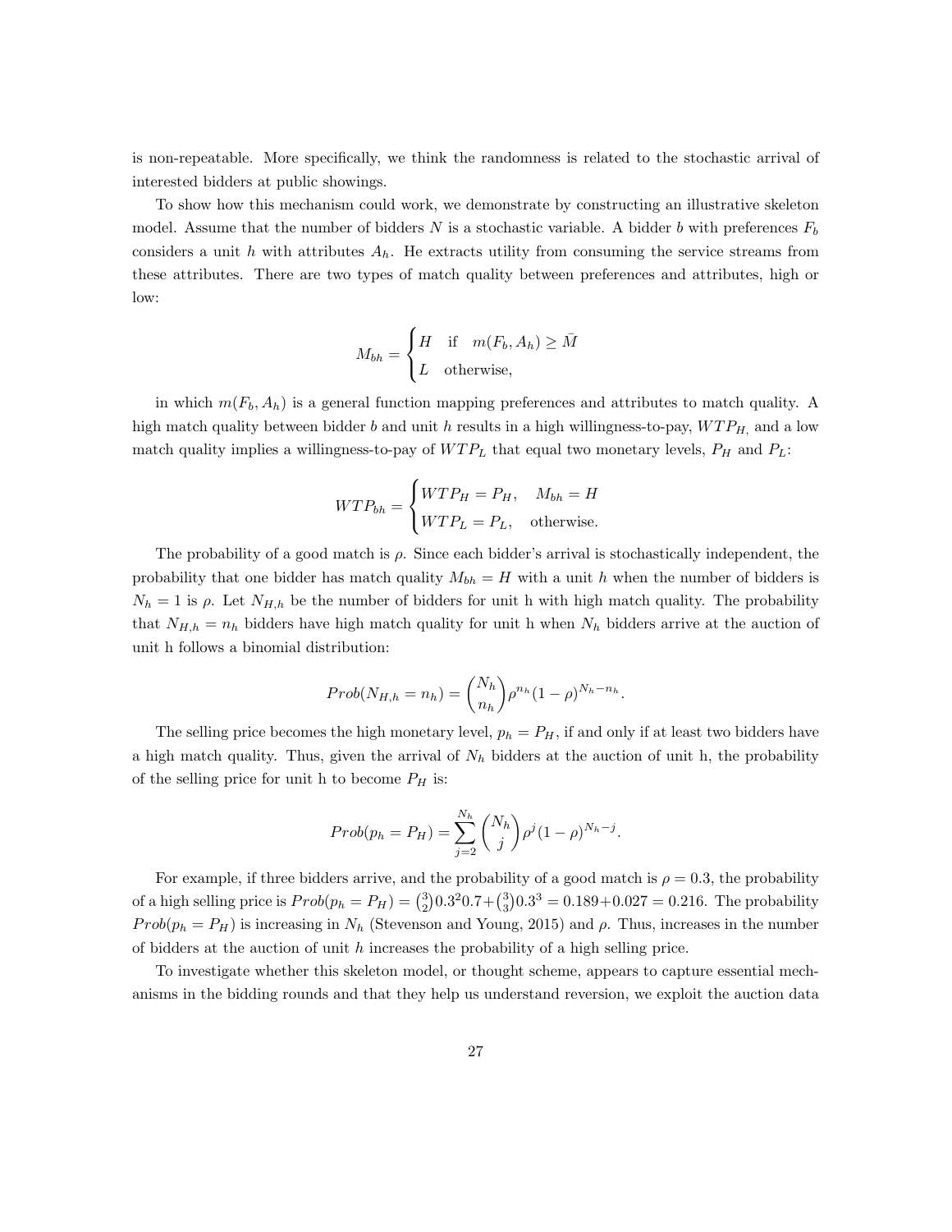is non-repeatable. More specifically, we think the randomness is related to the stochastic arrival of interested bidders at public showings.

To show how this mechanism could work, we demonstrate by constructing an illustrative skeleton model. Assume that the number of bidders $N$ is a stochastic variable. A bidder $b$ with preferences $F_b$ considers a unit $h$ with attributes $A_h$. He extracts utility from consuming the service streams from these attributes. There are two types of match quality between preferences and attributes, high or low:

$$M_{bh} = \begin{cases} H & \text{if} \quad m(F_b, A_h) \geq \bar{M} \\ L & \text{otherwise,} \end{cases}$$

in which $m(F_b, A_h)$ is a general function mapping preferences and attributes to match quality. A high match quality between bidder $b$ and unit $h$ results in a high willingness-to-pay, $WTP_{H,}$ and a low match quality implies a willingness-to-pay of $WTP_L$ that equal two monetary levels, $P_H$ and $P_L$:

$$WTP_{bh} = \begin{cases} WTP_H = P_H, & M_{bh} = H \\ WTP_L = P_L, & \text{otherwise.} \end{cases}$$

The probability of a good match is $\rho$. Since each bidder's arrival is stochastically independent, the probability that one bidder has match quality $M_{bh} = H$ with a unit $h$ when the number of bidders is $N_h = 1$ is $\rho$. Let $N_{H,h}$ be the number of bidders for unit h with high match quality. The probability that $N_{H,h} = n_h$ bidders have high match quality for unit h when $N_h$ bidders arrive at the auction of unit h follows a binomial distribution:

$$Prob(N_{H,h} = n_h) = \binom{N_h}{n_h} \rho^{n_h} (1-\rho)^{N_h - n_h}.$$

The selling price becomes the high monetary level, $p_h = P_H$, if and only if at least two bidders have a high match quality. Thus, given the arrival of $N_h$ bidders at the auction of unit h, the probability of the selling price for unit h to become $P_H$ is:

$$Prob(p_h = P_H) = \sum_{j=2}^{N_h} \binom{N_h}{j} \rho^j (1-\rho)^{N_h - j}.$$

For example, if three bidders arrive, and the probability of a good match is $\rho = 0.3$, the probability of a high selling price is $Prob(p_h = P_H) = \binom{3}{2} 0.3^2 0.7 + \binom{3}{3} 0.3^3 = 0.189 + 0.027 = 0.216$. The probability $Prob(p_h = P_H)$ is increasing in $N_h$ (Stevenson and Young, 2015) and $\rho$. Thus, increases in the number of bidders at the auction of unit $h$ increases the probability of a high selling price.

To investigate whether this skeleton model, or thought scheme, appears to capture essential mechanisms in the bidding rounds and that they help us understand reversion, we exploit the auction data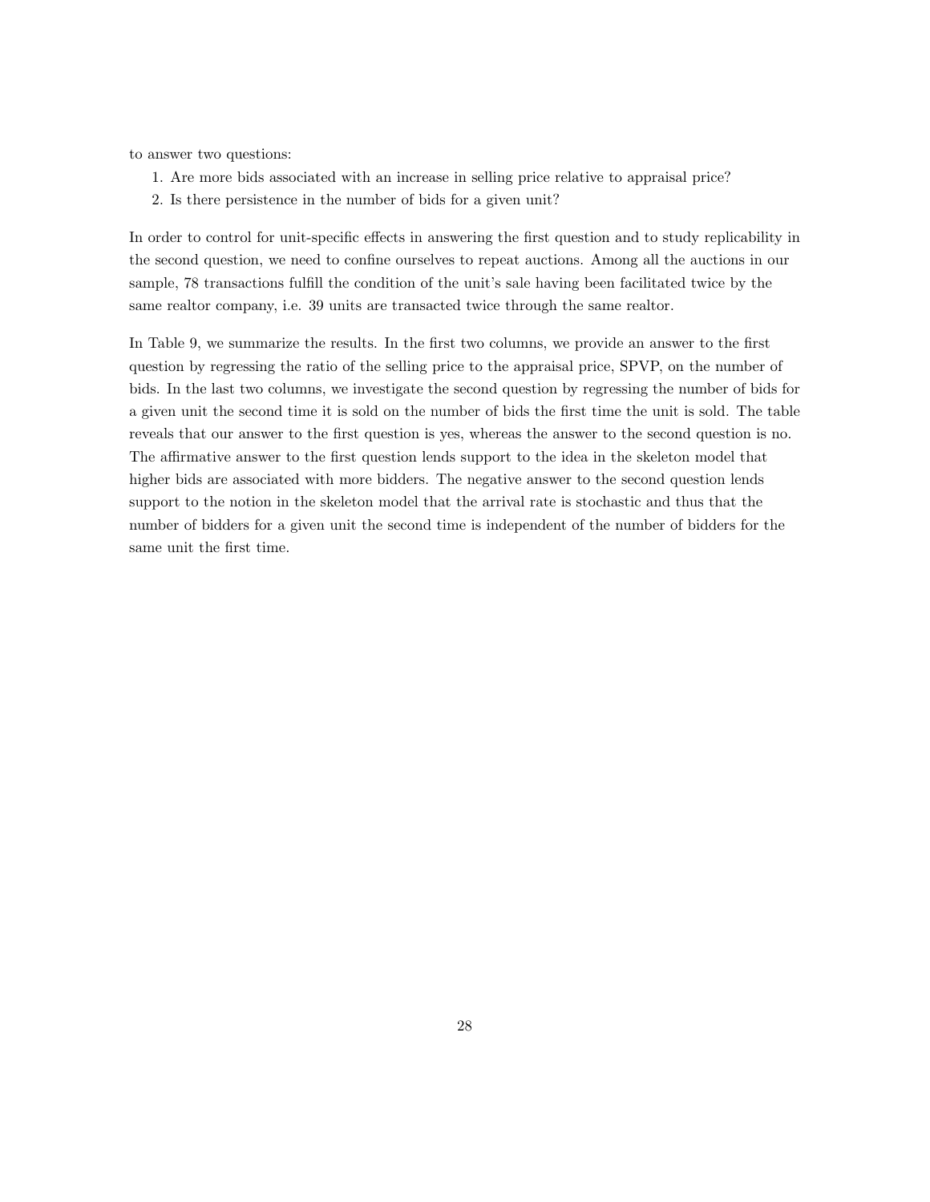to answer two questions:

1. Are more bids associated with an increase in selling price relative to appraisal price?
2. Is there persistence in the number of bids for a given unit?

In order to control for unit-specific effects in answering the first question and to study replicability in the second question, we need to confine ourselves to repeat auctions. Among all the auctions in our sample, 78 transactions fulfill the condition of the unit's sale having been facilitated twice by the same realtor company, i.e. 39 units are transacted twice through the same realtor.

In Table 9, we summarize the results. In the first two columns, we provide an answer to the first question by regressing the ratio of the selling price to the appraisal price, SPVP, on the number of bids. In the last two columns, we investigate the second question by regressing the number of bids for a given unit the second time it is sold on the number of bids the first time the unit is sold. The table reveals that our answer to the first question is yes, whereas the answer to the second question is no. The affirmative answer to the first question lends support to the idea in the skeleton model that higher bids are associated with more bidders. The negative answer to the second question lends support to the notion in the skeleton model that the arrival rate is stochastic and thus that the number of bidders for a given unit the second time is independent of the number of bidders for the same unit the first time.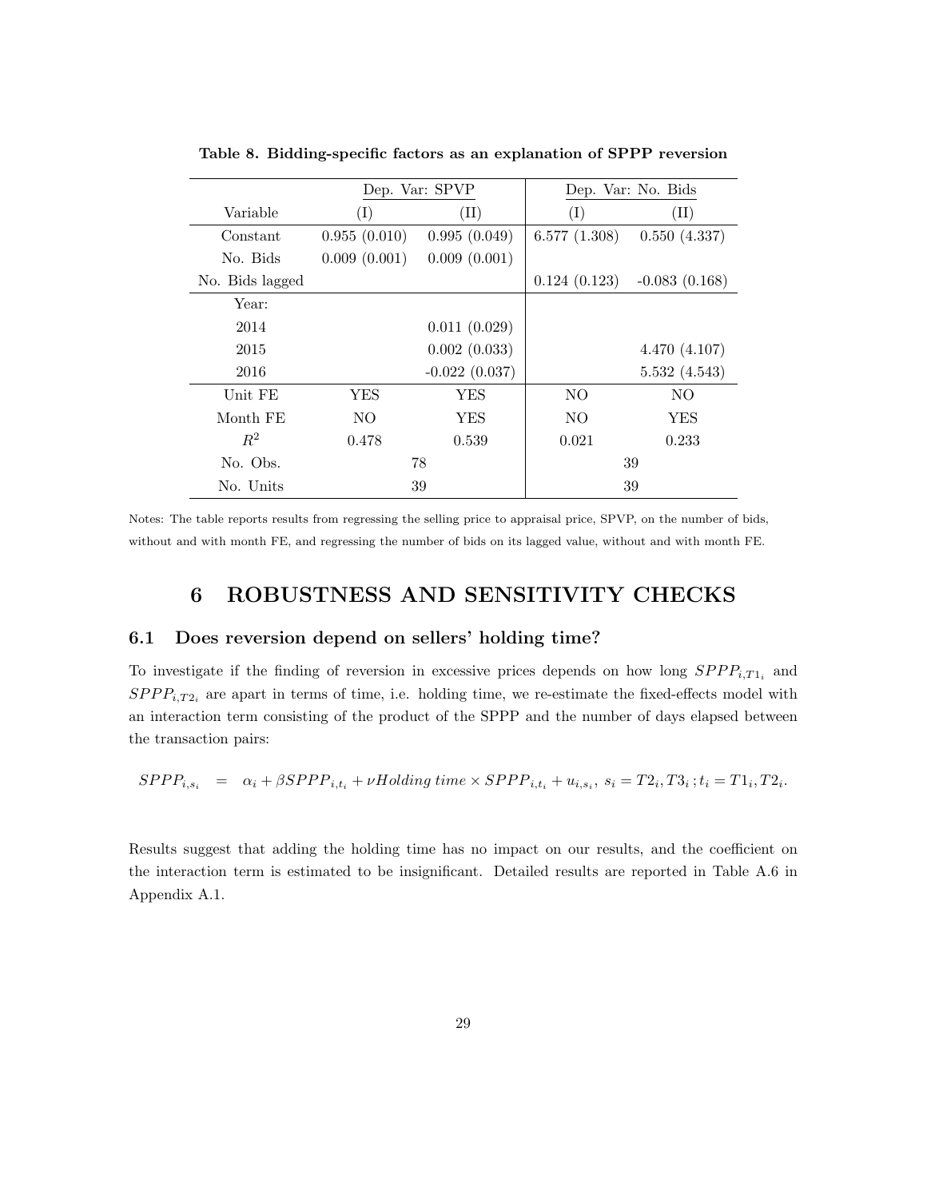**Table 8. Bidding-specific factors as an explanation of SPPP reversion**

| | Dep. Var: SPVP | | Dep. Var: No. Bids | |
|---|---|---|---|---|
| Variable | (I) | (II) | (I) | (II) |
| Constant | 0.955 (0.010) | 0.995 (0.049) | 6.577 (1.308) | 0.550 (4.337) |
| No. Bids | 0.009 (0.001) | 0.009 (0.001) | | |
| No. Bids lagged | | | 0.124 (0.123) | -0.083 (0.168) |
| Year: | | | | |
| 2014 | | 0.011 (0.029) | | |
| 2015 | | 0.002 (0.033) | | 4.470 (4.107) |
| 2016 | | -0.022 (0.037) | | 5.532 (4.543) |
| Unit FE | YES | YES | NO | NO |
| Month FE | NO | YES | NO | YES |
| $R^2$ | 0.478 | 0.539 | 0.021 | 0.233 |
| No. Obs. | 78 | | 39 | |
| No. Units | 39 | | 39 | |

Notes: The table reports results from regressing the selling price to appraisal price, SPVP, on the number of bids, without and with month FE, and regressing the number of bids on its lagged value, without and with month FE.

# 6 ROBUSTNESS AND SENSITIVITY CHECKS

## 6.1 Does reversion depend on sellers' holding time?

To investigate if the finding of reversion in excessive prices depends on how long $SPPP_{i,T1_i}$ and $SPPP_{i,T2_i}$ are apart in terms of time, i.e. holding time, we re-estimate the fixed-effects model with an interaction term consisting of the product of the SPPP and the number of days elapsed between the transaction pairs:

$$SPPP_{i,s_i} \quad = \quad \alpha_i + \beta SPPP_{i,t_i} + \nu Holding\ time \times SPPP_{i,t_i} + u_{i,s_i},\ s_i = T2_i, T3_i\,; t_i = T1_i, T2_i.$$

Results suggest that adding the holding time has no impact on our results, and the coefficient on the interaction term is estimated to be insignificant. Detailed results are reported in Table A.6 in Appendix A.1.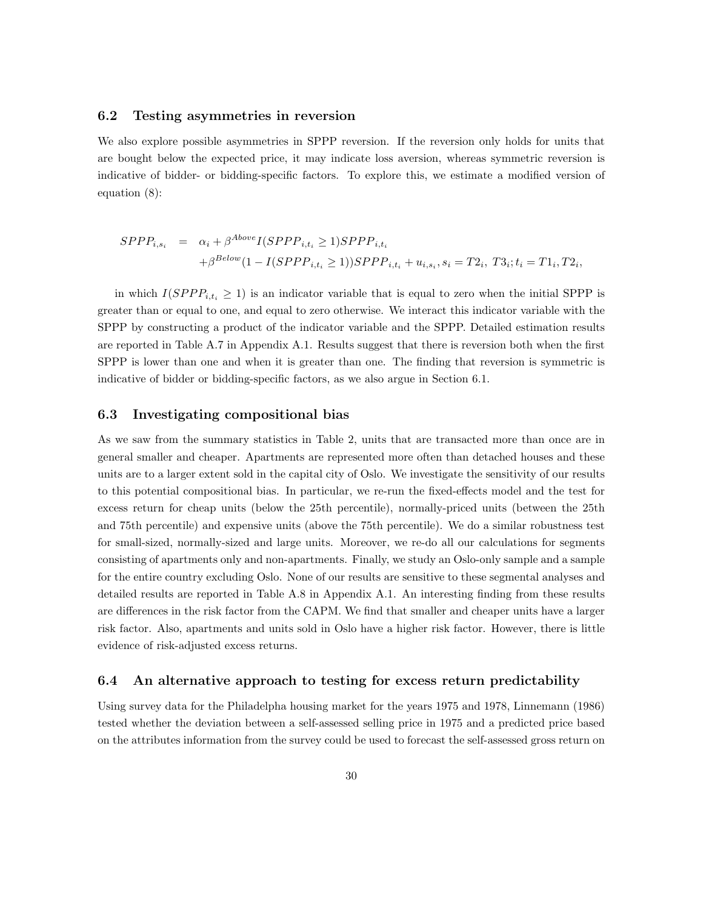### 6.2 Testing asymmetries in reversion

We also explore possible asymmetries in SPPP reversion. If the reversion only holds for units that are bought below the expected price, it may indicate loss aversion, whereas symmetric reversion is indicative of bidder- or bidding-specific factors. To explore this, we estimate a modified version of equation (8):

$$
\begin{aligned}
SPPP_{i,s_i} \quad = \quad & \alpha_i + \beta^{Above} I(SPPP_{i,t_i} \geq 1) SPPP_{i,t_i} \\
& + \beta^{Below} (1 - I(SPPP_{i,t_i} \geq 1)) SPPP_{i,t_i} + u_{i,s_i}, s_i = T2_i,\ T3_i; t_i = T1_i, T2_i,
\end{aligned}
$$

in which $I(SPPP_{i,t_i} \geq 1)$ is an indicator variable that is equal to zero when the initial SPPP is greater than or equal to one, and equal to zero otherwise. We interact this indicator variable with the SPPP by constructing a product of the indicator variable and the SPPP. Detailed estimation results are reported in Table A.7 in Appendix A.1. Results suggest that there is reversion both when the first SPPP is lower than one and when it is greater than one. The finding that reversion is symmetric is indicative of bidder or bidding-specific factors, as we also argue in Section 6.1.

### 6.3 Investigating compositional bias

As we saw from the summary statistics in Table 2, units that are transacted more than once are in general smaller and cheaper. Apartments are represented more often than detached houses and these units are to a larger extent sold in the capital city of Oslo. We investigate the sensitivity of our results to this potential compositional bias. In particular, we re-run the fixed-effects model and the test for excess return for cheap units (below the 25th percentile), normally-priced units (between the 25th and 75th percentile) and expensive units (above the 75th percentile). We do a similar robustness test for small-sized, normally-sized and large units. Moreover, we re-do all our calculations for segments consisting of apartments only and non-apartments. Finally, we study an Oslo-only sample and a sample for the entire country excluding Oslo. None of our results are sensitive to these segmental analyses and detailed results are reported in Table A.8 in Appendix A.1. An interesting finding from these results are differences in the risk factor from the CAPM. We find that smaller and cheaper units have a larger risk factor. Also, apartments and units sold in Oslo have a higher risk factor. However, there is little evidence of risk-adjusted excess returns.

### 6.4 An alternative approach to testing for excess return predictability

Using survey data for the Philadelphia housing market for the years 1975 and 1978, Linnemann (1986) tested whether the deviation between a self-assessed selling price in 1975 and a predicted price based on the attributes information from the survey could be used to forecast the self-assessed gross return on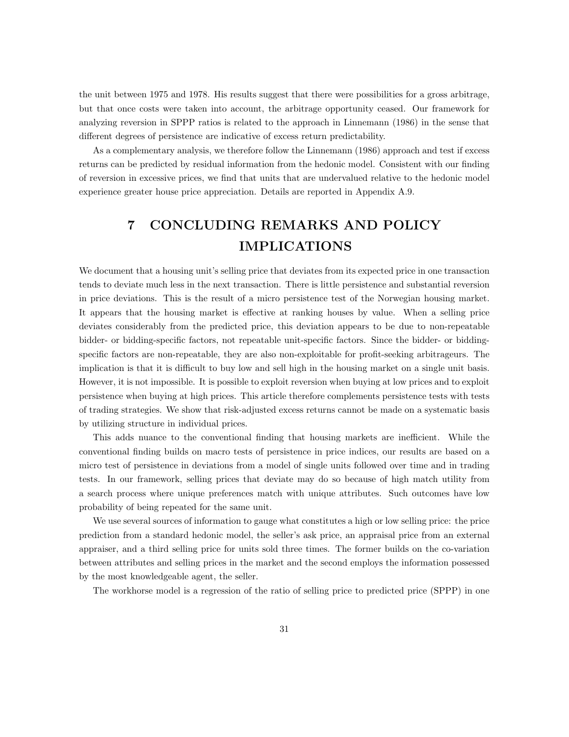the unit between 1975 and 1978. His results suggest that there were possibilities for a gross arbitrage, but that once costs were taken into account, the arbitrage opportunity ceased. Our framework for analyzing reversion in SPPP ratios is related to the approach in Linnemann (1986) in the sense that different degrees of persistence are indicative of excess return predictability.

As a complementary analysis, we therefore follow the Linnemann (1986) approach and test if excess returns can be predicted by residual information from the hedonic model. Consistent with our finding of reversion in excessive prices, we find that units that are undervalued relative to the hedonic model experience greater house price appreciation. Details are reported in Appendix A.9.

# 7 CONCLUDING REMARKS AND POLICY IMPLICATIONS

We document that a housing unit's selling price that deviates from its expected price in one transaction tends to deviate much less in the next transaction. There is little persistence and substantial reversion in price deviations. This is the result of a micro persistence test of the Norwegian housing market. It appears that the housing market is effective at ranking houses by value. When a selling price deviates considerably from the predicted price, this deviation appears to be due to non-repeatable bidder- or bidding-specific factors, not repeatable unit-specific factors. Since the bidder- or bidding-specific factors are non-repeatable, they are also non-exploitable for profit-seeking arbitrageurs. The implication is that it is difficult to buy low and sell high in the housing market on a single unit basis. However, it is not impossible. It is possible to exploit reversion when buying at low prices and to exploit persistence when buying at high prices. This article therefore complements persistence tests with tests of trading strategies. We show that risk-adjusted excess returns cannot be made on a systematic basis by utilizing structure in individual prices.

This adds nuance to the conventional finding that housing markets are inefficient. While the conventional finding builds on macro tests of persistence in price indices, our results are based on a micro test of persistence in deviations from a model of single units followed over time and in trading tests. In our framework, selling prices that deviate may do so because of high match utility from a search process where unique preferences match with unique attributes. Such outcomes have low probability of being repeated for the same unit.

We use several sources of information to gauge what constitutes a high or low selling price: the price prediction from a standard hedonic model, the seller's ask price, an appraisal price from an external appraiser, and a third selling price for units sold three times. The former builds on the co-variation between attributes and selling prices in the market and the second employs the information possessed by the most knowledgeable agent, the seller.

The workhorse model is a regression of the ratio of selling price to predicted price (SPPP) in one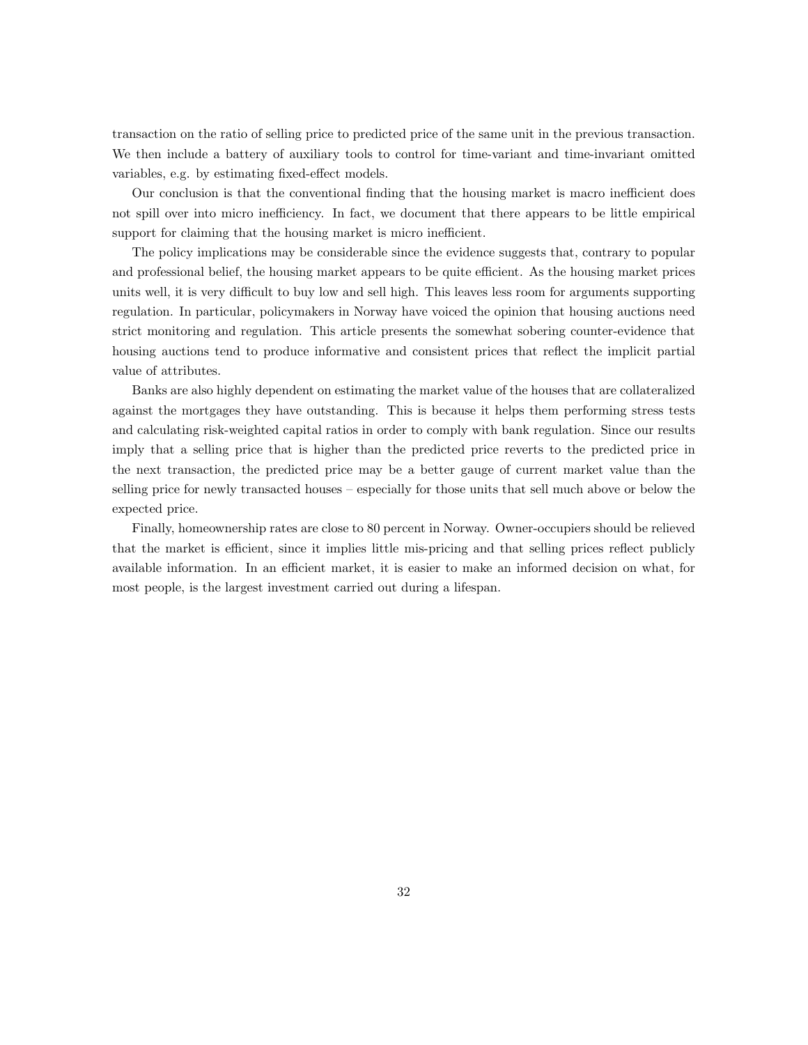transaction on the ratio of selling price to predicted price of the same unit in the previous transaction. We then include a battery of auxiliary tools to control for time-variant and time-invariant omitted variables, e.g. by estimating fixed-effect models.

Our conclusion is that the conventional finding that the housing market is macro inefficient does not spill over into micro inefficiency. In fact, we document that there appears to be little empirical support for claiming that the housing market is micro inefficient.

The policy implications may be considerable since the evidence suggests that, contrary to popular and professional belief, the housing market appears to be quite efficient. As the housing market prices units well, it is very difficult to buy low and sell high. This leaves less room for arguments supporting regulation. In particular, policymakers in Norway have voiced the opinion that housing auctions need strict monitoring and regulation. This article presents the somewhat sobering counter-evidence that housing auctions tend to produce informative and consistent prices that reflect the implicit partial value of attributes.

Banks are also highly dependent on estimating the market value of the houses that are collateralized against the mortgages they have outstanding. This is because it helps them performing stress tests and calculating risk-weighted capital ratios in order to comply with bank regulation. Since our results imply that a selling price that is higher than the predicted price reverts to the predicted price in the next transaction, the predicted price may be a better gauge of current market value than the selling price for newly transacted houses – especially for those units that sell much above or below the expected price.

Finally, homeownership rates are close to 80 percent in Norway. Owner-occupiers should be relieved that the market is efficient, since it implies little mis-pricing and that selling prices reflect publicly available information. In an efficient market, it is easier to make an informed decision on what, for most people, is the largest investment carried out during a lifespan.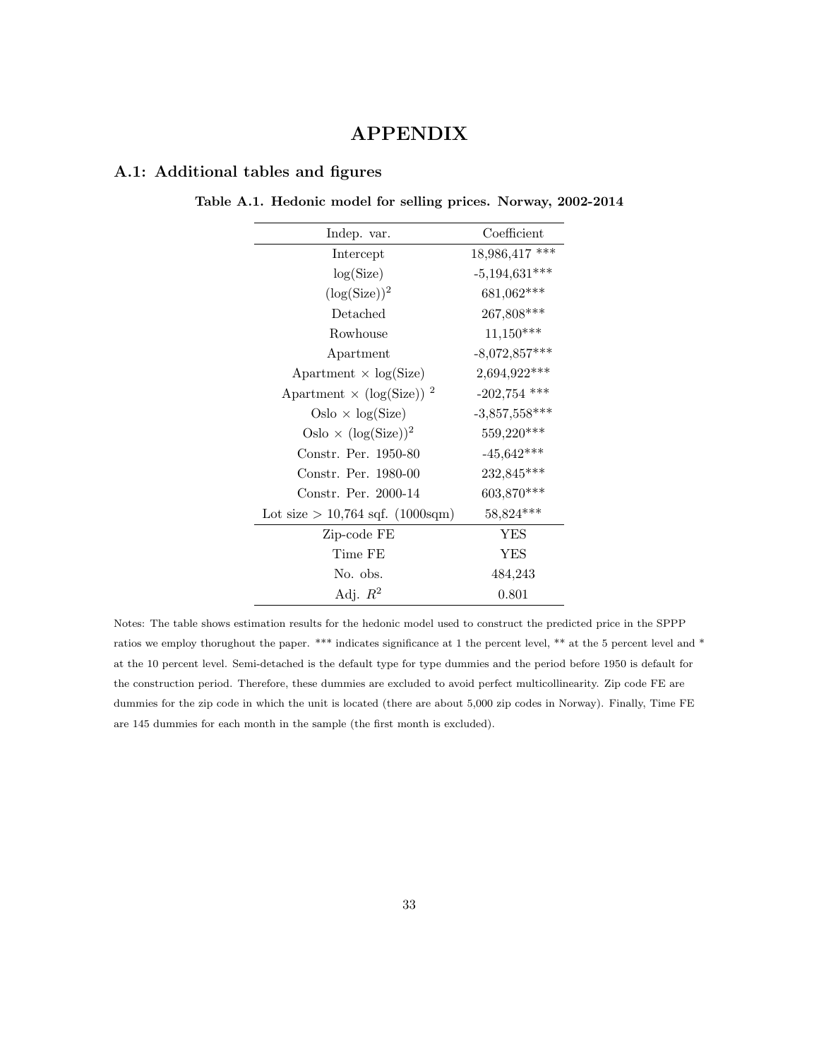# APPENDIX

## A.1: Additional tables and figures

**Table A.1. Hedonic model for selling prices. Norway, 2002-2014**

| Indep. var. | Coefficient |
|---|---|
| Intercept | 18,986,417 *** |
| log(Size) | -5,194,631*** |
| $(\log(\text{Size}))^2$ | 681,062*** |
| Detached | 267,808*** |
| Rowhouse | 11,150*** |
| Apartment | -8,072,857*** |
| Apartment $\times$ log(Size) | 2,694,922*** |
| Apartment $\times$ $(\log(\text{Size}))^2$ | -202,754 *** |
| Oslo $\times$ log(Size) | -3,857,558*** |
| Oslo $\times$ $(\log(\text{Size}))^2$ | 559,220*** |
| Constr. Per. 1950-80 | -45,642*** |
| Constr. Per. 1980-00 | 232,845*** |
| Constr. Per. 2000-14 | 603,870*** |
| Lot size > 10,764 sqf. (1000sqm) | 58,824*** |
| Zip-code FE | YES |
| Time FE | YES |
| No. obs. | 484,243 |
| Adj. $R^2$ | 0.801 |

Notes: The table shows estimation results for the hedonic model used to construct the predicted price in the SPPP ratios we employ thorughout the paper. *** indicates significance at 1 the percent level, ** at the 5 percent level and * at the 10 percent level. Semi-detached is the default type for type dummies and the period before 1950 is default for the construction period. Therefore, these dummies are excluded to avoid perfect multicollinearity. Zip code FE are dummies for the zip code in which the unit is located (there are about 5,000 zip codes in Norway). Finally, Time FE are 145 dummies for each month in the sample (the first month is excluded).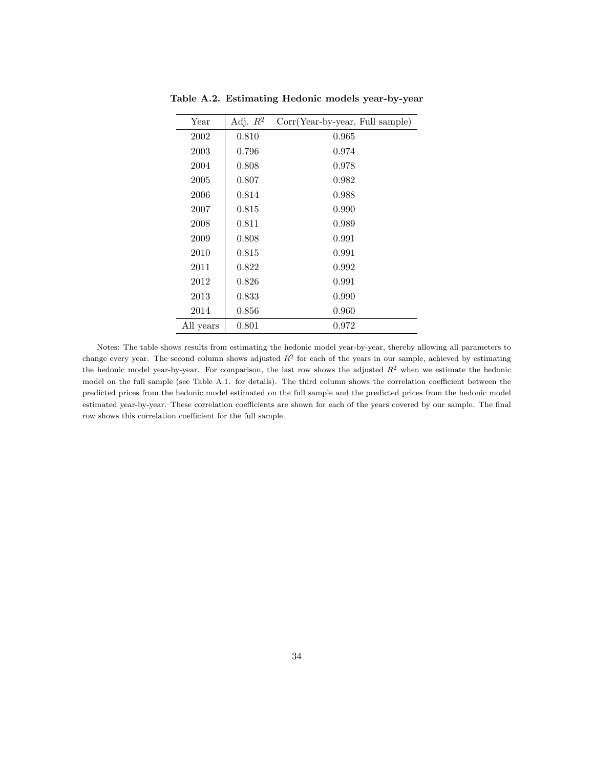**Table A.2. Estimating Hedonic models year-by-year**

| Year | Adj. $R^2$ | Corr(Year-by-year, Full sample) |
|---|---|---|
| 2002 | 0.810 | 0.965 |
| 2003 | 0.796 | 0.974 |
| 2004 | 0.808 | 0.978 |
| 2005 | 0.807 | 0.982 |
| 2006 | 0.814 | 0.988 |
| 2007 | 0.815 | 0.990 |
| 2008 | 0.811 | 0.989 |
| 2009 | 0.808 | 0.991 |
| 2010 | 0.815 | 0.991 |
| 2011 | 0.822 | 0.992 |
| 2012 | 0.826 | 0.991 |
| 2013 | 0.833 | 0.990 |
| 2014 | 0.856 | 0.960 |
| All years | 0.801 | 0.972 |

Notes: The table shows results from estimating the hedonic model year-by-year, thereby allowing all parameters to change every year. The second column shows adjusted $R^2$ for each of the years in our sample, achieved by estimating the hedonic model year-by-year. For comparison, the last row shows the adjusted $R^2$ when we estimate the hedonic model on the full sample (see Table A.1. for details). The third column shows the correlation coefficient between the predicted prices from the hedonic model estimated on the full sample and the predicted prices from the hedonic model estimated year-by-year. These correlation coefficients are shown for each of the years covered by our sample. The final row shows this correlation coefficient for the full sample.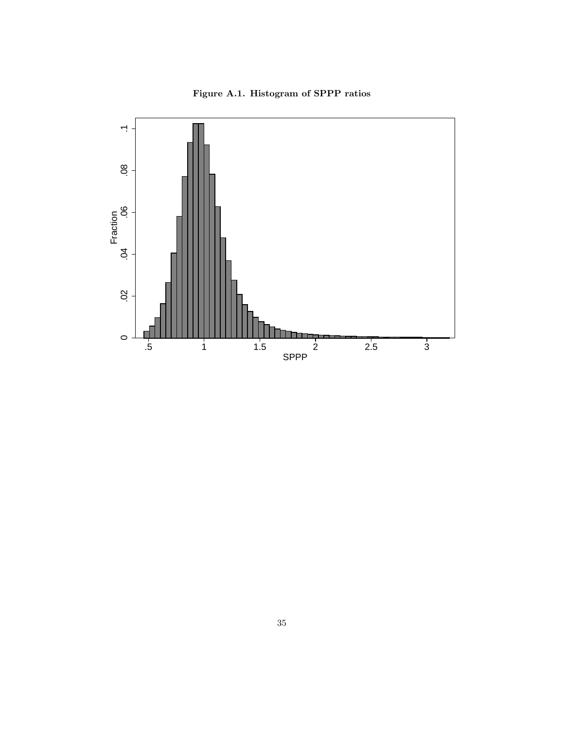**Figure A.1. Histogram of SPPP ratios**

Fraction

0
.02
.04
.06
.08
.1

.5
1
1.5
2
2.5
3

SPPP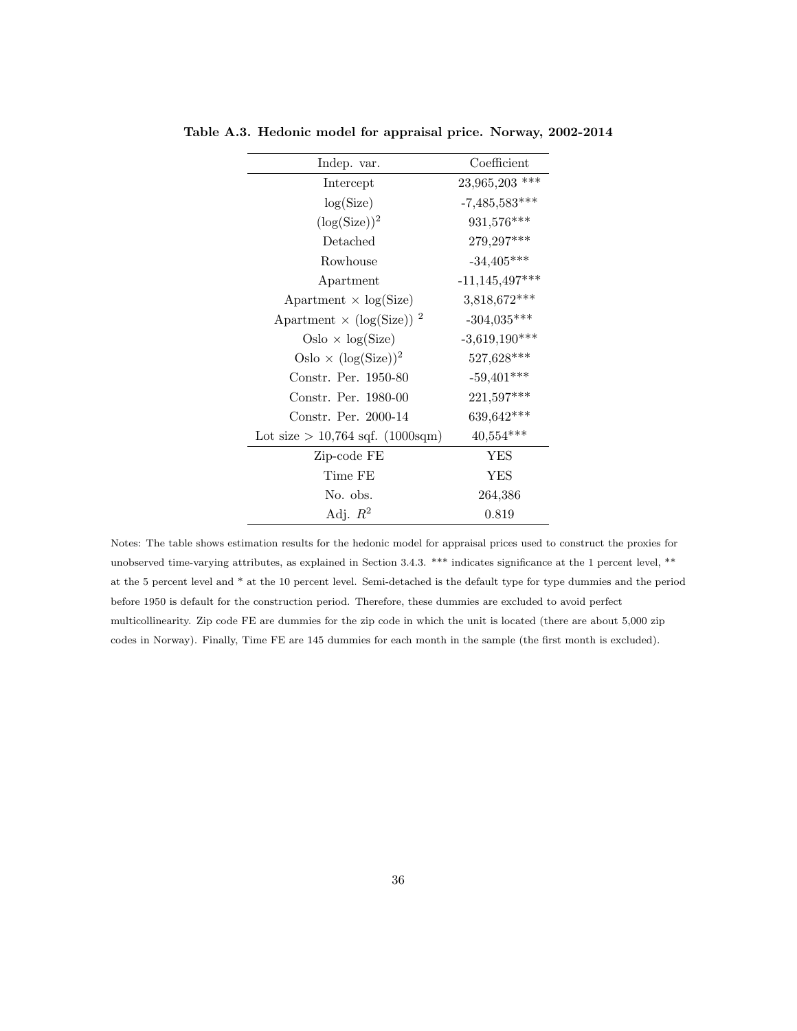**Table A.3. Hedonic model for appraisal price. Norway, 2002-2014**

| Indep. var. | Coefficient |
|---|---|
| Intercept | 23,965,203 *** |
| log(Size) | -7,485,583*** |
| $(\log(\text{Size}))^2$ | 931,576*** |
| Detached | 279,297*** |
| Rowhouse | -34,405*** |
| Apartment | -11,145,497*** |
| Apartment $\times$ log(Size) | 3,818,672*** |
| Apartment $\times$ $(\log(\text{Size}))^2$ | -304,035*** |
| Oslo $\times$ log(Size) | -3,619,190*** |
| Oslo $\times$ $(\log(\text{Size}))^2$ | 527,628*** |
| Constr. Per. 1950-80 | -59,401*** |
| Constr. Per. 1980-00 | 221,597*** |
| Constr. Per. 2000-14 | 639,642*** |
| Lot size > 10,764 sqf. (1000sqm) | 40,554*** |
| Zip-code FE | YES |
| Time FE | YES |
| No. obs. | 264,386 |
| Adj. $R^2$ | 0.819 |

Notes: The table shows estimation results for the hedonic model for appraisal prices used to construct the proxies for unobserved time-varying attributes, as explained in Section 3.4.3. *** indicates significance at the 1 percent level, ** at the 5 percent level and * at the 10 percent level. Semi-detached is the default type for type dummies and the period before 1950 is default for the construction period. Therefore, these dummies are excluded to avoid perfect multicollinearity. Zip code FE are dummies for the zip code in which the unit is located (there are about 5,000 zip codes in Norway). Finally, Time FE are 145 dummies for each month in the sample (the first month is excluded).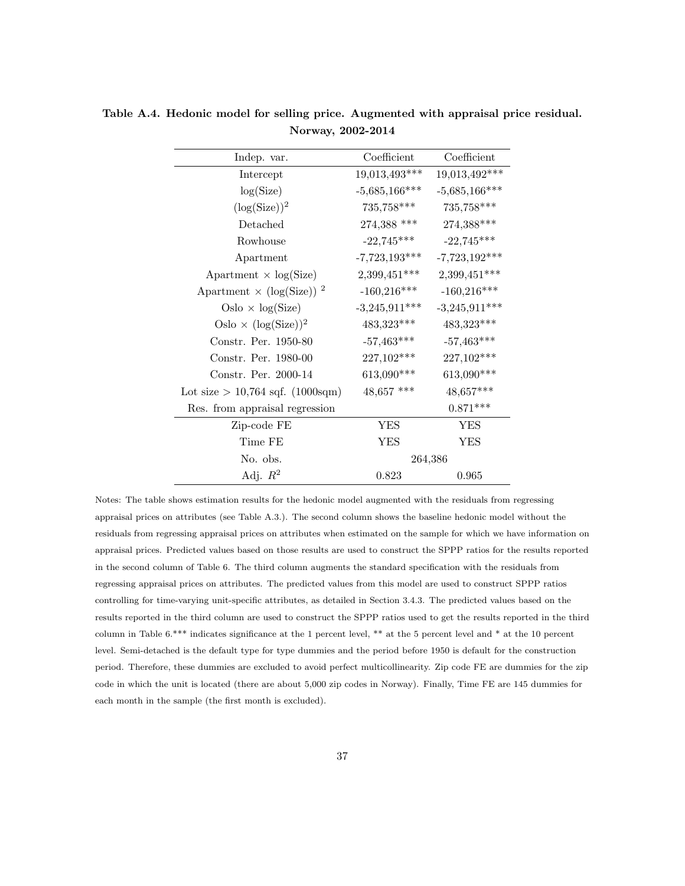**Table A.4. Hedonic model for selling price. Augmented with appraisal price residual. Norway, 2002-2014**

| Indep. var. | Coefficient | Coefficient |
|---|---|---|
| Intercept | 19,013,493*** | 19,013,492*** |
| log(Size) | -5,685,166*** | -5,685,166*** |
| $(\log(\text{Size}))^2$ | 735,758*** | 735,758*** |
| Detached | 274,388 *** | 274,388*** |
| Rowhouse | -22,745*** | -22,745*** |
| Apartment | -7,723,193*** | -7,723,192*** |
| Apartment × log(Size) | 2,399,451*** | 2,399,451*** |
| Apartment × $(\log(\text{Size}))^2$ | -160,216*** | -160,216*** |
| Oslo × log(Size) | -3,245,911*** | -3,245,911*** |
| Oslo × $(\log(\text{Size}))^2$ | 483,323*** | 483,323*** |
| Constr. Per. 1950-80 | -57,463*** | -57,463*** |
| Constr. Per. 1980-00 | 227,102*** | 227,102*** |
| Constr. Per. 2000-14 | 613,090*** | 613,090*** |
| Lot size > 10,764 sqf. (1000sqm) | 48,657 *** | 48,657*** |
| Res. from appraisal regression | | 0.871*** |
| Zip-code FE | YES | YES |
| Time FE | YES | YES |
| No. obs. | 264,386 | |
| Adj. $R^2$ | 0.823 | 0.965 |

Notes: The table shows estimation results for the hedonic model augmented with the residuals from regressing appraisal prices on attributes (see Table A.3.). The second column shows the baseline hedonic model without the residuals from regressing appraisal prices on attributes when estimated on the sample for which we have information on appraisal prices. Predicted values based on those results are used to construct the SPPP ratios for the results reported in the second column of Table 6. The third column augments the standard specification with the residuals from regressing appraisal prices on attributes. The predicted values from this model are used to construct SPPP ratios controlling for time-varying unit-specific attributes, as detailed in Section 3.4.3. The predicted values based on the results reported in the third column are used to construct the SPPP ratios used to get the results reported in the third column in Table 6.*** indicates significance at the 1 percent level, ** at the 5 percent level and * at the 10 percent level. Semi-detached is the default type for type dummies and the period before 1950 is default for the construction period. Therefore, these dummies are excluded to avoid perfect multicollinearity. Zip code FE are dummies for the zip code in which the unit is located (there are about 5,000 zip codes in Norway). Finally, Time FE are 145 dummies for each month in the sample (the first month is excluded).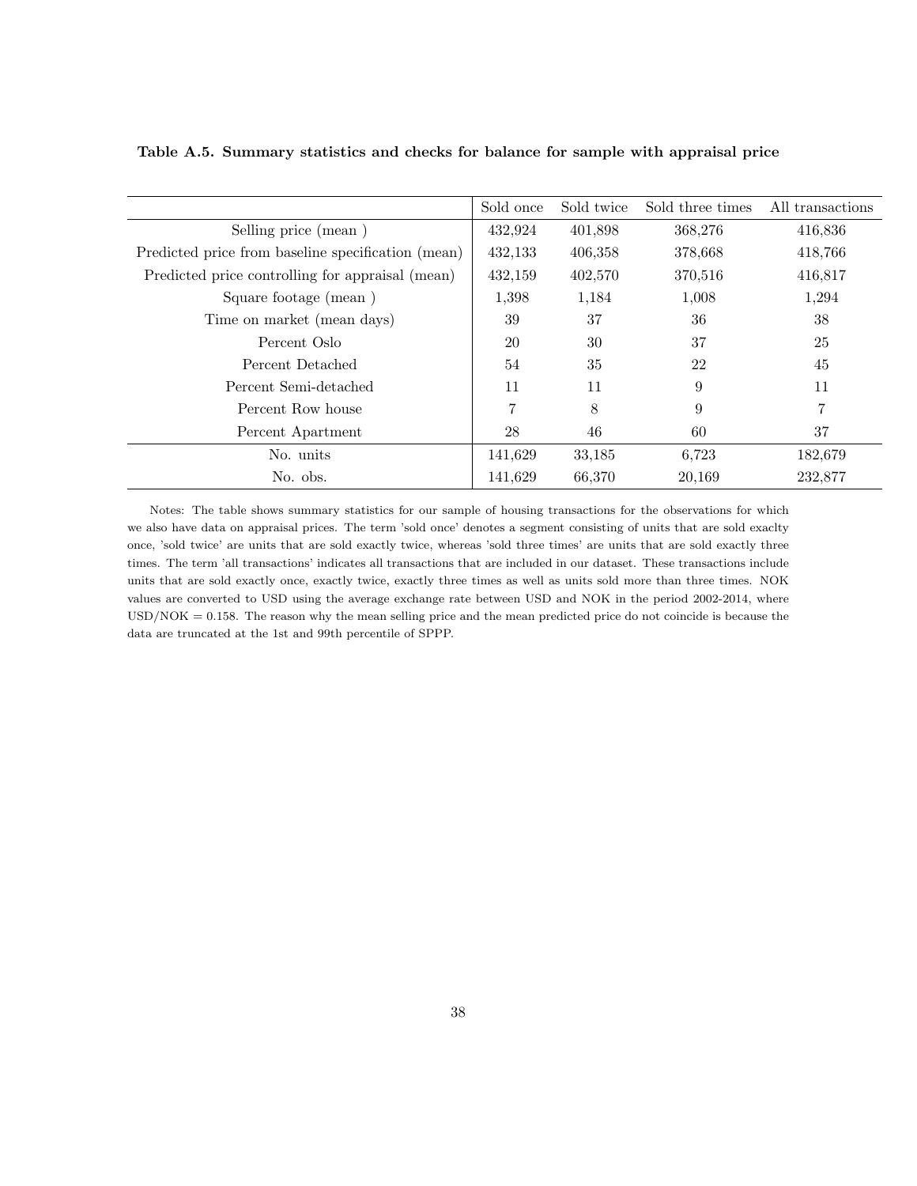**Table A.5. Summary statistics and checks for balance for sample with appraisal price**

| | Sold once | Sold twice | Sold three times | All transactions |
|---|---|---|---|---|
| Selling price (mean ) | 432,924 | 401,898 | 368,276 | 416,836 |
| Predicted price from baseline specification (mean) | 432,133 | 406,358 | 378,668 | 418,766 |
| Predicted price controlling for appraisal (mean) | 432,159 | 402,570 | 370,516 | 416,817 |
| Square footage (mean ) | 1,398 | 1,184 | 1,008 | 1,294 |
| Time on market (mean days) | 39 | 37 | 36 | 38 |
| Percent Oslo | 20 | 30 | 37 | 25 |
| Percent Detached | 54 | 35 | 22 | 45 |
| Percent Semi-detached | 11 | 11 | 9 | 11 |
| Percent Row house | 7 | 8 | 9 | 7 |
| Percent Apartment | 28 | 46 | 60 | 37 |
| No. units | 141,629 | 33,185 | 6,723 | 182,679 |
| No. obs. | 141,629 | 66,370 | 20,169 | 232,877 |

Notes: The table shows summary statistics for our sample of housing transactions for the observations for which we also have data on appraisal prices. The term 'sold once' denotes a segment consisting of units that are sold exaclty once, 'sold twice' are units that are sold exactly twice, whereas 'sold three times' are units that are sold exactly three times. The term 'all transactions' indicates all transactions that are included in our dataset. These transactions include units that are sold exactly once, exactly twice, exactly three times as well as units sold more than three times. NOK values are converted to USD using the average exchange rate between USD and NOK in the period 2002-2014, where USD/NOK = 0.158. The reason why the mean selling price and the mean predicted price do not coincide is because the data are truncated at the 1st and 99th percentile of SPPP.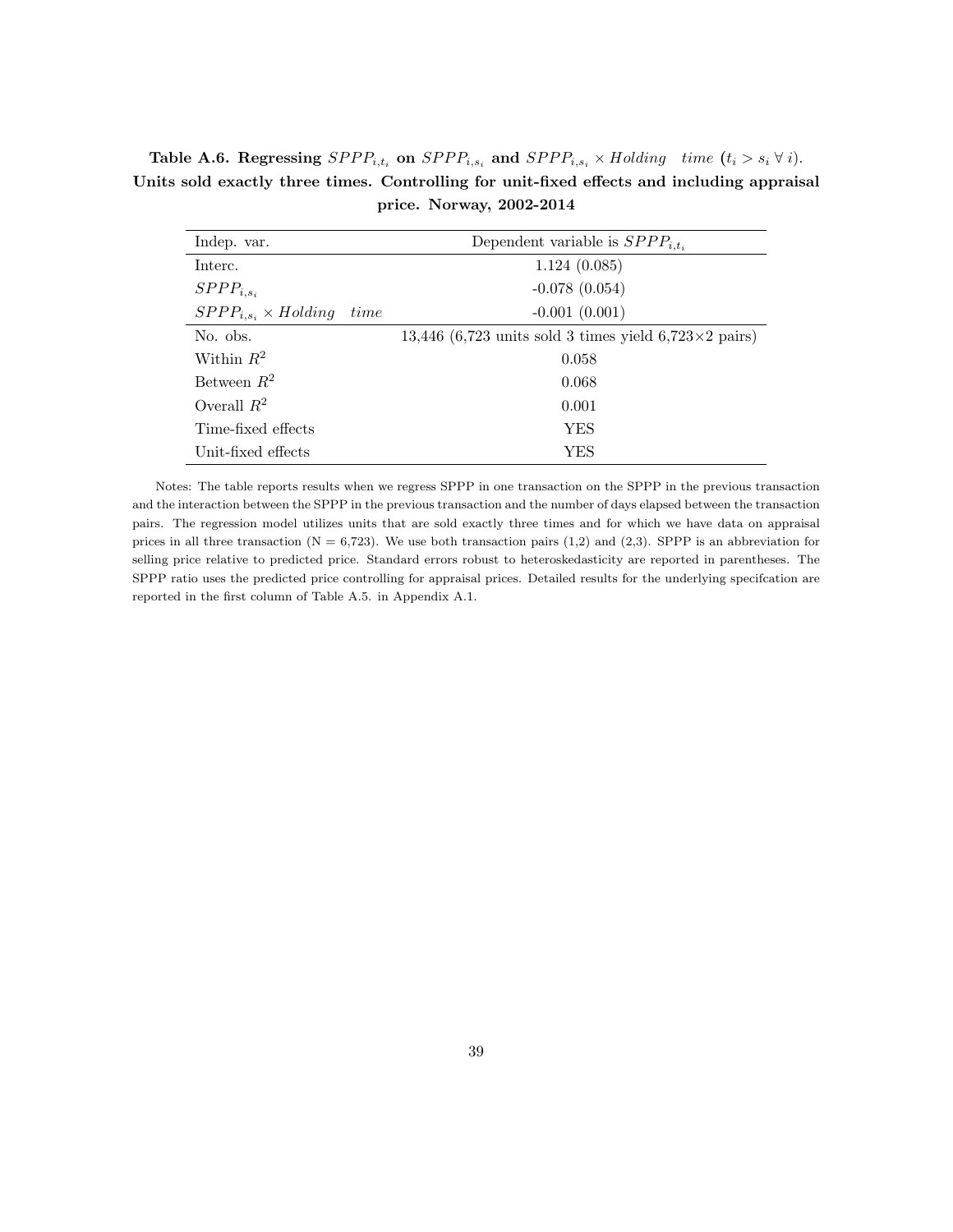**Table A.6. Regressing $SPPP_{i,t_i}$ on $SPPP_{i,s_i}$ and $SPPP_{i,s_i} \times Holding \quad time$ ($t_i > s_i \; \forall \; i$). Units sold exactly three times. Controlling for unit-fixed effects and including appraisal price. Norway, 2002-2014**

| Indep. var. | Dependent variable is $SPPP_{i,t_i}$ |
|---|---|
| Interc. | 1.124 (0.085) |
| $SPPP_{i,s_i}$ | -0.078 (0.054) |
| $SPPP_{i,s_i} \times Holding \quad time$ | -0.001 (0.001) |
| No. obs. | 13,446 (6,723 units sold 3 times yield 6,723×2 pairs) |
| Within $R^2$ | 0.058 |
| Between $R^2$ | 0.068 |
| Overall $R^2$ | 0.001 |
| Time-fixed effects | YES |
| Unit-fixed effects | YES |

Notes: The table reports results when we regress SPPP in one transaction on the SPPP in the previous transaction and the interaction between the SPPP in the previous transaction and the number of days elapsed between the transaction pairs. The regression model utilizes units that are sold exactly three times and for which we have data on appraisal prices in all three transaction (N = 6,723). We use both transaction pairs (1,2) and (2,3). SPPP is an abbreviation for selling price relative to predicted price. Standard errors robust to heteroskedasticity are reported in parentheses. The SPPP ratio uses the predicted price controlling for appraisal prices. Detailed results for the underlying specifcation are reported in the first column of Table A.5. in Appendix A.1.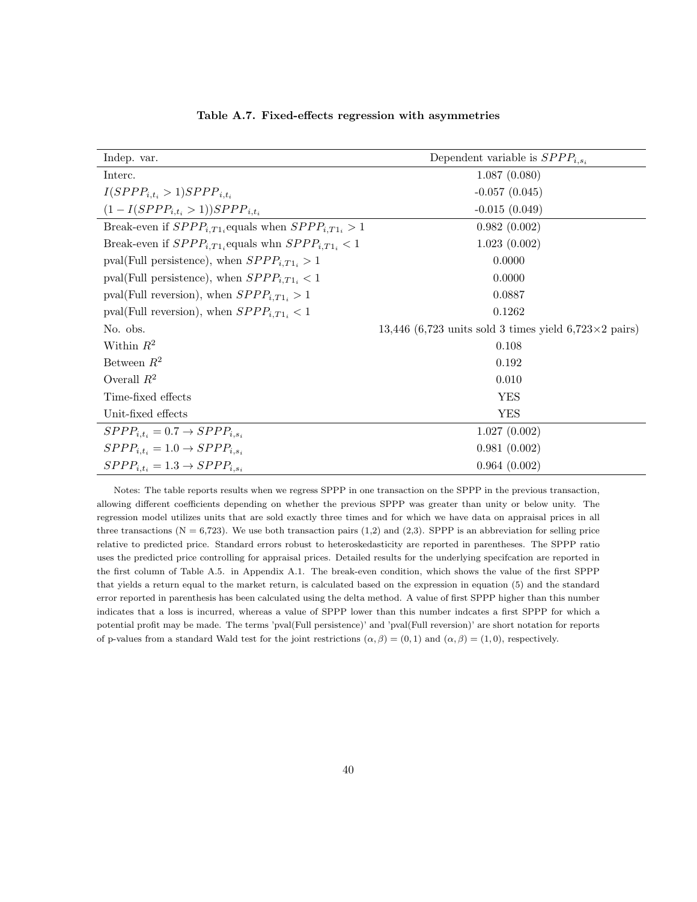**Table A.7. Fixed-effects regression with asymmetries**

| Indep. var. | Dependent variable is $SPPP_{i,s_i}$ |
|---|---|
| Interc. | 1.087 (0.080) |
| $I(SPPP_{i,t_i} > 1)SPPP_{i,t_i}$ | -0.057 (0.045) |
| $(1 - I(SPPP_{i,t_i} > 1))SPPP_{i,t_i}$ | -0.015 (0.049) |
| Break-even if $SPPP_{i,T1_i}$ equals when $SPPP_{i,T1_i} > 1$ | 0.982 (0.002) |
| Break-even if $SPPP_{i,T1_i}$ equals whn $SPPP_{i,T1_i} < 1$ | 1.023 (0.002) |
| pval(Full persistence), when $SPPP_{i,T1_i} > 1$ | 0.0000 |
| pval(Full persistence), when $SPPP_{i,T1_i} < 1$ | 0.0000 |
| pval(Full reversion), when $SPPP_{i,T1_i} > 1$ | 0.0887 |
| pval(Full reversion), when $SPPP_{i,T1_i} < 1$ | 0.1262 |
| No. obs. | 13,446 (6,723 units sold 3 times yield 6,723×2 pairs) |
| Within $R^2$ | 0.108 |
| Between $R^2$ | 0.192 |
| Overall $R^2$ | 0.010 |
| Time-fixed effects | YES |
| Unit-fixed effects | YES |
| $SPPP_{i,t_i} = 0.7 \rightarrow SPPP_{i,s_i}$ | 1.027 (0.002) |
| $SPPP_{i,t_i} = 1.0 \rightarrow SPPP_{i,s_i}$ | 0.981 (0.002) |
| $SPPP_{i,t_i} = 1.3 \rightarrow SPPP_{i,s_i}$ | 0.964 (0.002) |

Notes: The table reports results when we regress SPPP in one transaction on the SPPP in the previous transaction, allowing different coefficients depending on whether the previous SPPP was greater than unity or below unity. The regression model utilizes units that are sold exactly three times and for which we have data on appraisal prices in all three transactions (N = 6,723). We use both transaction pairs (1,2) and (2,3). SPPP is an abbreviation for selling price relative to predicted price. Standard errors robust to heteroskedasticity are reported in parentheses. The SPPP ratio uses the predicted price controlling for appraisal prices. Detailed results for the underlying specifcation are reported in the first column of Table A.5. in Appendix A.1. The break-even condition, which shows the value of the first SPPP that yields a return equal to the market return, is calculated based on the expression in equation (5) and the standard error reported in parenthesis has been calculated using the delta method. A value of first SPPP higher than this number indicates that a loss is incurred, whereas a value of SPPP lower than this number indcates a first SPPP for which a potential profit may be made. The terms 'pval(Full persistence)' and 'pval(Full reversion)' are short notation for reports of p-values from a standard Wald test for the joint restrictions $(\alpha, \beta) = (0, 1)$ and $(\alpha, \beta) = (1, 0)$, respectively.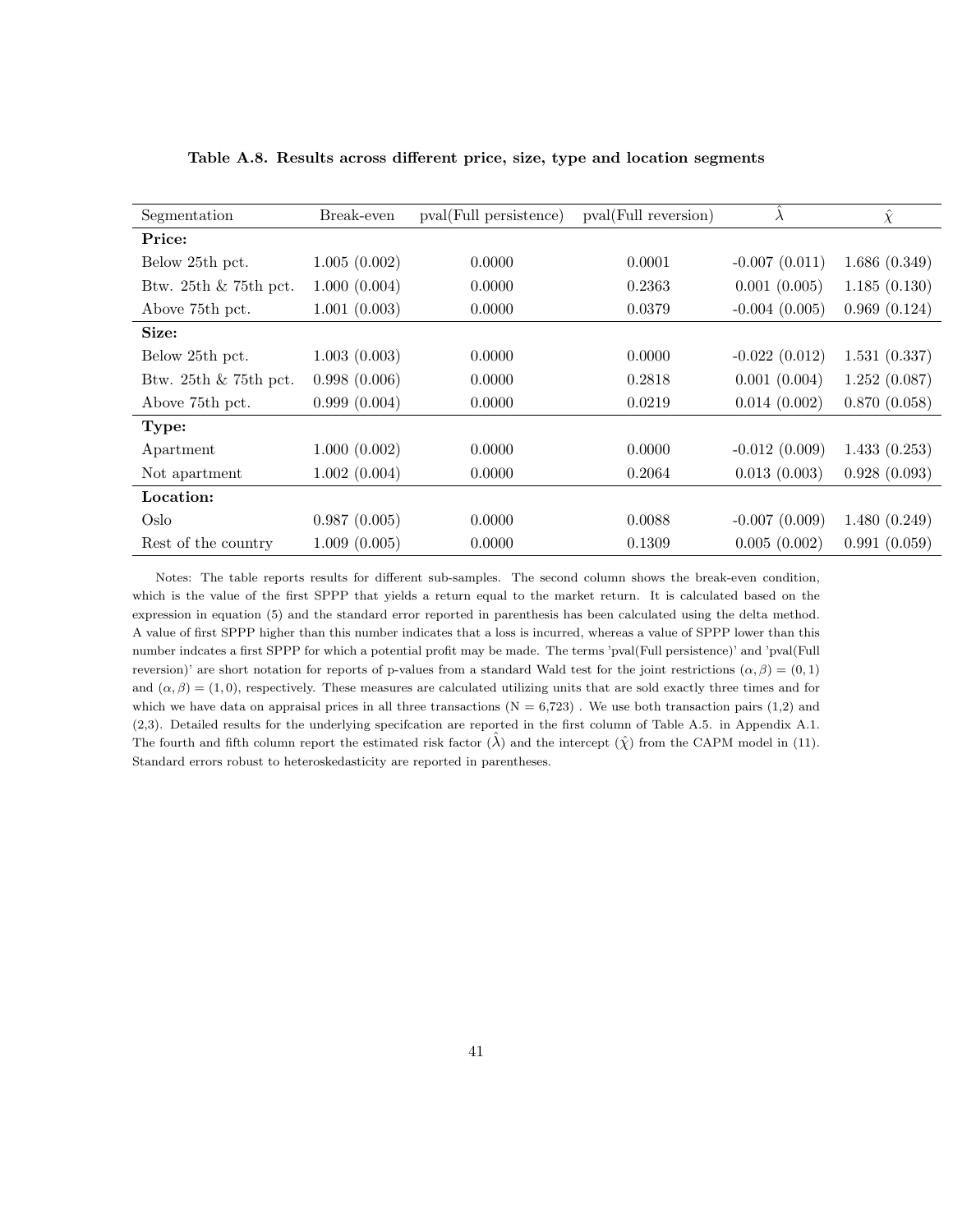**Table A.8. Results across different price, size, type and location segments**

| Segmentation | Break-even | pval(Full persistence) | pval(Full reversion) | $\hat{\lambda}$ | $\hat{\chi}$ |
|---|---|---|---|---|---|
| **Price:** | | | | | |
| Below 25th pct. | 1.005 (0.002) | 0.0000 | 0.0001 | -0.007 (0.011) | 1.686 (0.349) |
| Btw. 25th & 75th pct. | 1.000 (0.004) | 0.0000 | 0.2363 | 0.001 (0.005) | 1.185 (0.130) |
| Above 75th pct. | 1.001 (0.003) | 0.0000 | 0.0379 | -0.004 (0.005) | 0.969 (0.124) |
| **Size:** | | | | | |
| Below 25th pct. | 1.003 (0.003) | 0.0000 | 0.0000 | -0.022 (0.012) | 1.531 (0.337) |
| Btw. 25th & 75th pct. | 0.998 (0.006) | 0.0000 | 0.2818 | 0.001 (0.004) | 1.252 (0.087) |
| Above 75th pct. | 0.999 (0.004) | 0.0000 | 0.0219 | 0.014 (0.002) | 0.870 (0.058) |
| **Type:** | | | | | |
| Apartment | 1.000 (0.002) | 0.0000 | 0.0000 | -0.012 (0.009) | 1.433 (0.253) |
| Not apartment | 1.002 (0.004) | 0.0000 | 0.2064 | 0.013 (0.003) | 0.928 (0.093) |
| **Location:** | | | | | |
| Oslo | 0.987 (0.005) | 0.0000 | 0.0088 | -0.007 (0.009) | 1.480 (0.249) |
| Rest of the country | 1.009 (0.005) | 0.0000 | 0.1309 | 0.005 (0.002) | 0.991 (0.059) |

Notes: The table reports results for different sub-samples. The second column shows the break-even condition, which is the value of the first SPPP that yields a return equal to the market return. It is calculated based on the expression in equation (5) and the standard error reported in parenthesis has been calculated using the delta method. A value of first SPPP higher than this number indicates that a loss is incurred, whereas a value of SPPP lower than this number indcates a first SPPP for which a potential profit may be made. The terms 'pval(Full persistence)' and 'pval(Full reversion)' are short notation for reports of p-values from a standard Wald test for the joint restrictions $(\alpha, \beta) = (0, 1)$ and $(\alpha, \beta) = (1, 0)$, respectively. These measures are calculated utilizing units that are sold exactly three times and for which we have data on appraisal prices in all three transactions (N = 6,723) . We use both transaction pairs (1,2) and (2,3). Detailed results for the underlying specifcation are reported in the first column of Table A.5. in Appendix A.1. The fourth and fifth column report the estimated risk factor ($\hat{\lambda}$) and the intercept ($\hat{\chi}$) from the CAPM model in (11). Standard errors robust to heteroskedasticity are reported in parentheses.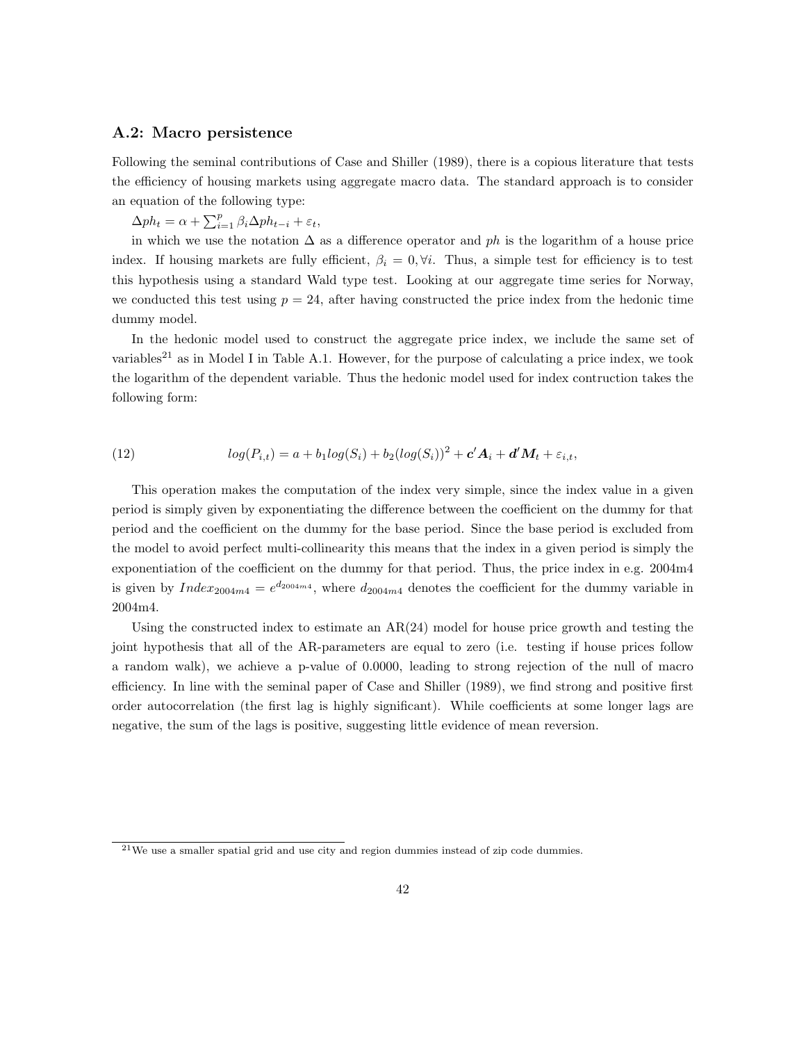### A.2: Macro persistence

Following the seminal contributions of Case and Shiller (1989), there is a copious literature that tests the efficiency of housing markets using aggregate macro data. The standard approach is to consider an equation of the following type:

$\Delta ph_t = \alpha + \sum_{i=1}^{p} \beta_i \Delta ph_{t-i} + \varepsilon_t,$

in which we use the notation $\Delta$ as a difference operator and $ph$ is the logarithm of a house price index. If housing markets are fully efficient, $\beta_i = 0, \forall i$. Thus, a simple test for efficiency is to test this hypothesis using a standard Wald type test. Looking at our aggregate time series for Norway, we conducted this test using $p = 24$, after having constructed the price index from the hedonic time dummy model.

In the hedonic model used to construct the aggregate price index, we include the same set of variables[21] as in Model I in Table A.1. However, for the purpose of calculating a price index, we took the logarithm of the dependent variable. Thus the hedonic model used for index contruction takes the following form:

$$log(P_{i,t}) = a + b_1 log(S_i) + b_2 (log(S_i))^2 + \boldsymbol{c}'\boldsymbol{A}_i + \boldsymbol{d}'\boldsymbol{M}_t + \varepsilon_{i,t}, \tag{12}$$

This operation makes the computation of the index very simple, since the index value in a given period is simply given by exponentiating the difference between the coefficient on the dummy for that period and the coefficient on the dummy for the base period. Since the base period is excluded from the model to avoid perfect multi-collinearity this means that the index in a given period is simply the exponentiation of the coefficient on the dummy for that period. Thus, the price index in e.g. 2004m4 is given by $Index_{2004m4} = e^{d_{2004m4}}$, where $d_{2004m4}$ denotes the coefficient for the dummy variable in 2004m4.

Using the constructed index to estimate an AR(24) model for house price growth and testing the joint hypothesis that all of the AR-parameters are equal to zero (i.e. testing if house prices follow a random walk), we achieve a p-value of 0.0000, leading to strong rejection of the null of macro efficiency. In line with the seminal paper of Case and Shiller (1989), we find strong and positive first order autocorrelation (the first lag is highly significant). While coefficients at some longer lags are negative, the sum of the lags is positive, suggesting little evidence of mean reversion.

[21] We use a smaller spatial grid and use city and region dummies instead of zip code dummies.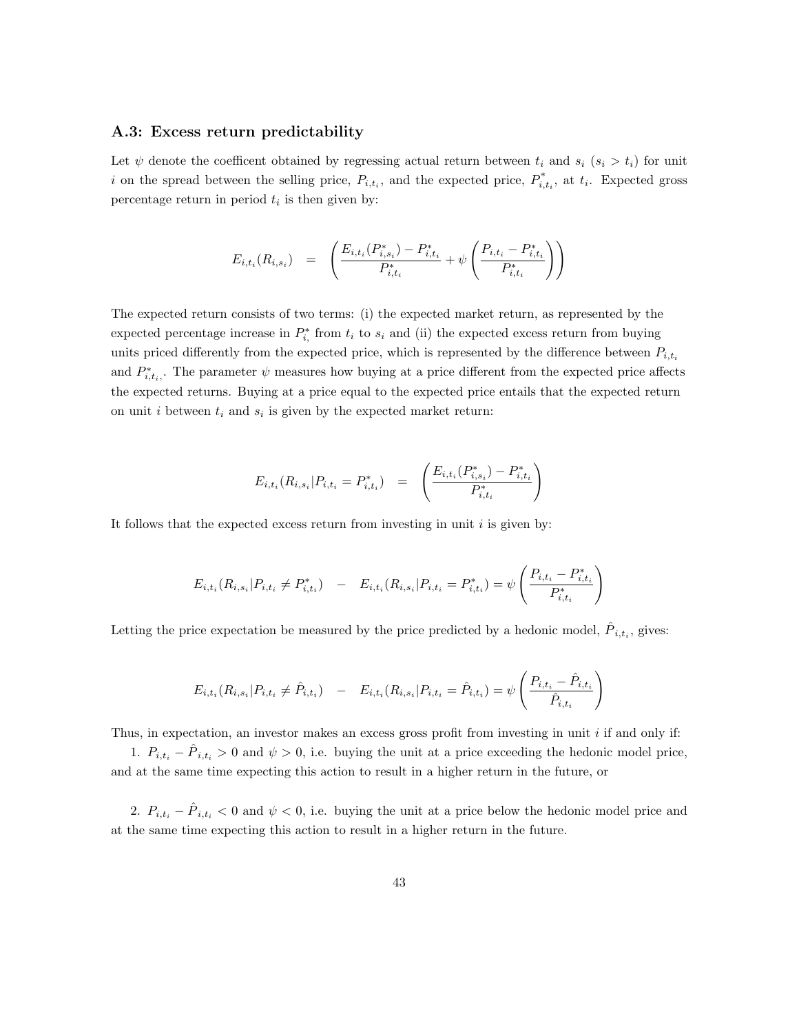### A.3: Excess return predictability

Let $\psi$ denote the coefficent obtained by regressing actual return between $t_i$ and $s_i$ ($s_i > t_i$) for unit $i$ on the spread between the selling price, $P_{i,t_i}$, and the expected price, $P^*_{i,t_i}$, at $t_i$. Expected gross percentage return in period $t_i$ is then given by:

$$E_{i,t_i}(R_{i,s_i}) \quad = \quad \left( \frac{E_{i,t_i}(P^*_{i,s_i}) - P^*_{i,t_i}}{P^*_{i,t_i}} + \psi \left( \frac{P_{i,t_i} - P^*_{i,t_i}}{P^*_{i,t_i}} \right) \right)$$

The expected return consists of two terms: (i) the expected market return, as represented by the expected percentage increase in $P^*_{i,}$ from $t_i$ to $s_i$ and (ii) the expected excess return from buying units priced differently from the expected price, which is represented by the difference between $P_{i,t_i}$ and $P^*_{i,t_i}$. The parameter $\psi$ measures how buying at a price different from the expected price affects the expected returns. Buying at a price equal to the expected price entails that the expected return on unit $i$ between $t_i$ and $s_i$ is given by the expected market return:

$$E_{i,t_i}(R_{i,s_i} | P_{i,t_i} = P^*_{i,t_i}) \quad = \quad \left( \frac{E_{i,t_i}(P^*_{i,s_i}) - P^*_{i,t_i}}{P^*_{i,t_i}} \right)$$

It follows that the expected excess return from investing in unit $i$ is given by:

$$E_{i,t_i}(R_{i,s_i} | P_{i,t_i} \neq P^*_{i,t_i}) \quad - \quad E_{i,t_i}(R_{i,s_i} | P_{i,t_i} = P^*_{i,t_i}) = \psi \left( \frac{P_{i,t_i} - P^*_{i,t_i}}{P^*_{i,t_i}} \right)$$

Letting the price expectation be measured by the price predicted by a hedonic model, $\hat{P}_{i,t_i}$, gives:

$$E_{i,t_i}(R_{i,s_i} | P_{i,t_i} \neq \hat{P}_{i,t_i}) \quad - \quad E_{i,t_i}(R_{i,s_i} | P_{i,t_i} = \hat{P}_{i,t_i}) = \psi \left( \frac{P_{i,t_i} - \hat{P}_{i,t_i}}{\hat{P}_{i,t_i}} \right)$$

Thus, in expectation, an investor makes an excess gross profit from investing in unit $i$ if and only if:

1. $P_{i,t_i} - \hat{P}_{i,t_i} > 0$ and $\psi > 0$, i.e. buying the unit at a price exceeding the hedonic model price, and at the same time expecting this action to result in a higher return in the future, or

2. $P_{i,t_i} - \hat{P}_{i,t_i} < 0$ and $\psi < 0$, i.e. buying the unit at a price below the hedonic model price and at the same time expecting this action to result in a higher return in the future.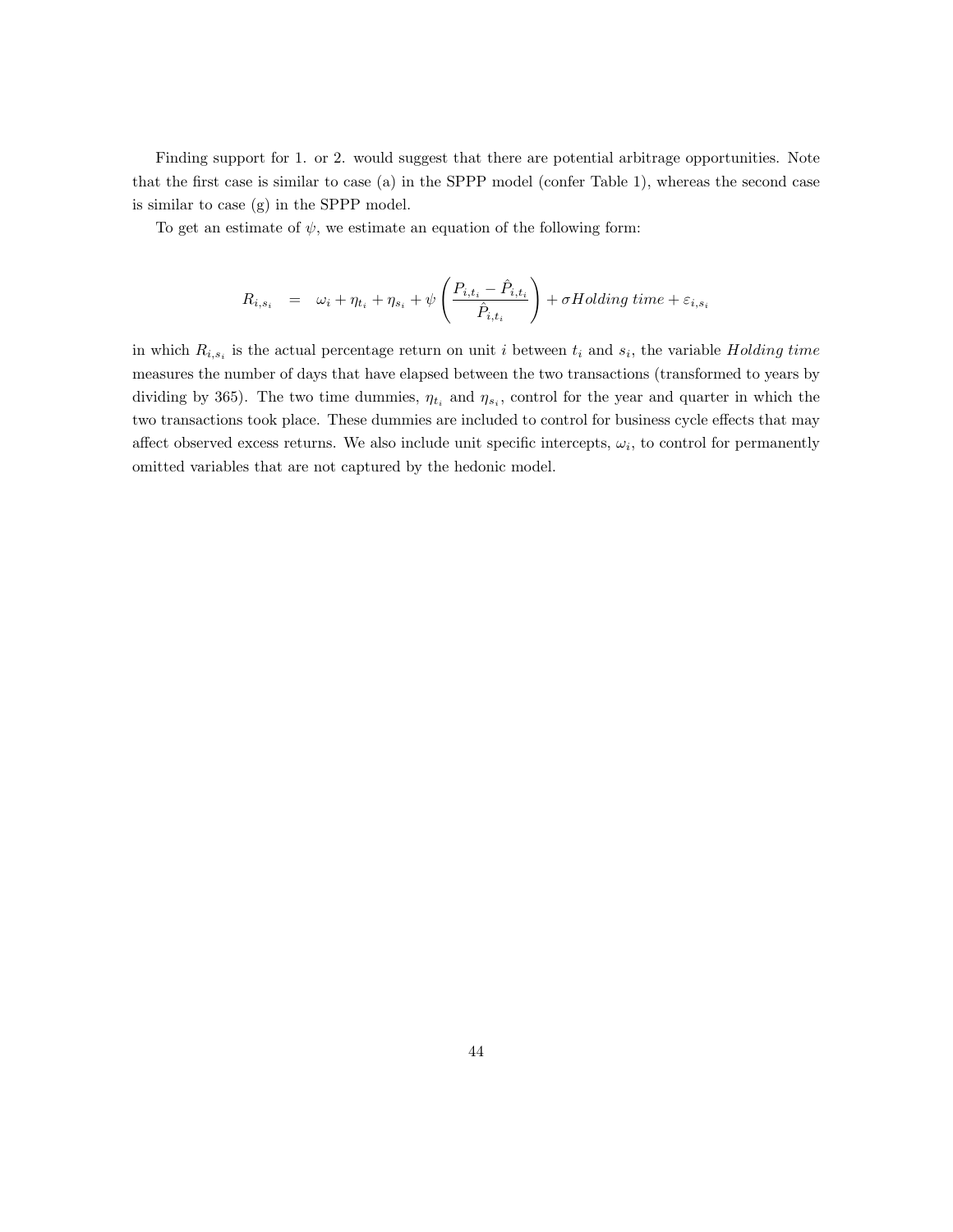Finding support for 1. or 2. would suggest that there are potential arbitrage opportunities. Note that the first case is similar to case (a) in the SPPP model (confer Table 1), whereas the second case is similar to case (g) in the SPPP model.

To get an estimate of $\psi$, we estimate an equation of the following form:

$$R_{i,s_i} = \omega_i + \eta_{t_i} + \eta_{s_i} + \psi \left( \frac{P_{i,t_i} - \hat{P}_{i,t_i}}{\hat{P}_{i,t_i}} \right) + \sigma Holding\ time + \varepsilon_{i,s_i}$$

in which $R_{i,s_i}$ is the actual percentage return on unit $i$ between $t_i$ and $s_i$, the variable *Holding time* measures the number of days that have elapsed between the two transactions (transformed to years by dividing by 365). The two time dummies, $\eta_{t_i}$ and $\eta_{s_i}$, control for the year and quarter in which the two transactions took place. These dummies are included to control for business cycle effects that may affect observed excess returns. We also include unit specific intercepts, $\omega_i$, to control for permanently omitted variables that are not captured by the hedonic model.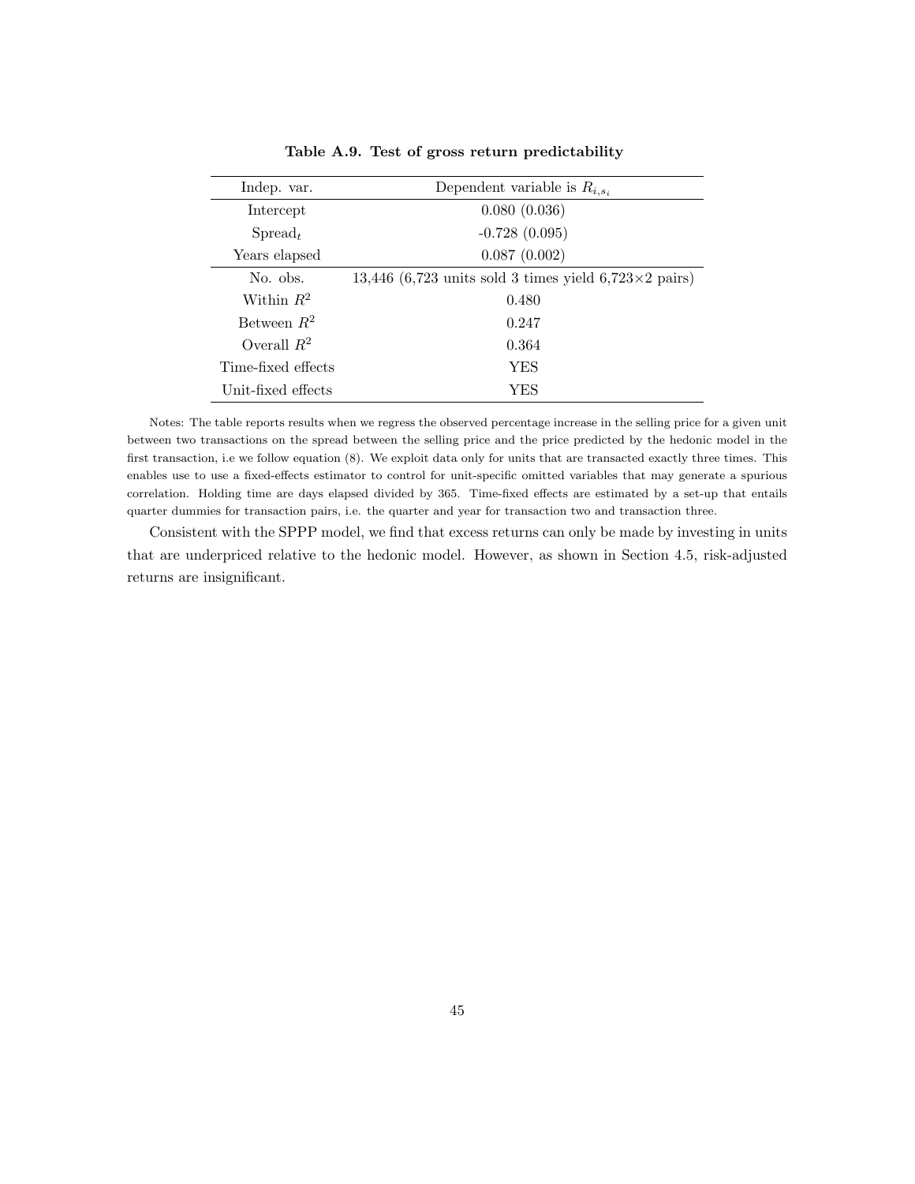**Table A.9. Test of gross return predictability**

| Indep. var. | Dependent variable is $R_{i,s_i}$ |
|---|---|
| Intercept | 0.080 (0.036) |
| $\text{Spread}_t$ | -0.728 (0.095) |
| Years elapsed | 0.087 (0.002) |
| No. obs. | 13,446 (6,723 units sold 3 times yield 6,723×2 pairs) |
| Within $R^2$ | 0.480 |
| Between $R^2$ | 0.247 |
| Overall $R^2$ | 0.364 |
| Time-fixed effects | YES |
| Unit-fixed effects | YES |

Notes: The table reports results when we regress the observed percentage increase in the selling price for a given unit between two transactions on the spread between the selling price and the price predicted by the hedonic model in the first transaction, i.e we follow equation (8). We exploit data only for units that are transacted exactly three times. This enables use to use a fixed-effects estimator to control for unit-specific omitted variables that may generate a spurious correlation. Holding time are days elapsed divided by 365. Time-fixed effects are estimated by a set-up that entails quarter dummies for transaction pairs, i.e. the quarter and year for transaction two and transaction three.

Consistent with the SPPP model, we find that excess returns can only be made by investing in units that are underpriced relative to the hedonic model. However, as shown in Section 4.5, risk-adjusted returns are insignificant.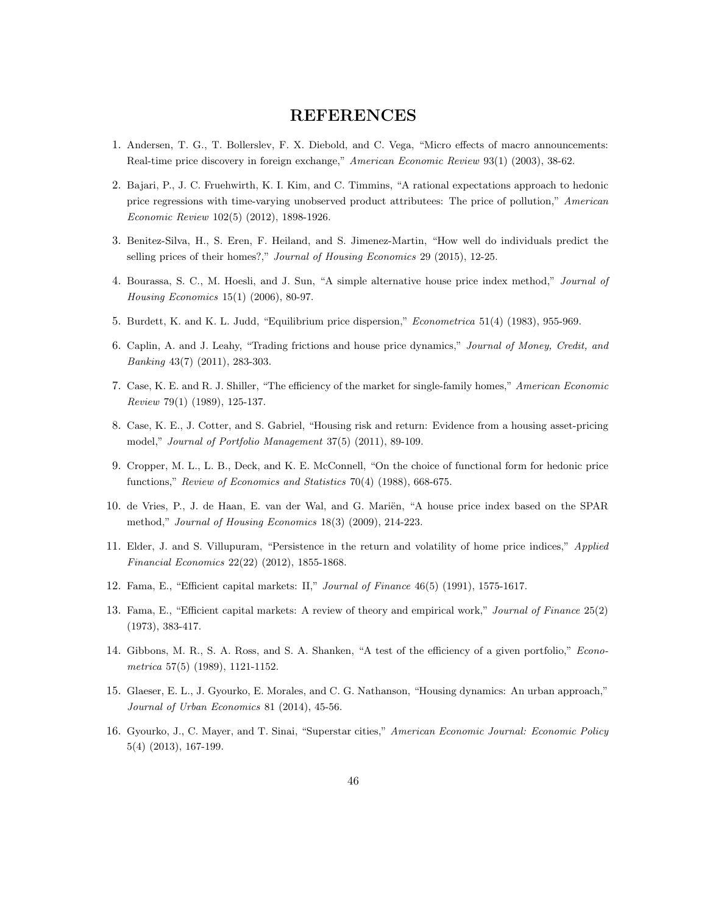# REFERENCES

1. Andersen, T. G., T. Bollerslev, F. X. Diebold, and C. Vega, "Micro effects of macro announcements: Real-time price discovery in foreign exchange," *American Economic Review* 93(1) (2003), 38-62.

2. Bajari, P., J. C. Fruehwirth, K. I. Kim, and C. Timmins, "A rational expectations approach to hedonic price regressions with time-varying unobserved product attributees: The price of pollution," *American Economic Review* 102(5) (2012), 1898-1926.

3. Benitez-Silva, H., S. Eren, F. Heiland, and S. Jimenez-Martin, "How well do individuals predict the selling prices of their homes?," *Journal of Housing Economics* 29 (2015), 12-25.

4. Bourassa, S. C., M. Hoesli, and J. Sun, "A simple alternative house price index method," *Journal of Housing Economics* 15(1) (2006), 80-97.

5. Burdett, K. and K. L. Judd, "Equilibrium price dispersion," *Econometrica* 51(4) (1983), 955-969.

6. Caplin, A. and J. Leahy, "Trading frictions and house price dynamics," *Journal of Money, Credit, and Banking* 43(7) (2011), 283-303.

7. Case, K. E. and R. J. Shiller, "The efficiency of the market for single-family homes," *American Economic Review* 79(1) (1989), 125-137.

8. Case, K. E., J. Cotter, and S. Gabriel, "Housing risk and return: Evidence from a housing asset-pricing model," *Journal of Portfolio Management* 37(5) (2011), 89-109.

9. Cropper, M. L., L. B., Deck, and K. E. McConnell, "On the choice of functional form for hedonic price functions," *Review of Economics and Statistics* 70(4) (1988), 668-675.

10. de Vries, P., J. de Haan, E. van der Wal, and G. Mariën, "A house price index based on the SPAR method," *Journal of Housing Economics* 18(3) (2009), 214-223.

11. Elder, J. and S. Villupuram, "Persistence in the return and volatility of home price indices," *Applied Financial Economics* 22(22) (2012), 1855-1868.

12. Fama, E., "Efficient capital markets: II," *Journal of Finance* 46(5) (1991), 1575-1617.

13. Fama, E., "Efficient capital markets: A review of theory and empirical work," *Journal of Finance* 25(2) (1973), 383-417.

14. Gibbons, M. R., S. A. Ross, and S. A. Shanken, "A test of the efficiency of a given portfolio," *Econometrica* 57(5) (1989), 1121-1152.

15. Glaeser, E. L., J. Gyourko, E. Morales, and C. G. Nathanson, "Housing dynamics: An urban approach," *Journal of Urban Economics* 81 (2014), 45-56.

16. Gyourko, J., C. Mayer, and T. Sinai, "Superstar cities," *American Economic Journal: Economic Policy* 5(4) (2013), 167-199.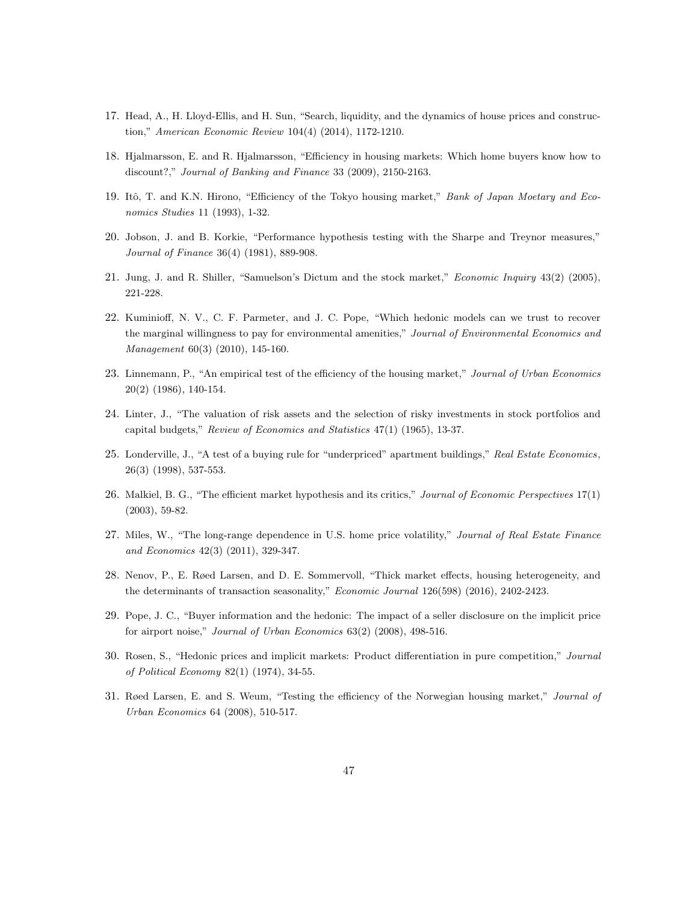17. Head, A., H. Lloyd-Ellis, and H. Sun, "Search, liquidity, and the dynamics of house prices and construction," *American Economic Review* 104(4) (2014), 1172-1210.

18. Hjalmarsson, E. and R. Hjalmarsson, "Efficiency in housing markets: Which home buyers know how to discount?," *Journal of Banking and Finance* 33 (2009), 2150-2163.

19. Itô, T. and K.N. Hirono, "Efficiency of the Tokyo housing market," *Bank of Japan Moetary and Economics Studies* 11 (1993), 1-32.

20. Jobson, J. and B. Korkie, "Performance hypothesis testing with the Sharpe and Treynor measures," *Journal of Finance* 36(4) (1981), 889-908.

21. Jung, J. and R. Shiller, "Samuelson's Dictum and the stock market," *Economic Inquiry* 43(2) (2005), 221-228.

22. Kuminioff, N. V., C. F. Parmeter, and J. C. Pope, "Which hedonic models can we trust to recover the marginal willingness to pay for environmental amenities," *Journal of Environmental Economics and Management* 60(3) (2010), 145-160.

23. Linnemann, P., "An empirical test of the efficiency of the housing market," *Journal of Urban Economics* 20(2) (1986), 140-154.

24. Linter, J., "The valuation of risk assets and the selection of risky investments in stock portfolios and capital budgets," *Review of Economics and Statistics* 47(1) (1965), 13-37.

25. Londerville, J., "A test of a buying rule for "underpriced" apartment buildings," *Real Estate Economics*, 26(3) (1998), 537-553.

26. Malkiel, B. G., "The efficient market hypothesis and its critics," *Journal of Economic Perspectives* 17(1) (2003), 59-82.

27. Miles, W., "The long-range dependence in U.S. home price volatility," *Journal of Real Estate Finance and Economics* 42(3) (2011), 329-347.

28. Nenov, P., E. Røed Larsen, and D. E. Sommervoll, "Thick market effects, housing heterogeneity, and the determinants of transaction seasonality," *Economic Journal* 126(598) (2016), 2402-2423.

29. Pope, J. C., "Buyer information and the hedonic: The impact of a seller disclosure on the implicit price for airport noise," *Journal of Urban Economics* 63(2) (2008), 498-516.

30. Rosen, S., "Hedonic prices and implicit markets: Product differentiation in pure competition," *Journal of Political Economy* 82(1) (1974), 34-55.

31. Røed Larsen, E. and S. Weum, "Testing the efficiency of the Norwegian housing market," *Journal of Urban Economics* 64 (2008), 510-517.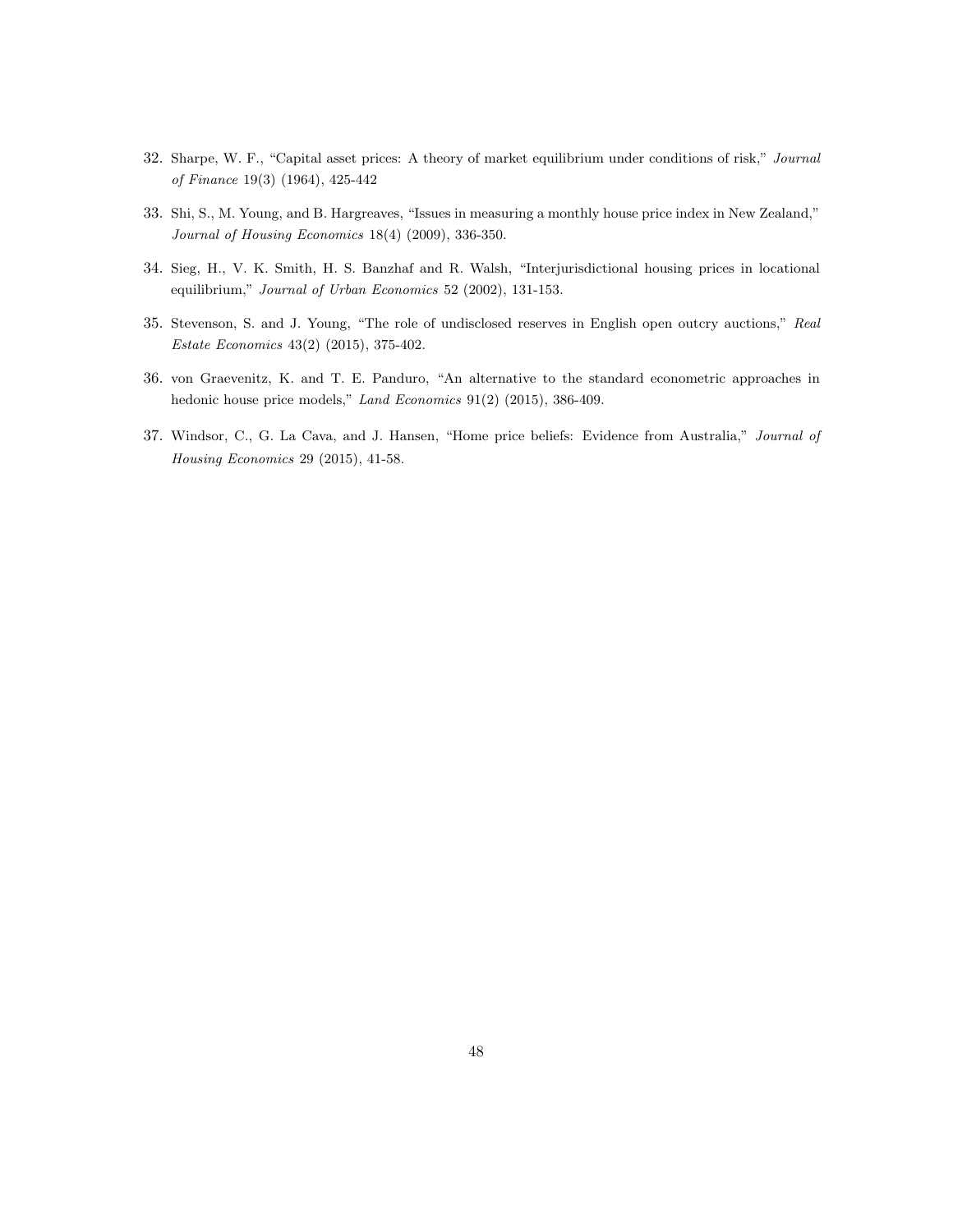32. Sharpe, W. F., "Capital asset prices: A theory of market equilibrium under conditions of risk," *Journal of Finance* 19(3) (1964), 425-442

33. Shi, S., M. Young, and B. Hargreaves, "Issues in measuring a monthly house price index in New Zealand," *Journal of Housing Economics* 18(4) (2009), 336-350.

34. Sieg, H., V. K. Smith, H. S. Banzhaf and R. Walsh, "Interjurisdictional housing prices in locational equilibrium," *Journal of Urban Economics* 52 (2002), 131-153.

35. Stevenson, S. and J. Young, "The role of undisclosed reserves in English open outcry auctions," *Real Estate Economics* 43(2) (2015), 375-402.

36. von Graevenitz, K. and T. E. Panduro, "An alternative to the standard econometric approaches in hedonic house price models," *Land Economics* 91(2) (2015), 386-409.

37. Windsor, C., G. La Cava, and J. Hansen, "Home price beliefs: Evidence from Australia," *Journal of Housing Economics* 29 (2015), 41-58.